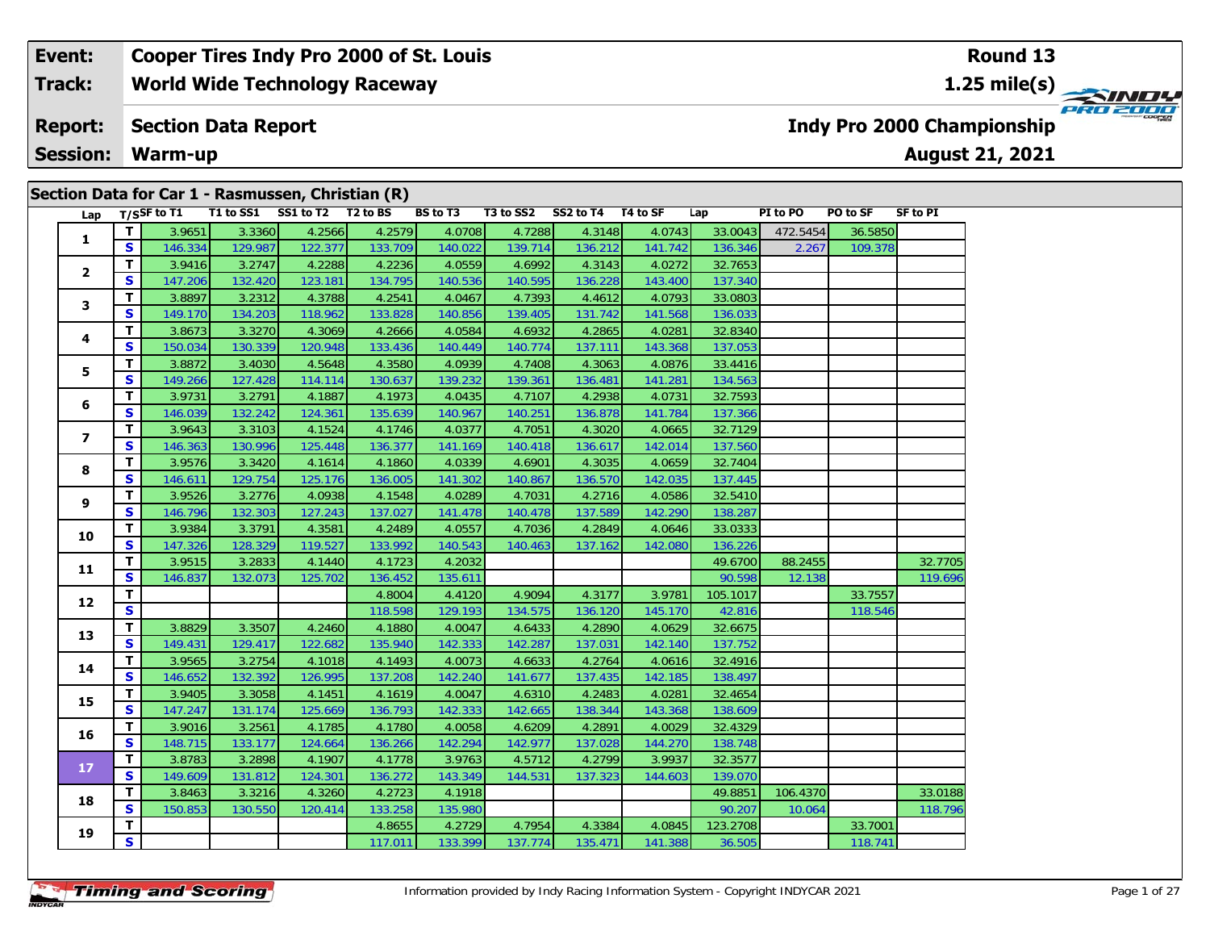| Event: | Cooper Tires Indy Pro 2000 of St. Louis | Round 13 |
|---|---|---|
| Track: | World Wide Technology Raceway | 1.25 mile(s) |
| Report: | Section Data Report | Indy Pro 2000 Championship |
| Session: | Warm-up | August 21, 2021 |

## Section Data for Car 1 - Rasmussen, Christian (R)

| Lap | T/S | SF to T1 | T1 to SS1 | SS1 to T2 | T2 to BS | BS to T3 | T3 to SS2 | SS2 to T4 | T4 to SF | Lap | PI to PO | PO to SF | SF to PI |
|---|---|---|---|---|---|---|---|---|---|---|---|---|---|
| 1 | T | 3.9651 | 3.3360 | 4.2566 | 4.2579 | 4.0708 | 4.7288 | 4.3148 | 4.0743 | 33.0043 | 472.5454 | 36.5850 | |
| | S | 146.334 | 129.987 | 122.377 | 133.709 | 140.022 | 139.714 | 136.212 | 141.742 | 136.346 | 2.267 | 109.378 | |
| 2 | T | 3.9416 | 3.2747 | 4.2288 | 4.2236 | 4.0559 | 4.6992 | 4.3143 | 4.0272 | 32.7653 | | | |
| | S | 147.206 | 132.420 | 123.181 | 134.795 | 140.536 | 140.595 | 136.228 | 143.400 | 137.340 | | | |
| 3 | T | 3.8897 | 3.2312 | 4.3788 | 4.2541 | 4.0467 | 4.7393 | 4.4612 | 4.0793 | 33.0803 | | | |
| | S | 149.170 | 134.203 | 118.962 | 133.828 | 140.856 | 139.405 | 131.742 | 141.568 | 136.033 | | | |
| 4 | T | 3.8673 | 3.3270 | 4.3069 | 4.2666 | 4.0584 | 4.6932 | 4.2865 | 4.0281 | 32.8340 | | | |
| | S | 150.034 | 130.339 | 120.948 | 133.436 | 140.449 | 140.774 | 137.111 | 143.368 | 137.053 | | | |
| 5 | T | 3.8872 | 3.4030 | 4.5648 | 4.3580 | 4.0939 | 4.7408 | 4.3063 | 4.0876 | 33.4416 | | | |
| | S | 149.266 | 127.428 | 114.114 | 130.637 | 139.232 | 139.361 | 136.481 | 141.281 | 134.563 | | | |
| 6 | T | 3.9731 | 3.2791 | 4.1887 | 4.1973 | 4.0435 | 4.7107 | 4.2938 | 4.0731 | 32.7593 | | | |
| | S | 146.039 | 132.242 | 124.361 | 135.639 | 140.967 | 140.251 | 136.878 | 141.784 | 137.366 | | | |
| 7 | T | 3.9643 | 3.3103 | 4.1524 | 4.1746 | 4.0377 | 4.7051 | 4.3020 | 4.0665 | 32.7129 | | | |
| | S | 146.363 | 130.996 | 125.448 | 136.377 | 141.169 | 140.418 | 136.617 | 142.014 | 137.560 | | | |
| 8 | T | 3.9576 | 3.3420 | 4.1614 | 4.1860 | 4.0339 | 4.6901 | 4.3035 | 4.0659 | 32.7404 | | | |
| | S | 146.611 | 129.754 | 125.176 | 136.005 | 141.302 | 140.867 | 136.570 | 142.035 | 137.445 | | | |
| 9 | T | 3.9526 | 3.2776 | 4.0938 | 4.1548 | 4.0289 | 4.7031 | 4.2716 | 4.0586 | 32.5410 | | | |
| | S | 146.796 | 132.303 | 127.243 | 137.027 | 141.478 | 140.478 | 137.589 | 142.290 | 138.287 | | | |
| 10 | T | 3.9384 | 3.3791 | 4.3581 | 4.2489 | 4.0557 | 4.7036 | 4.2849 | 4.0646 | 33.0333 | | | |
| | S | 147.326 | 128.329 | 119.527 | 133.992 | 140.543 | 140.463 | 137.162 | 142.080 | 136.226 | | | |
| 11 | T | 3.9515 | 3.2833 | 4.1440 | 4.1723 | 4.2032 | | | | 49.6700 | 88.2455 | | 32.7705 |
| | S | 146.837 | 132.073 | 125.702 | 136.452 | 135.611 | | | | 90.598 | 12.138 | | 119.696 |
| 12 | T | | | | 4.8004 | 4.4120 | 4.9094 | 4.3177 | 3.9781 | 105.1017 | | 33.7557 | |
| | S | | | | 118.598 | 129.193 | 134.575 | 136.120 | 145.170 | 42.816 | | 118.546 | |
| 13 | T | 3.8829 | 3.3507 | 4.2460 | 4.1880 | 4.0047 | 4.6433 | 4.2890 | 4.0629 | 32.6675 | | | |
| | S | 149.431 | 129.417 | 122.682 | 135.940 | 142.333 | 142.287 | 137.031 | 142.140 | 137.752 | | | |
| 14 | T | 3.9565 | 3.2754 | 4.1018 | 4.1493 | 4.0073 | 4.6633 | 4.2764 | 4.0616 | 32.4916 | | | |
| | S | 146.652 | 132.392 | 126.995 | 137.208 | 142.240 | 141.677 | 137.435 | 142.185 | 138.497 | | | |
| 15 | T | 3.9405 | 3.3058 | 4.1451 | 4.1619 | 4.0047 | 4.6310 | 4.2483 | 4.0281 | 32.4654 | | | |
| | S | 147.247 | 131.174 | 125.669 | 136.793 | 142.333 | 142.665 | 138.344 | 143.368 | 138.609 | | | |
| 16 | T | 3.9016 | 3.2561 | 4.1785 | 4.1780 | 4.0058 | 4.6209 | 4.2891 | 4.0029 | 32.4329 | | | |
| | S | 148.715 | 133.177 | 124.664 | 136.266 | 142.294 | 142.977 | 137.028 | 144.270 | 138.748 | | | |
| 17 | T | 3.8783 | 3.2898 | 4.1907 | 4.1778 | 3.9763 | 4.5712 | 4.2799 | 3.9937 | 32.3577 | | | |
| | S | 149.609 | 131.812 | 124.301 | 136.272 | 143.349 | 144.531 | 137.323 | 144.603 | 139.070 | | | |
| 18 | T | 3.8463 | 3.3216 | 4.3260 | 4.2723 | 4.1918 | | | | 49.8851 | 106.4370 | | 33.0188 |
| | S | 150.853 | 130.550 | 120.414 | 133.258 | 135.980 | | | | 90.207 | 10.064 | | 118.796 |
| 19 | T | | | | 4.8655 | 4.2729 | 4.7954 | 4.3384 | 4.0845 | 123.2708 | | 33.7001 | |
| | S | | | | 117.011 | 133.399 | 137.774 | 135.471 | 141.388 | 36.505 | | 118.741 | |

Information provided by Indy Racing Information System - Copyright INDYCAR 2021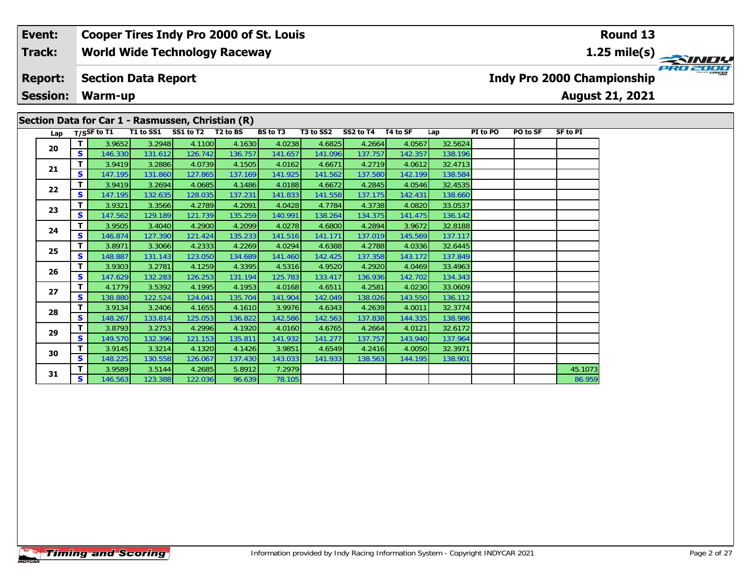| Event: | Cooper Tires Indy Pro 2000 of St. Louis | Round 13 |
|---|---|---|
| Track: | World Wide Technology Raceway | 1.25 mile(s) |
| Report: | Section Data Report | Indy Pro 2000 Championship |
| Session: | Warm-up | August 21, 2021 |

## Section Data for Car 1 - Rasmussen, Christian (R)

| Lap | T/S | SF to T1 | T1 to SS1 | SS1 to T2 | T2 to BS | BS to T3 | T3 to SS2 | SS2 to T4 | T4 to SF | Lap | PI to PO | PO to SF | SF to PI |
|---|---|---|---|---|---|---|---|---|---|---|---|---|---|
| 20 | T | 3.9652 | 3.2948 | 4.1100 | 4.1630 | 4.0238 | 4.6825 | 4.2664 | 4.0567 | 32.5624 | | | |
| | S | 146.330 | 131.612 | 126.742 | 136.757 | 141.657 | 141.096 | 137.757 | 142.357 | 138.196 | | | |
| 21 | T | 3.9419 | 3.2886 | 4.0739 | 4.1505 | 4.0162 | 4.6671 | 4.2719 | 4.0612 | 32.4713 | | | |
| | S | 147.195 | 131.860 | 127.865 | 137.169 | 141.925 | 141.562 | 137.580 | 142.199 | 138.584 | | | |
| 22 | T | 3.9419 | 3.2694 | 4.0685 | 4.1486 | 4.0188 | 4.6672 | 4.2845 | 4.0546 | 32.4535 | | | |
| | S | 147.195 | 132.635 | 128.035 | 137.231 | 141.833 | 141.558 | 137.175 | 142.431 | 138.660 | | | |
| 23 | T | 3.9321 | 3.3566 | 4.2789 | 4.2091 | 4.0428 | 4.7784 | 4.3738 | 4.0820 | 33.0537 | | | |
| | S | 147.562 | 129.189 | 121.739 | 135.259 | 140.991 | 138.264 | 134.375 | 141.475 | 136.142 | | | |
| 24 | T | 3.9505 | 3.4040 | 4.2900 | 4.2099 | 4.0278 | 4.6800 | 4.2894 | 3.9672 | 32.8188 | | | |
| | S | 146.874 | 127.390 | 121.424 | 135.233 | 141.516 | 141.171 | 137.019 | 145.569 | 137.117 | | | |
| 25 | T | 3.8971 | 3.3066 | 4.2333 | 4.2269 | 4.0294 | 4.6388 | 4.2788 | 4.0336 | 32.6445 | | | |
| | S | 148.887 | 131.143 | 123.050 | 134.689 | 141.460 | 142.425 | 137.358 | 143.172 | 137.849 | | | |
| 26 | T | 3.9303 | 3.2781 | 4.1259 | 4.3395 | 4.5316 | 4.9520 | 4.2920 | 4.0469 | 33.4963 | | | |
| | S | 147.629 | 132.283 | 126.253 | 131.194 | 125.783 | 133.417 | 136.936 | 142.702 | 134.343 | | | |
| 27 | T | 4.1779 | 3.5392 | 4.1995 | 4.1953 | 4.0168 | 4.6511 | 4.2581 | 4.0230 | 33.0609 | | | |
| | S | 138.880 | 122.524 | 124.041 | 135.704 | 141.904 | 142.049 | 138.026 | 143.550 | 136.112 | | | |
| 28 | T | 3.9134 | 3.2406 | 4.1655 | 4.1610 | 3.9976 | 4.6343 | 4.2639 | 4.0011 | 32.3774 | | | |
| | S | 148.267 | 133.814 | 125.053 | 136.822 | 142.586 | 142.563 | 137.838 | 144.335 | 138.986 | | | |
| 29 | T | 3.8793 | 3.2753 | 4.2996 | 4.1920 | 4.0160 | 4.6765 | 4.2664 | 4.0121 | 32.6172 | | | |
| | S | 149.570 | 132.396 | 121.153 | 135.811 | 141.932 | 141.277 | 137.757 | 143.940 | 137.964 | | | |
| 30 | T | 3.9145 | 3.3214 | 4.1320 | 4.1426 | 3.9851 | 4.6549 | 4.2416 | 4.0050 | 32.3971 | | | |
| | S | 148.225 | 130.558 | 126.067 | 137.430 | 143.033 | 141.933 | 138.563 | 144.195 | 138.901 | | | |
| 31 | T | 3.9589 | 3.5144 | 4.2685 | 5.8912 | 7.2979 | | | | | | | 45.1073 |
| | S | 146.563 | 123.388 | 122.036 | 96.639 | 78.105 | | | | | | | 86.959 |

Information provided by Indy Racing Information System - Copyright INDYCAR 2021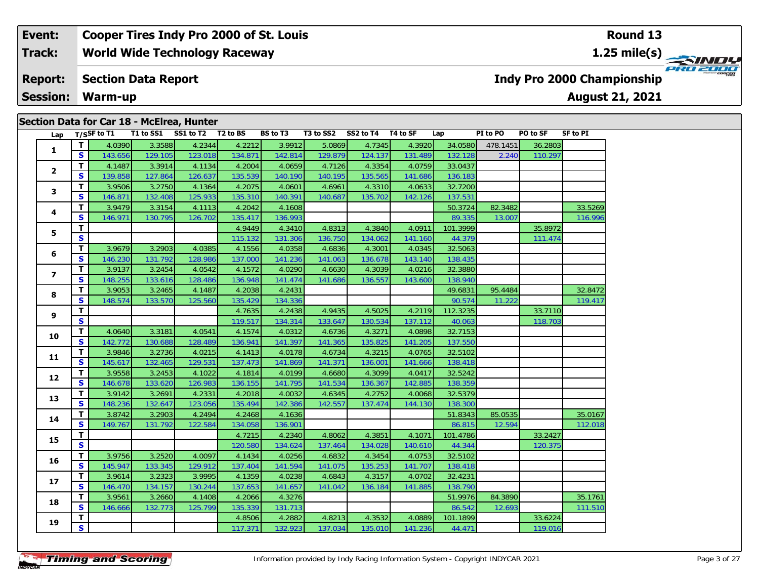| Event: | Cooper Tires Indy Pro 2000 of St. Louis | Round 13 |
|---|---|---|
| Track: | World Wide Technology Raceway | 1.25 mile(s) |
| Report: | Section Data Report | Indy Pro 2000 Championship |
| Session: | Warm-up | August 21, 2021 |

## Section Data for Car 18 - McElrea, Hunter

| Lap | T/S | SF to T1 | T1 to SS1 | SS1 to T2 | T2 to BS | BS to T3 | T3 to SS2 | SS2 to T4 | T4 to SF | Lap | PI to PO | PO to SF | SF to PI |
|---|---|---|---|---|---|---|---|---|---|---|---|---|---|
| 1 | T | 4.0390 | 3.3588 | 4.2344 | 4.2212 | 3.9912 | 5.0869 | 4.7345 | 4.3920 | 34.0580 | 478.1451 | 36.2803 | |
| | S | 143.656 | 129.105 | 123.018 | 134.871 | 142.814 | 129.879 | 124.137 | 131.489 | 132.128 | 2.240 | 110.297 | |
| 2 | T | 4.1487 | 3.3914 | 4.1134 | 4.2004 | 4.0659 | 4.7126 | 4.3354 | 4.0759 | 33.0437 | | | |
| | S | 139.858 | 127.864 | 126.637 | 135.539 | 140.190 | 140.195 | 135.565 | 141.686 | 136.183 | | | |
| 3 | T | 3.9506 | 3.2750 | 4.1364 | 4.2075 | 4.0601 | 4.6961 | 4.3310 | 4.0633 | 32.7200 | | | |
| | S | 146.871 | 132.408 | 125.933 | 135.310 | 140.391 | 140.687 | 135.702 | 142.126 | 137.531 | | | |
| 4 | T | 3.9479 | 3.3154 | 4.1113 | 4.2042 | 4.1608 | | | | 50.3724 | 82.3482 | | 33.5269 |
| | S | 146.971 | 130.795 | 126.702 | 135.417 | 136.993 | | | | 89.335 | 13.007 | | 116.996 |
| 5 | T | | | | 4.9449 | 4.3410 | 4.8313 | 4.3840 | 4.0911 | 101.3999 | | 35.8972 | |
| | S | | | | 115.132 | 131.306 | 136.750 | 134.062 | 141.160 | 44.379 | | 111.474 | |
| 6 | T | 3.9679 | 3.2903 | 4.0385 | 4.1556 | 4.0358 | 4.6836 | 4.3001 | 4.0345 | 32.5063 | | | |
| | S | 146.230 | 131.792 | 128.986 | 137.000 | 141.236 | 141.063 | 136.678 | 143.140 | 138.435 | | | |
| 7 | T | 3.9137 | 3.2454 | 4.0542 | 4.1572 | 4.0290 | 4.6630 | 4.3039 | 4.0216 | 32.3880 | | | |
| | S | 148.255 | 133.616 | 128.486 | 136.948 | 141.474 | 141.686 | 136.557 | 143.600 | 138.940 | | | |
| 8 | T | 3.9053 | 3.2465 | 4.1487 | 4.2038 | 4.2431 | | | | 49.6831 | 95.4484 | | 32.8472 |
| | S | 148.574 | 133.570 | 125.560 | 135.429 | 134.336 | | | | 90.574 | 11.222 | | 119.417 |
| 9 | T | | | | 4.7635 | 4.2438 | 4.9435 | 4.5025 | 4.2119 | 112.3235 | | 33.7110 | |
| | S | | | | 119.517 | 134.314 | 133.647 | 130.534 | 137.112 | 40.063 | | 118.703 | |
| 10 | T | 4.0640 | 3.3181 | 4.0541 | 4.1574 | 4.0312 | 4.6736 | 4.3271 | 4.0898 | 32.7153 | | | |
| | S | 142.772 | 130.688 | 128.489 | 136.941 | 141.397 | 141.365 | 135.825 | 141.205 | 137.550 | | | |
| 11 | T | 3.9846 | 3.2736 | 4.0215 | 4.1413 | 4.0178 | 4.6734 | 4.3215 | 4.0765 | 32.5102 | | | |
| | S | 145.617 | 132.465 | 129.531 | 137.473 | 141.869 | 141.371 | 136.001 | 141.666 | 138.418 | | | |
| 12 | T | 3.9558 | 3.2453 | 4.1022 | 4.1814 | 4.0199 | 4.6680 | 4.3099 | 4.0417 | 32.5242 | | | |
| | S | 146.678 | 133.620 | 126.983 | 136.155 | 141.795 | 141.534 | 136.367 | 142.885 | 138.359 | | | |
| 13 | T | 3.9142 | 3.2691 | 4.2331 | 4.2018 | 4.0032 | 4.6345 | 4.2752 | 4.0068 | 32.5379 | | | |
| | S | 148.236 | 132.647 | 123.056 | 135.494 | 142.386 | 142.557 | 137.474 | 144.130 | 138.300 | | | |
| 14 | T | 3.8742 | 3.2903 | 4.2494 | 4.2468 | 4.1636 | | | | 51.8343 | 85.0535 | | 35.0167 |
| | S | 149.767 | 131.792 | 122.584 | 134.058 | 136.901 | | | | 86.815 | 12.594 | | 112.018 |
| 15 | T | | | | 4.7215 | 4.2340 | 4.8062 | 4.3851 | 4.1071 | 101.4786 | | 33.2427 | |
| | S | | | | 120.580 | 134.624 | 137.464 | 134.028 | 140.610 | 44.344 | | 120.375 | |
| 16 | T | 3.9756 | 3.2520 | 4.0097 | 4.1434 | 4.0256 | 4.6832 | 4.3454 | 4.0753 | 32.5102 | | | |
| | S | 145.947 | 133.345 | 129.912 | 137.404 | 141.594 | 141.075 | 135.253 | 141.707 | 138.418 | | | |
| 17 | T | 3.9614 | 3.2323 | 3.9995 | 4.1359 | 4.0238 | 4.6843 | 4.3157 | 4.0702 | 32.4231 | | | |
| | S | 146.470 | 134.157 | 130.244 | 137.653 | 141.657 | 141.042 | 136.184 | 141.885 | 138.790 | | | |
| 18 | T | 3.9561 | 3.2660 | 4.1408 | 4.2066 | 4.3276 | | | | 51.9976 | 84.3890 | | 35.1761 |
| | S | 146.666 | 132.773 | 125.799 | 135.339 | 131.713 | | | | 86.542 | 12.693 | | 111.510 |
| 19 | T | | | | 4.8506 | 4.2882 | 4.8213 | 4.3532 | 4.0889 | 101.1899 | | 33.6224 | |
| | S | | | | 117.371 | 132.923 | 137.034 | 135.010 | 141.236 | 44.471 | | 119.016 | |

Information provided by Indy Racing Information System - Copyright INDYCAR 2021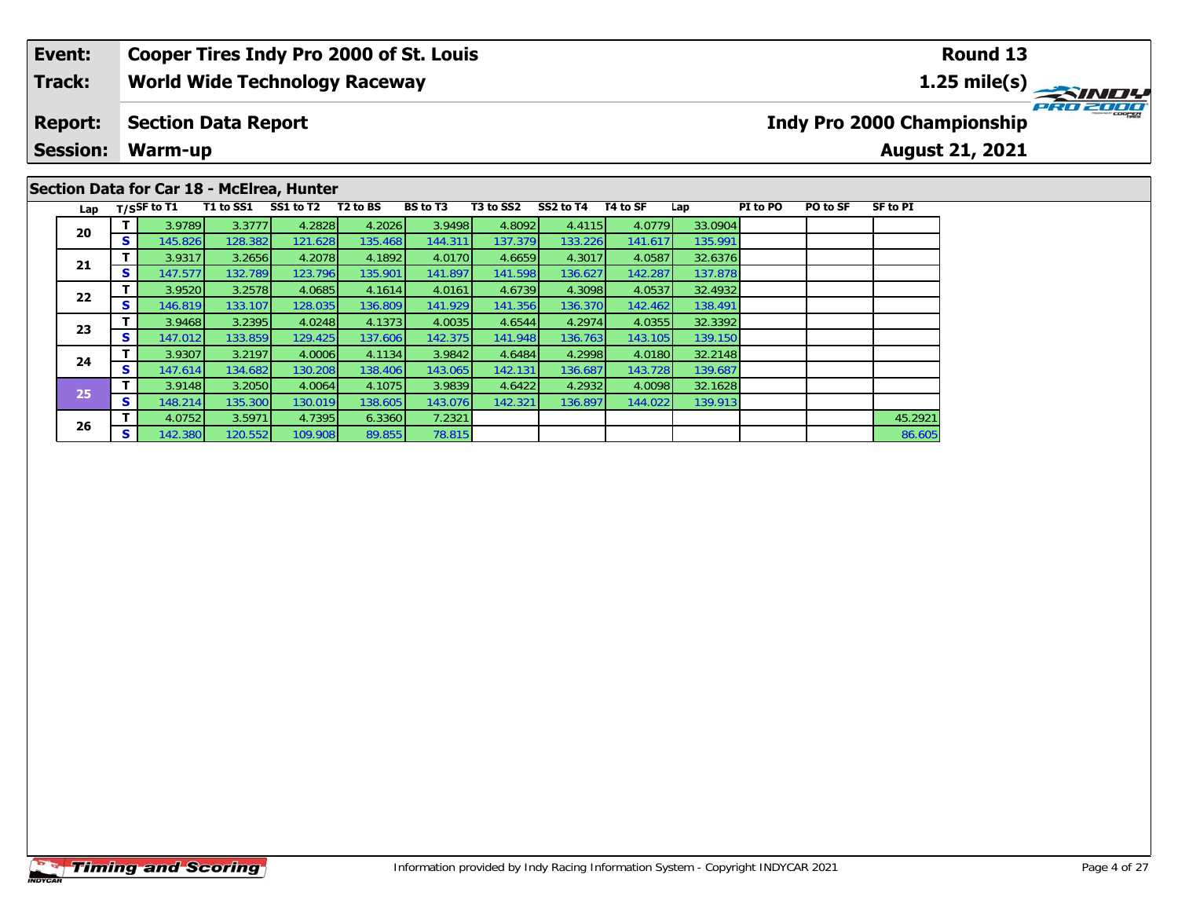| Event: | Cooper Tires Indy Pro 2000 of St. Louis | Round 13 |
|---|---|---|
| Track: | World Wide Technology Raceway | 1.25 mile(s) |
| Report: | Section Data Report | Indy Pro 2000 Championship |
| Session: | Warm-up | August 21, 2021 |

## Section Data for Car 18 - McElrea, Hunter

| Lap | T/S | SF to T1 | T1 to SS1 | SS1 to T2 | T2 to BS | BS to T3 | T3 to SS2 | SS2 to T4 | T4 to SF | Lap | PI to PO | PO to SF | SF to PI |
|---|---|---|---|---|---|---|---|---|---|---|---|---|---|
| 20 | T | 3.9789 | 3.3777 | 4.2828 | 4.2026 | 3.9498 | 4.8092 | 4.4115 | 4.0779 | 33.0904 | | | |
| | S | 145.826 | 128.382 | 121.628 | 135.468 | 144.311 | 137.379 | 133.226 | 141.617 | 135.991 | | | |
| 21 | T | 3.9317 | 3.2656 | 4.2078 | 4.1892 | 4.0170 | 4.6659 | 4.3017 | 4.0587 | 32.6376 | | | |
| | S | 147.577 | 132.789 | 123.796 | 135.901 | 141.897 | 141.598 | 136.627 | 142.287 | 137.878 | | | |
| 22 | T | 3.9520 | 3.2578 | 4.0685 | 4.1614 | 4.0161 | 4.6739 | 4.3098 | 4.0537 | 32.4932 | | | |
| | S | 146.819 | 133.107 | 128.035 | 136.809 | 141.929 | 141.356 | 136.370 | 142.462 | 138.491 | | | |
| 23 | T | 3.9468 | 3.2395 | 4.0248 | 4.1373 | 4.0035 | 4.6544 | 4.2974 | 4.0355 | 32.3392 | | | |
| | S | 147.012 | 133.859 | 129.425 | 137.606 | 142.375 | 141.948 | 136.763 | 143.105 | 139.150 | | | |
| 24 | T | 3.9307 | 3.2197 | 4.0006 | 4.1134 | 3.9842 | 4.6484 | 4.2998 | 4.0180 | 32.2148 | | | |
| | S | 147.614 | 134.682 | 130.208 | 138.406 | 143.065 | 142.131 | 136.687 | 143.728 | 139.687 | | | |
| 25 | T | 3.9148 | 3.2050 | 4.0064 | 4.1075 | 3.9839 | 4.6422 | 4.2932 | 4.0098 | 32.1628 | | | |
| | S | 148.214 | 135.300 | 130.019 | 138.605 | 143.076 | 142.321 | 136.897 | 144.022 | 139.913 | | | |
| 26 | T | 4.0752 | 3.5971 | 4.7395 | 6.3360 | 7.2321 | | | | | | | 45.2921 |
| | S | 142.380 | 120.552 | 109.908 | 89.855 | 78.815 | | | | | | | 86.605 |

Information provided by Indy Racing Information System - Copyright INDYCAR 2021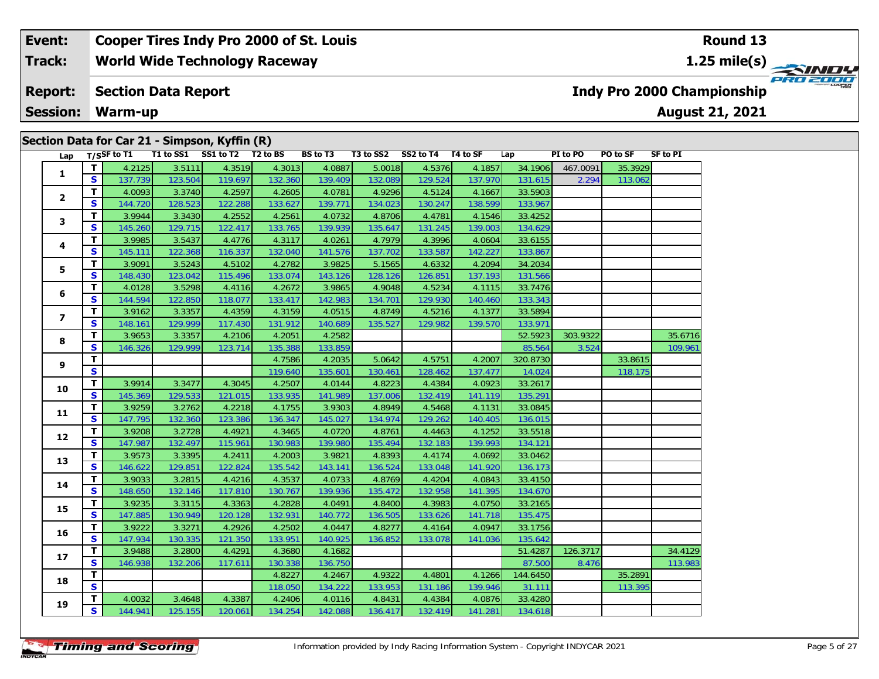| Event: | Cooper Tires Indy Pro 2000 of St. Louis | Round 13 |
|---|---|---|
| Track: | World Wide Technology Raceway | 1.25 mile(s) |
| Report: | Section Data Report | Indy Pro 2000 Championship |
| Session: | Warm-up | August 21, 2021 |

## Section Data for Car 21 - Simpson, Kyffin (R)

| Lap | T/S | SF to T1 | T1 to SS1 | SS1 to T2 | T2 to BS | BS to T3 | T3 to SS2 | SS2 to T4 | T4 to SF | Lap | PI to PO | PO to SF | SF to PI |
|---|---|---|---|---|---|---|---|---|---|---|---|---|---|
| 1 | T | 4.2125 | 3.5111 | 4.3519 | 4.3013 | 4.0887 | 5.0018 | 4.5376 | 4.1857 | 34.1906 | 467.0091 | 35.3929 | |
| | S | 137.739 | 123.504 | 119.697 | 132.360 | 139.409 | 132.089 | 129.524 | 137.970 | 131.615 | 2.294 | 113.062 | |
| 2 | T | 4.0093 | 3.3740 | 4.2597 | 4.2605 | 4.0781 | 4.9296 | 4.5124 | 4.1667 | 33.5903 | | | |
| | S | 144.720 | 128.523 | 122.288 | 133.627 | 139.771 | 134.023 | 130.247 | 138.599 | 133.967 | | | |
| 3 | T | 3.9944 | 3.3430 | 4.2552 | 4.2561 | 4.0732 | 4.8706 | 4.4781 | 4.1546 | 33.4252 | | | |
| | S | 145.260 | 129.715 | 122.417 | 133.765 | 139.939 | 135.647 | 131.245 | 139.003 | 134.629 | | | |
| 4 | T | 3.9985 | 3.5437 | 4.4776 | 4.3117 | 4.0261 | 4.7979 | 4.3996 | 4.0604 | 33.6155 | | | |
| | S | 145.111 | 122.368 | 116.337 | 132.040 | 141.576 | 137.702 | 133.587 | 142.227 | 133.867 | | | |
| 5 | T | 3.9091 | 3.5243 | 4.5102 | 4.2782 | 3.9825 | 5.1565 | 4.6332 | 4.2094 | 34.2034 | | | |
| | S | 148.430 | 123.042 | 115.496 | 133.074 | 143.126 | 128.126 | 126.851 | 137.193 | 131.566 | | | |
| 6 | T | 4.0128 | 3.5298 | 4.4116 | 4.2672 | 3.9865 | 4.9048 | 4.5234 | 4.1115 | 33.7476 | | | |
| | S | 144.594 | 122.850 | 118.077 | 133.417 | 142.983 | 134.701 | 129.930 | 140.460 | 133.343 | | | |
| 7 | T | 3.9162 | 3.3357 | 4.4359 | 4.3159 | 4.0515 | 4.8749 | 4.5216 | 4.1377 | 33.5894 | | | |
| | S | 148.161 | 129.999 | 117.430 | 131.912 | 140.689 | 135.527 | 129.982 | 139.570 | 133.971 | | | |
| 8 | T | 3.9653 | 3.3357 | 4.2106 | 4.2051 | 4.2582 | | | | 52.5923 | 303.9322 | | 35.6716 |
| | S | 146.326 | 129.999 | 123.714 | 135.388 | 133.859 | | | | 85.564 | 3.524 | | 109.961 |
| 9 | T | | | | 4.7586 | 4.2035 | 5.0642 | 4.5751 | 4.2007 | 320.8730 | | 33.8615 | |
| | S | | | | 119.640 | 135.601 | 130.461 | 128.462 | 137.477 | 14.024 | | 118.175 | |
| 10 | T | 3.9914 | 3.3477 | 4.3045 | 4.2507 | 4.0144 | 4.8223 | 4.4384 | 4.0923 | 33.2617 | | | |
| | S | 145.369 | 129.533 | 121.015 | 133.935 | 141.989 | 137.006 | 132.419 | 141.119 | 135.291 | | | |
| 11 | T | 3.9259 | 3.2762 | 4.2218 | 4.1755 | 3.9303 | 4.8949 | 4.5468 | 4.1131 | 33.0845 | | | |
| | S | 147.795 | 132.360 | 123.386 | 136.347 | 145.027 | 134.974 | 129.262 | 140.405 | 136.015 | | | |
| 12 | T | 3.9208 | 3.2728 | 4.4921 | 4.3465 | 4.0720 | 4.8761 | 4.4463 | 4.1252 | 33.5518 | | | |
| | S | 147.987 | 132.497 | 115.961 | 130.983 | 139.980 | 135.494 | 132.183 | 139.993 | 134.121 | | | |
| 13 | T | 3.9573 | 3.3395 | 4.2411 | 4.2003 | 3.9821 | 4.8393 | 4.4174 | 4.0692 | 33.0462 | | | |
| | S | 146.622 | 129.851 | 122.824 | 135.542 | 143.141 | 136.524 | 133.048 | 141.920 | 136.173 | | | |
| 14 | T | 3.9033 | 3.2815 | 4.4216 | 4.3537 | 4.0733 | 4.8769 | 4.4204 | 4.0843 | 33.4150 | | | |
| | S | 148.650 | 132.146 | 117.810 | 130.767 | 139.936 | 135.472 | 132.958 | 141.395 | 134.670 | | | |
| 15 | T | 3.9235 | 3.3115 | 4.3363 | 4.2828 | 4.0491 | 4.8400 | 4.3983 | 4.0750 | 33.2165 | | | |
| | S | 147.885 | 130.949 | 120.128 | 132.931 | 140.772 | 136.505 | 133.626 | 141.718 | 135.475 | | | |
| 16 | T | 3.9222 | 3.3271 | 4.2926 | 4.2502 | 4.0447 | 4.8277 | 4.4164 | 4.0947 | 33.1756 | | | |
| | S | 147.934 | 130.335 | 121.350 | 133.951 | 140.925 | 136.852 | 133.078 | 141.036 | 135.642 | | | |
| 17 | T | 3.9488 | 3.2800 | 4.4291 | 4.3680 | 4.1682 | | | | 51.4287 | 126.3717 | | 34.4129 |
| | S | 146.938 | 132.206 | 117.611 | 130.338 | 136.750 | | | | 87.500 | 8.476 | | 113.983 |
| 18 | T | | | | 4.8227 | 4.2467 | 4.9322 | 4.4801 | 4.1266 | 144.6450 | | 35.2891 | |
| | S | | | | 118.050 | 134.222 | 133.953 | 131.186 | 139.946 | 31.111 | | 113.395 | |
| 19 | T | 4.0032 | 3.4648 | 4.3387 | 4.2406 | 4.0116 | 4.8431 | 4.4384 | 4.0876 | 33.4280 | | | |
| | S | 144.941 | 125.155 | 120.061 | 134.254 | 142.088 | 136.417 | 132.419 | 141.281 | 134.618 | | | |

Information provided by Indy Racing Information System - Copyright INDYCAR 2021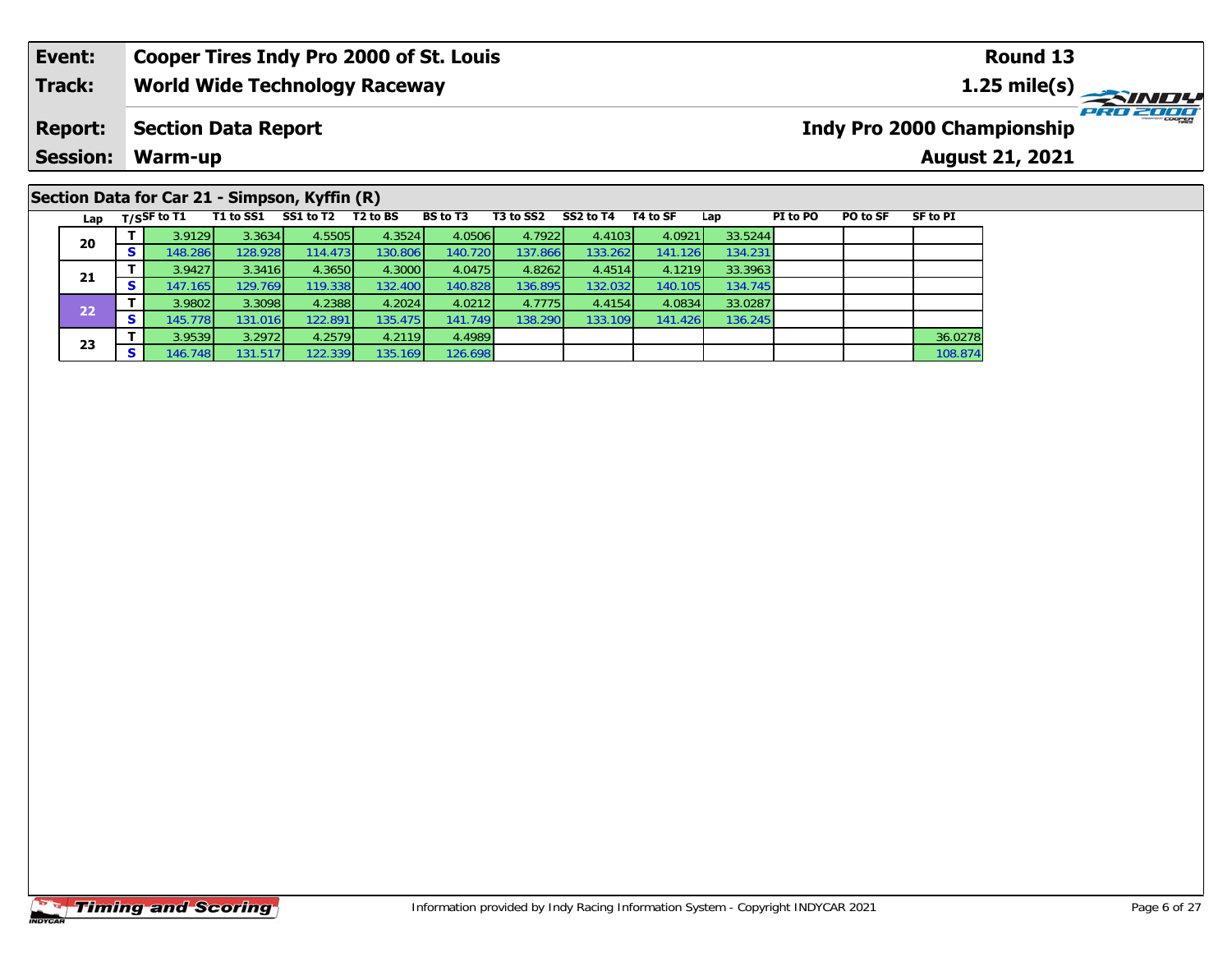| **Event:** | **Cooper Tires Indy Pro 2000 of St. Louis** | **Round 13** |
|---|---|---|
| **Track:** | **World Wide Technology Raceway** | **1.25 mile(s)** |
| **Report:** | **Section Data Report** | **Indy Pro 2000 Championship** |
| **Session:** | **Warm-up** | **August 21, 2021** |

## Section Data for Car 21 - Simpson, Kyffin (R)

| Lap | T/S | SF to T1 | T1 to SS1 | SS1 to T2 | T2 to BS | BS to T3 | T3 to SS2 | SS2 to T4 | T4 to SF | Lap | PI to PO | PO to SF | SF to PI |
|---|---|---|---|---|---|---|---|---|---|---|---|---|---|
| 20 | T | 3.9129 | 3.3634 | 4.5505 | 4.3524 | 4.0506 | 4.7922 | 4.4103 | 4.0921 | 33.5244 | | | |
| | S | 148.286 | 128.928 | 114.473 | 130.806 | 140.720 | 137.866 | 133.262 | 141.126 | 134.231 | | | |
| 21 | T | 3.9427 | 3.3416 | 4.3650 | 4.3000 | 4.0475 | 4.8262 | 4.4514 | 4.1219 | 33.3963 | | | |
| | S | 147.165 | 129.769 | 119.338 | 132.400 | 140.828 | 136.895 | 132.032 | 140.105 | 134.745 | | | |
| 22 | T | 3.9802 | 3.3098 | 4.2388 | 4.2024 | 4.0212 | 4.7775 | 4.4154 | 4.0834 | 33.0287 | | | |
| | S | 145.778 | 131.016 | 122.891 | 135.475 | 141.749 | 138.290 | 133.109 | 141.426 | 136.245 | | | |
| 23 | T | 3.9539 | 3.2972 | 4.2579 | 4.2119 | 4.4989 | | | | | | | 36.0278 |
| | S | 146.748 | 131.517 | 122.339 | 135.169 | 126.698 | | | | | | | 108.874 |

Information provided by Indy Racing Information System - Copyright INDYCAR 2021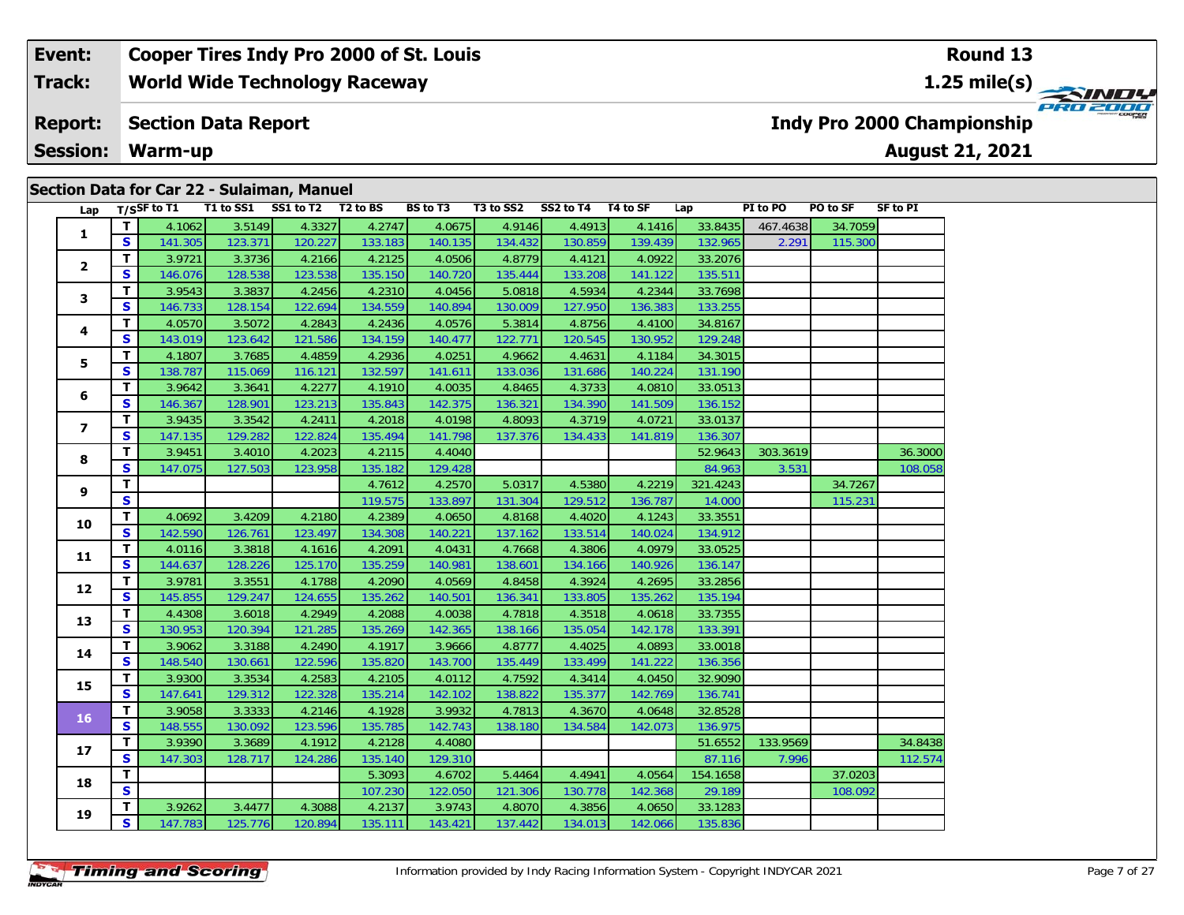| Event: | Cooper Tires Indy Pro 2000 of St. Louis | Round 13 |
|---|---|---|
| Track: | World Wide Technology Raceway | 1.25 mile(s) |
| Report: | Section Data Report | Indy Pro 2000 Championship |
| Session: | Warm-up | August 21, 2021 |

## Section Data for Car 22 - Sulaiman, Manuel

| Lap | T/S | SF to T1 | T1 to SS1 | SS1 to T2 | T2 to BS | BS to T3 | T3 to SS2 | SS2 to T4 | T4 to SF | Lap | PI to PO | PO to SF | SF to PI |
|---|---|---|---|---|---|---|---|---|---|---|---|---|---|
| 1 | T | 4.1062 | 3.5149 | 4.3327 | 4.2747 | 4.0675 | 4.9146 | 4.4913 | 4.1416 | 33.8435 | 467.4638 | 34.7059 | |
| | S | 141.305 | 123.371 | 120.227 | 133.183 | 140.135 | 134.432 | 130.859 | 139.439 | 132.965 | 2.291 | 115.300 | |
| 2 | T | 3.9721 | 3.3736 | 4.2166 | 4.2125 | 4.0506 | 4.8779 | 4.4121 | 4.0922 | 33.2076 | | | |
| | S | 146.076 | 128.538 | 123.538 | 135.150 | 140.720 | 135.444 | 133.208 | 141.122 | 135.511 | | | |
| 3 | T | 3.9543 | 3.3837 | 4.2456 | 4.2310 | 4.0456 | 5.0818 | 4.5934 | 4.2344 | 33.7698 | | | |
| | S | 146.733 | 128.154 | 122.694 | 134.559 | 140.894 | 130.009 | 127.950 | 136.383 | 133.255 | | | |
| 4 | T | 4.0570 | 3.5072 | 4.2843 | 4.2436 | 4.0576 | 5.3814 | 4.8756 | 4.4100 | 34.8167 | | | |
| | S | 143.019 | 123.642 | 121.586 | 134.159 | 140.477 | 122.771 | 120.545 | 130.952 | 129.248 | | | |
| 5 | T | 4.1807 | 3.7685 | 4.4859 | 4.2936 | 4.0251 | 4.9662 | 4.4631 | 4.1184 | 34.3015 | | | |
| | S | 138.787 | 115.069 | 116.121 | 132.597 | 141.611 | 133.036 | 131.686 | 140.224 | 131.190 | | | |
| 6 | T | 3.9642 | 3.3641 | 4.2277 | 4.1910 | 4.0035 | 4.8465 | 4.3733 | 4.0810 | 33.0513 | | | |
| | S | 146.367 | 128.901 | 123.213 | 135.843 | 142.375 | 136.321 | 134.390 | 141.509 | 136.152 | | | |
| 7 | T | 3.9435 | 3.3542 | 4.2411 | 4.2018 | 4.0198 | 4.8093 | 4.3719 | 4.0721 | 33.0137 | | | |
| | S | 147.135 | 129.282 | 122.824 | 135.494 | 141.798 | 137.376 | 134.433 | 141.819 | 136.307 | | | |
| 8 | T | 3.9451 | 3.4010 | 4.2023 | 4.2115 | 4.4040 | | | | 52.9643 | 303.3619 | | 36.3000 |
| | S | 147.075 | 127.503 | 123.958 | 135.182 | 129.428 | | | | 84.963 | 3.531 | | 108.058 |
| 9 | T | | | | 4.7612 | 4.2570 | 5.0317 | 4.5380 | 4.2219 | 321.4243 | | 34.7267 | |
| | S | | | | 119.575 | 133.897 | 131.304 | 129.512 | 136.787 | 14.000 | | 115.231 | |
| 10 | T | 4.0692 | 3.4209 | 4.2180 | 4.2389 | 4.0650 | 4.8168 | 4.4020 | 4.1243 | 33.3551 | | | |
| | S | 142.590 | 126.761 | 123.497 | 134.308 | 140.221 | 137.162 | 133.514 | 140.024 | 134.912 | | | |
| 11 | T | 4.0116 | 3.3818 | 4.1616 | 4.2091 | 4.0431 | 4.7668 | 4.3806 | 4.0979 | 33.0525 | | | |
| | S | 144.637 | 128.226 | 125.170 | 135.259 | 140.981 | 138.601 | 134.166 | 140.926 | 136.147 | | | |
| 12 | T | 3.9781 | 3.3551 | 4.1788 | 4.2090 | 4.0569 | 4.8458 | 4.3924 | 4.2695 | 33.2856 | | | |
| | S | 145.855 | 129.247 | 124.655 | 135.262 | 140.501 | 136.341 | 133.805 | 135.262 | 135.194 | | | |
| 13 | T | 4.4308 | 3.6018 | 4.2949 | 4.2088 | 4.0038 | 4.7818 | 4.3518 | 4.0618 | 33.7355 | | | |
| | S | 130.953 | 120.394 | 121.285 | 135.269 | 142.365 | 138.166 | 135.054 | 142.178 | 133.391 | | | |
| 14 | T | 3.9062 | 3.3188 | 4.2490 | 4.1917 | 3.9666 | 4.8777 | 4.4025 | 4.0893 | 33.0018 | | | |
| | S | 148.540 | 130.661 | 122.596 | 135.820 | 143.700 | 135.449 | 133.499 | 141.222 | 136.356 | | | |
| 15 | T | 3.9300 | 3.3534 | 4.2583 | 4.2105 | 4.0112 | 4.7592 | 4.3414 | 4.0450 | 32.9090 | | | |
| | S | 147.641 | 129.312 | 122.328 | 135.214 | 142.102 | 138.822 | 135.377 | 142.769 | 136.741 | | | |
| 16 | T | 3.9058 | 3.3333 | 4.2146 | 4.1928 | 3.9932 | 4.7813 | 4.3670 | 4.0648 | 32.8528 | | | |
| | S | 148.555 | 130.092 | 123.596 | 135.785 | 142.743 | 138.180 | 134.584 | 142.073 | 136.975 | | | |
| 17 | T | 3.9390 | 3.3689 | 4.1912 | 4.2128 | 4.4080 | | | | 51.6552 | 133.9569 | | 34.8438 |
| | S | 147.303 | 128.717 | 124.286 | 135.140 | 129.310 | | | | 87.116 | 7.996 | | 112.574 |
| 18 | T | | | | 5.3093 | 4.6702 | 5.4464 | 4.4941 | 4.0564 | 154.1658 | | 37.0203 | |
| | S | | | | 107.230 | 122.050 | 121.306 | 130.778 | 142.368 | 29.189 | | 108.092 | |
| 19 | T | 3.9262 | 3.4477 | 4.3088 | 4.2137 | 3.9743 | 4.8070 | 4.3856 | 4.0650 | 33.1283 | | | |
| | S | 147.783 | 125.776 | 120.894 | 135.111 | 143.421 | 137.442 | 134.013 | 142.066 | 135.836 | | | |

Information provided by Indy Racing Information System - Copyright INDYCAR 2021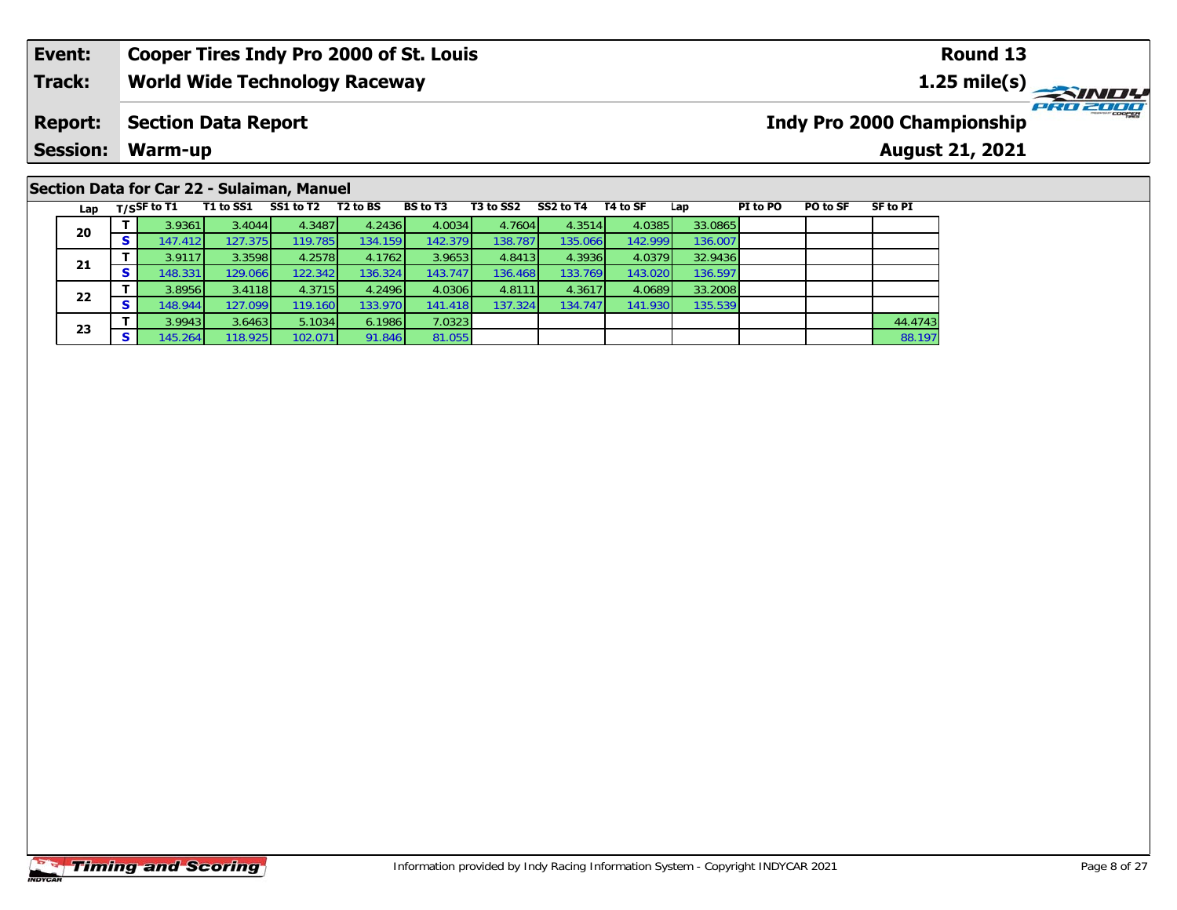| **Event:** | **Cooper Tires Indy Pro 2000 of St. Louis** | **Round 13** |
|---|---|---|
| **Track:** | **World Wide Technology Raceway** | **1.25 mile(s)** |
| **Report:** | **Section Data Report** | **Indy Pro 2000 Championship** |
| **Session:** | **Warm-up** | **August 21, 2021** |

## Section Data for Car 22 - Sulaiman, Manuel

| Lap | T/S | SF to T1 | T1 to SS1 | SS1 to T2 | T2 to BS | BS to T3 | T3 to SS2 | SS2 to T4 | T4 to SF | Lap | PI to PO | PO to SF | SF to PI |
|---|---|---|---|---|---|---|---|---|---|---|---|---|---|
| 20 | T | 3.9361 | 3.4044 | 4.3487 | 4.2436 | 4.0034 | 4.7604 | 4.3514 | 4.0385 | 33.0865 | | | |
| | S | 147.412 | 127.375 | 119.785 | 134.159 | 142.379 | 138.787 | 135.066 | 142.999 | 136.007 | | | |
| 21 | T | 3.9117 | 3.3598 | 4.2578 | 4.1762 | 3.9653 | 4.8413 | 4.3936 | 4.0379 | 32.9436 | | | |
| | S | 148.331 | 129.066 | 122.342 | 136.324 | 143.747 | 136.468 | 133.769 | 143.020 | 136.597 | | | |
| 22 | T | 3.8956 | 3.4118 | 4.3715 | 4.2496 | 4.0306 | 4.8111 | 4.3617 | 4.0689 | 33.2008 | | | |
| | S | 148.944 | 127.099 | 119.160 | 133.970 | 141.418 | 137.324 | 134.747 | 141.930 | 135.539 | | | |
| 23 | T | 3.9943 | 3.6463 | 5.1034 | 6.1986 | 7.0323 | | | | | | | 44.4743 |
| | S | 145.264 | 118.925 | 102.071 | 91.846 | 81.055 | | | | | | | 88.197 |

Information provided by Indy Racing Information System - Copyright INDYCAR 2021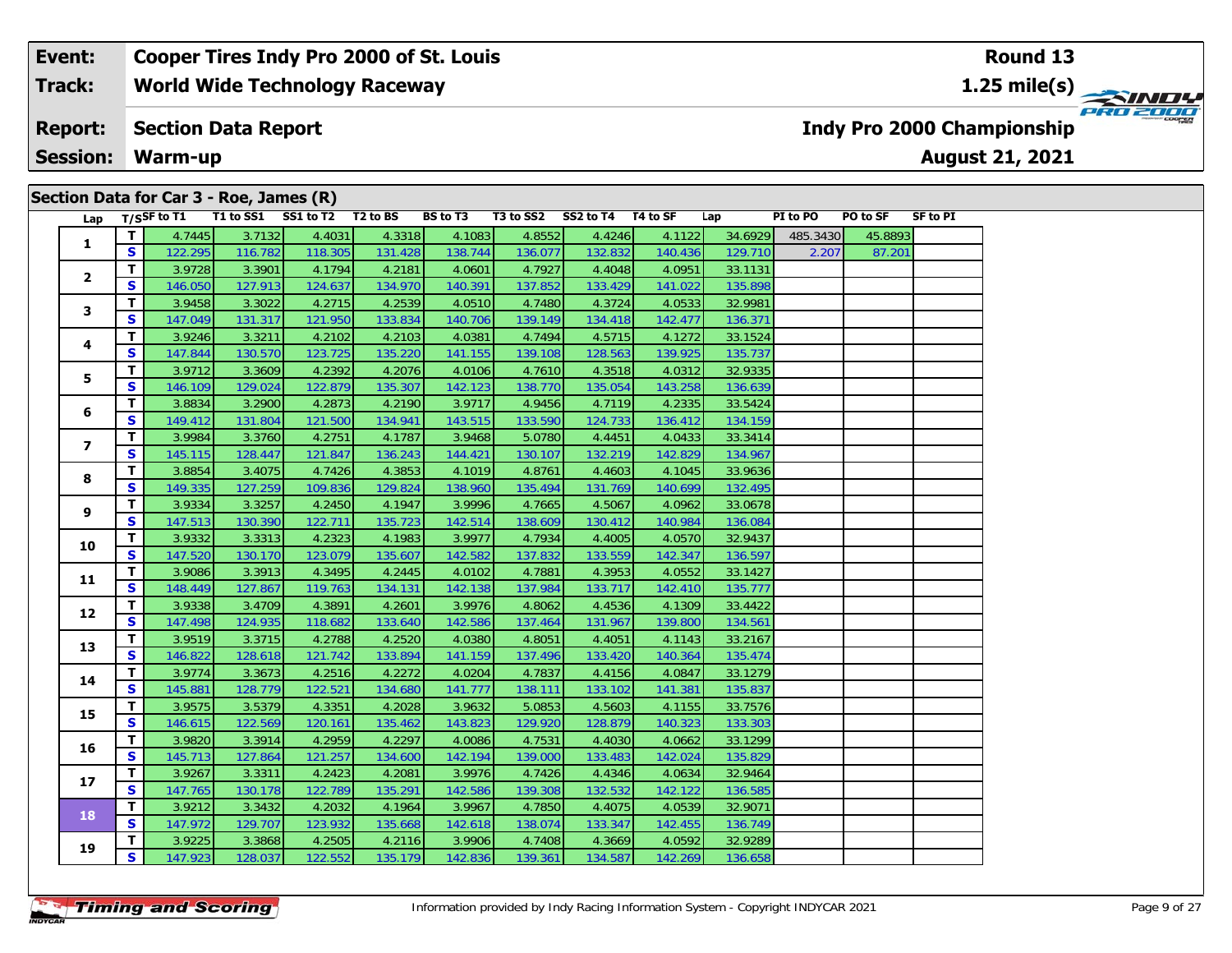| Event: | Cooper Tires Indy Pro 2000 of St. Louis | Round 13 |
|---|---|---|
| Track: | World Wide Technology Raceway | 1.25 mile(s) |
| Report: | Section Data Report | Indy Pro 2000 Championship |
| Session: | Warm-up | August 21, 2021 |

## Section Data for Car 3 - Roe, James (R)

| Lap | T/S | SF to T1 | T1 to SS1 | SS1 to T2 | T2 to BS | BS to T3 | T3 to SS2 | SS2 to T4 | T4 to SF | Lap | PI to PO | PO to SF | SF to PI |
|---|---|---|---|---|---|---|---|---|---|---|---|---|---|
| 1 | T | 4.7445 | 3.7132 | 4.4031 | 4.3318 | 4.1083 | 4.8552 | 4.4246 | 4.1122 | 34.6929 | 485.3430 | 45.8893 | |
| | S | 122.295 | 116.782 | 118.305 | 131.428 | 138.744 | 136.077 | 132.832 | 140.436 | 129.710 | 2.207 | 87.201 | |
| 2 | T | 3.9728 | 3.3901 | 4.1794 | 4.2181 | 4.0601 | 4.7927 | 4.4048 | 4.0951 | 33.1131 | | | |
| | S | 146.050 | 127.913 | 124.637 | 134.970 | 140.391 | 137.852 | 133.429 | 141.022 | 135.898 | | | |
| 3 | T | 3.9458 | 3.3022 | 4.2715 | 4.2539 | 4.0510 | 4.7480 | 4.3724 | 4.0533 | 32.9981 | | | |
| | S | 147.049 | 131.317 | 121.950 | 133.834 | 140.706 | 139.149 | 134.418 | 142.477 | 136.371 | | | |
| 4 | T | 3.9246 | 3.3211 | 4.2102 | 4.2103 | 4.0381 | 4.7494 | 4.5715 | 4.1272 | 33.1524 | | | |
| | S | 147.844 | 130.570 | 123.725 | 135.220 | 141.155 | 139.108 | 128.563 | 139.925 | 135.737 | | | |
| 5 | T | 3.9712 | 3.3609 | 4.2392 | 4.2076 | 4.0106 | 4.7610 | 4.3518 | 4.0312 | 32.9335 | | | |
| | S | 146.109 | 129.024 | 122.879 | 135.307 | 142.123 | 138.770 | 135.054 | 143.258 | 136.639 | | | |
| 6 | T | 3.8834 | 3.2900 | 4.2873 | 4.2190 | 3.9717 | 4.9456 | 4.7119 | 4.2335 | 33.5424 | | | |
| | S | 149.412 | 131.804 | 121.500 | 134.941 | 143.515 | 133.590 | 124.733 | 136.412 | 134.159 | | | |
| 7 | T | 3.9984 | 3.3760 | 4.2751 | 4.1787 | 3.9468 | 5.0780 | 4.4451 | 4.0433 | 33.3414 | | | |
| | S | 145.115 | 128.447 | 121.847 | 136.243 | 144.421 | 130.107 | 132.219 | 142.829 | 134.967 | | | |
| 8 | T | 3.8854 | 3.4075 | 4.7426 | 4.3853 | 4.1019 | 4.8761 | 4.4603 | 4.1045 | 33.9636 | | | |
| | S | 149.335 | 127.259 | 109.836 | 129.824 | 138.960 | 135.494 | 131.769 | 140.699 | 132.495 | | | |
| 9 | T | 3.9334 | 3.3257 | 4.2450 | 4.1947 | 3.9996 | 4.7665 | 4.5067 | 4.0962 | 33.0678 | | | |
| | S | 147.513 | 130.390 | 122.711 | 135.723 | 142.514 | 138.609 | 130.412 | 140.984 | 136.084 | | | |
| 10 | T | 3.9332 | 3.3313 | 4.2323 | 4.1983 | 3.9977 | 4.7934 | 4.4005 | 4.0570 | 32.9437 | | | |
| | S | 147.520 | 130.170 | 123.079 | 135.607 | 142.582 | 137.832 | 133.559 | 142.347 | 136.597 | | | |
| 11 | T | 3.9086 | 3.3913 | 4.3495 | 4.2445 | 4.0102 | 4.7881 | 4.3953 | 4.0552 | 33.1427 | | | |
| | S | 148.449 | 127.867 | 119.763 | 134.131 | 142.138 | 137.984 | 133.717 | 142.410 | 135.777 | | | |
| 12 | T | 3.9338 | 3.4709 | 4.3891 | 4.2601 | 3.9976 | 4.8062 | 4.4536 | 4.1309 | 33.4422 | | | |
| | S | 147.498 | 124.935 | 118.682 | 133.640 | 142.586 | 137.464 | 131.967 | 139.800 | 134.561 | | | |
| 13 | T | 3.9519 | 3.3715 | 4.2788 | 4.2520 | 4.0380 | 4.8051 | 4.4051 | 4.1143 | 33.2167 | | | |
| | S | 146.822 | 128.618 | 121.742 | 133.894 | 141.159 | 137.496 | 133.420 | 140.364 | 135.474 | | | |
| 14 | T | 3.9774 | 3.3673 | 4.2516 | 4.2272 | 4.0204 | 4.7837 | 4.4156 | 4.0847 | 33.1279 | | | |
| | S | 145.881 | 128.779 | 122.521 | 134.680 | 141.777 | 138.111 | 133.102 | 141.381 | 135.837 | | | |
| 15 | T | 3.9575 | 3.5379 | 4.3351 | 4.2028 | 3.9632 | 5.0853 | 4.5603 | 4.1155 | 33.7576 | | | |
| | S | 146.615 | 122.569 | 120.161 | 135.462 | 143.823 | 129.920 | 128.879 | 140.323 | 133.303 | | | |
| 16 | T | 3.9820 | 3.3914 | 4.2959 | 4.2297 | 4.0086 | 4.7531 | 4.4030 | 4.0662 | 33.1299 | | | |
| | S | 145.713 | 127.864 | 121.257 | 134.600 | 142.194 | 139.000 | 133.483 | 142.024 | 135.829 | | | |
| 17 | T | 3.9267 | 3.3311 | 4.2423 | 4.2081 | 3.9976 | 4.7426 | 4.4346 | 4.0634 | 32.9464 | | | |
| | S | 147.765 | 130.178 | 122.789 | 135.291 | 142.586 | 139.308 | 132.532 | 142.122 | 136.585 | | | |
| 18 | T | 3.9212 | 3.3432 | 4.2032 | 4.1964 | 3.9967 | 4.7850 | 4.4075 | 4.0539 | 32.9071 | | | |
| | S | 147.972 | 129.707 | 123.932 | 135.668 | 142.618 | 138.074 | 133.347 | 142.455 | 136.749 | | | |
| 19 | T | 3.9225 | 3.3868 | 4.2505 | 4.2116 | 3.9906 | 4.7408 | 4.3669 | 4.0592 | 32.9289 | | | |
| | S | 147.923 | 128.037 | 122.552 | 135.179 | 142.836 | 139.361 | 134.587 | 142.269 | 136.658 | | | |

Information provided by Indy Racing Information System - Copyright INDYCAR 2021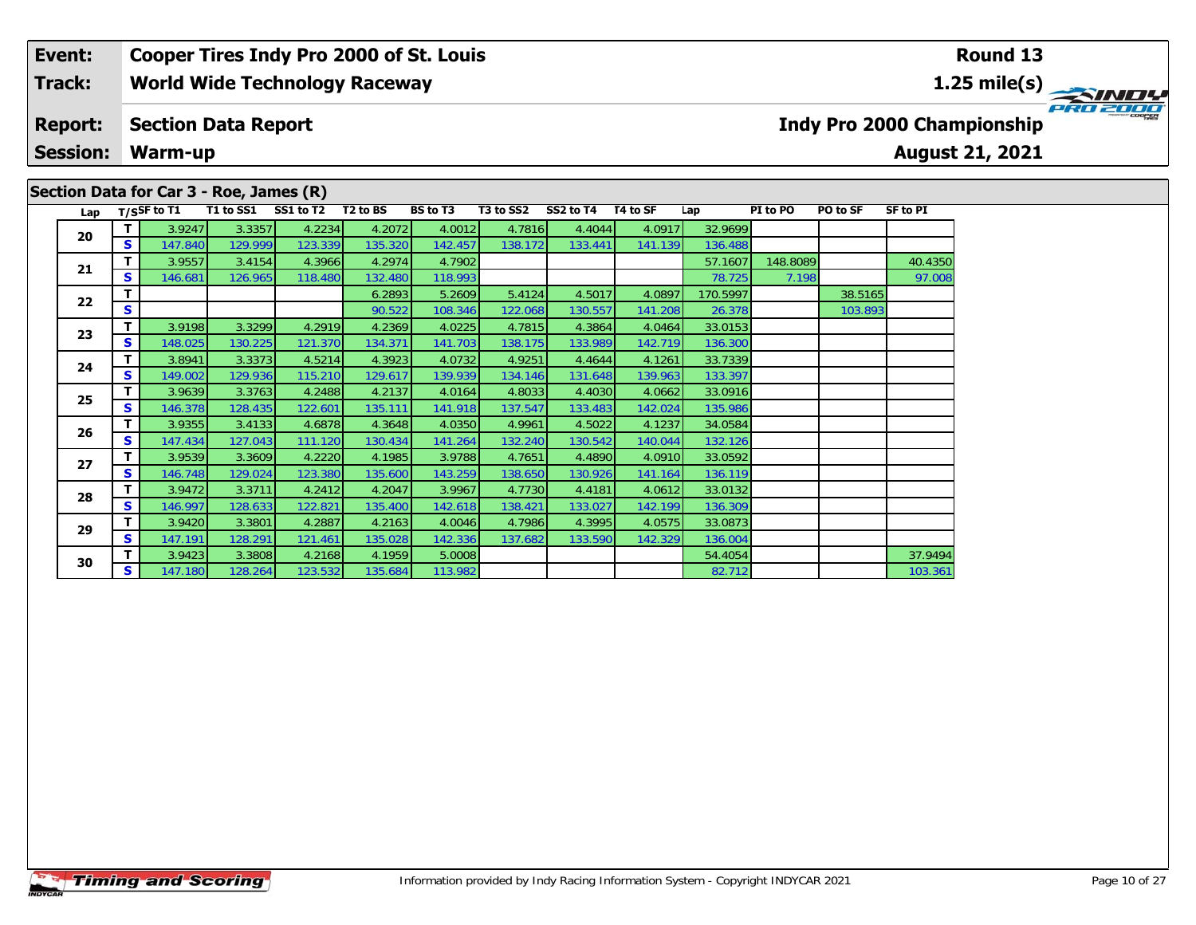| Event: | Cooper Tires Indy Pro 2000 of St. Louis | Round 13 |
|---|---|---|
| Track: | World Wide Technology Raceway | 1.25 mile(s) |
| Report: | Section Data Report | Indy Pro 2000 Championship |
| Session: | Warm-up | August 21, 2021 |

## Section Data for Car 3 - Roe, James (R)

| Lap | T/S | SF to T1 | T1 to SS1 | SS1 to T2 | T2 to BS | BS to T3 | T3 to SS2 | SS2 to T4 | T4 to SF | Lap | PI to PO | PO to SF | SF to PI |
|---|---|---|---|---|---|---|---|---|---|---|---|---|---|
| 20 | T | 3.9247 | 3.3357 | 4.2234 | 4.2072 | 4.0012 | 4.7816 | 4.4044 | 4.0917 | 32.9699 | | | |
| | S | 147.840 | 129.999 | 123.339 | 135.320 | 142.457 | 138.172 | 133.441 | 141.139 | 136.488 | | | |
| 21 | T | 3.9557 | 3.4154 | 4.3966 | 4.2974 | 4.7902 | | | | 57.1607 | 148.8089 | | 40.4350 |
| | S | 146.681 | 126.965 | 118.480 | 132.480 | 118.993 | | | | 78.725 | 7.198 | | 97.008 |
| 22 | T | | | | 6.2893 | 5.2609 | 5.4124 | 4.5017 | 4.0897 | 170.5997 | | 38.5165 | |
| | S | | | | 90.522 | 108.346 | 122.068 | 130.557 | 141.208 | 26.378 | | 103.893 | |
| 23 | T | 3.9198 | 3.3299 | 4.2919 | 4.2369 | 4.0225 | 4.7815 | 4.3864 | 4.0464 | 33.0153 | | | |
| | S | 148.025 | 130.225 | 121.370 | 134.371 | 141.703 | 138.175 | 133.989 | 142.719 | 136.300 | | | |
| 24 | T | 3.8941 | 3.3373 | 4.5214 | 4.3923 | 4.0732 | 4.9251 | 4.4644 | 4.1261 | 33.7339 | | | |
| | S | 149.002 | 129.936 | 115.210 | 129.617 | 139.939 | 134.146 | 131.648 | 139.963 | 133.397 | | | |
| 25 | T | 3.9639 | 3.3763 | 4.2488 | 4.2137 | 4.0164 | 4.8033 | 4.4030 | 4.0662 | 33.0916 | | | |
| | S | 146.378 | 128.435 | 122.601 | 135.111 | 141.918 | 137.547 | 133.483 | 142.024 | 135.986 | | | |
| 26 | T | 3.9355 | 3.4133 | 4.6878 | 4.3648 | 4.0350 | 4.9961 | 4.5022 | 4.1237 | 34.0584 | | | |
| | S | 147.434 | 127.043 | 111.120 | 130.434 | 141.264 | 132.240 | 130.542 | 140.044 | 132.126 | | | |
| 27 | T | 3.9539 | 3.3609 | 4.2220 | 4.1985 | 3.9788 | 4.7651 | 4.4890 | 4.0910 | 33.0592 | | | |
| | S | 146.748 | 129.024 | 123.380 | 135.600 | 143.259 | 138.650 | 130.926 | 141.164 | 136.119 | | | |
| 28 | T | 3.9472 | 3.3711 | 4.2412 | 4.2047 | 3.9967 | 4.7730 | 4.4181 | 4.0612 | 33.0132 | | | |
| | S | 146.997 | 128.633 | 122.821 | 135.400 | 142.618 | 138.421 | 133.027 | 142.199 | 136.309 | | | |
| 29 | T | 3.9420 | 3.3801 | 4.2887 | 4.2163 | 4.0046 | 4.7986 | 4.3995 | 4.0575 | 33.0873 | | | |
| | S | 147.191 | 128.291 | 121.461 | 135.028 | 142.336 | 137.682 | 133.590 | 142.329 | 136.004 | | | |
| 30 | T | 3.9423 | 3.3808 | 4.2168 | 4.1959 | 5.0008 | | | | 54.4054 | | | 37.9494 |
| | S | 147.180 | 128.264 | 123.532 | 135.684 | 113.982 | | | | 82.712 | | | 103.361 |

Information provided by Indy Racing Information System - Copyright INDYCAR 2021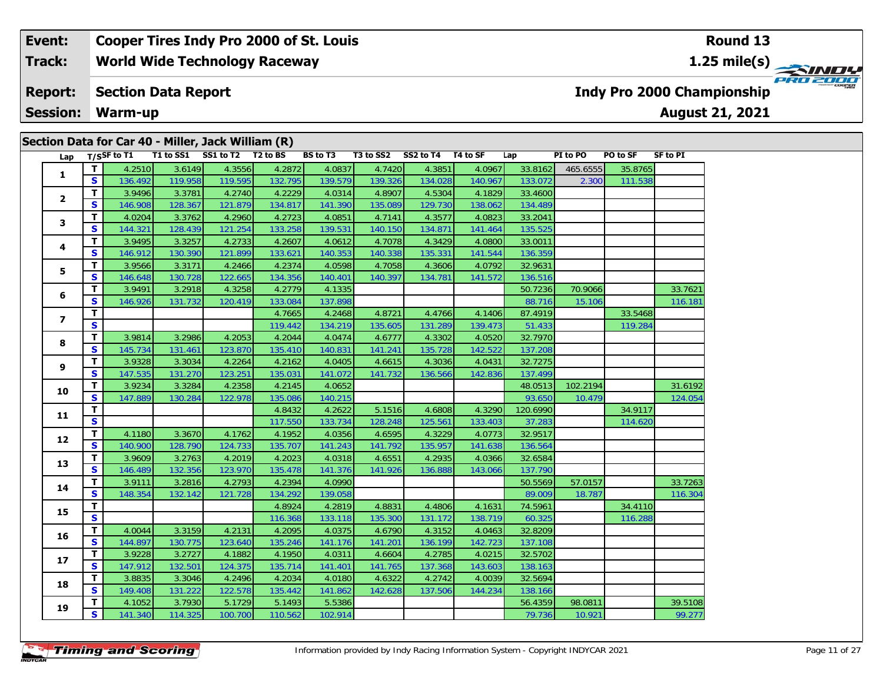| Event: | Cooper Tires Indy Pro 2000 of St. Louis | Round 13 |
|---|---|---|
| Track: | World Wide Technology Raceway | 1.25 mile(s) |
| Report: | Section Data Report | Indy Pro 2000 Championship |
| Session: | Warm-up | August 21, 2021 |

## Section Data for Car 40 - Miller, Jack William (R)

| Lap | T/S | SF to T1 | T1 to SS1 | SS1 to T2 | T2 to BS | BS to T3 | T3 to SS2 | SS2 to T4 | T4 to SF | Lap | PI to PO | PO to SF | SF to PI |
|---|---|---|---|---|---|---|---|---|---|---|---|---|---|
| 1 | T | 4.2510 | 3.6149 | 4.3556 | 4.2872 | 4.0837 | 4.7420 | 4.3851 | 4.0967 | 33.8162 | 465.6555 | 35.8765 | |
| | S | 136.492 | 119.958 | 119.595 | 132.795 | 139.579 | 139.326 | 134.028 | 140.967 | 133.072 | 2.300 | 111.538 | |
| 2 | T | 3.9496 | 3.3781 | 4.2740 | 4.2229 | 4.0314 | 4.8907 | 4.5304 | 4.1829 | 33.4600 | | | |
| | S | 146.908 | 128.367 | 121.879 | 134.817 | 141.390 | 135.089 | 129.730 | 138.062 | 134.489 | | | |
| 3 | T | 4.0204 | 3.3762 | 4.2960 | 4.2723 | 4.0851 | 4.7141 | 4.3577 | 4.0823 | 33.2041 | | | |
| | S | 144.321 | 128.439 | 121.254 | 133.258 | 139.531 | 140.150 | 134.871 | 141.464 | 135.525 | | | |
| 4 | T | 3.9495 | 3.3257 | 4.2733 | 4.2607 | 4.0612 | 4.7078 | 4.3429 | 4.0800 | 33.0011 | | | |
| | S | 146.912 | 130.390 | 121.899 | 133.621 | 140.353 | 140.338 | 135.331 | 141.544 | 136.359 | | | |
| 5 | T | 3.9566 | 3.3171 | 4.2466 | 4.2374 | 4.0598 | 4.7058 | 4.3606 | 4.0792 | 32.9631 | | | |
| | S | 146.648 | 130.728 | 122.665 | 134.356 | 140.401 | 140.397 | 134.781 | 141.572 | 136.516 | | | |
| 6 | T | 3.9491 | 3.2918 | 4.3258 | 4.2779 | 4.1335 | | | | 50.7236 | 70.9066 | | 33.7621 |
| | S | 146.926 | 131.732 | 120.419 | 133.084 | 137.898 | | | | 88.716 | 15.106 | | 116.181 |
| 7 | T | | | | 4.7665 | 4.2468 | 4.8721 | 4.4766 | 4.1406 | 87.4919 | | 33.5468 | |
| | S | | | | 119.442 | 134.219 | 135.605 | 131.289 | 139.473 | 51.433 | | 119.284 | |
| 8 | T | 3.9814 | 3.2986 | 4.2053 | 4.2044 | 4.0474 | 4.6777 | 4.3302 | 4.0520 | 32.7970 | | | |
| | S | 145.734 | 131.461 | 123.870 | 135.410 | 140.831 | 141.241 | 135.728 | 142.522 | 137.208 | | | |
| 9 | T | 3.9328 | 3.3034 | 4.2264 | 4.2162 | 4.0405 | 4.6615 | 4.3036 | 4.0431 | 32.7275 | | | |
| | S | 147.535 | 131.270 | 123.251 | 135.031 | 141.072 | 141.732 | 136.566 | 142.836 | 137.499 | | | |
| 10 | T | 3.9234 | 3.3284 | 4.2358 | 4.2145 | 4.0652 | | | | 48.0513 | 102.2194 | | 31.6192 |
| | S | 147.889 | 130.284 | 122.978 | 135.086 | 140.215 | | | | 93.650 | 10.479 | | 124.054 |
| 11 | T | | | | 4.8432 | 4.2622 | 5.1516 | 4.6808 | 4.3290 | 120.6990 | | 34.9117 | |
| | S | | | | 117.550 | 133.734 | 128.248 | 125.561 | 133.403 | 37.283 | | 114.620 | |
| 12 | T | 4.1180 | 3.3670 | 4.1762 | 4.1952 | 4.0356 | 4.6595 | 4.3229 | 4.0773 | 32.9517 | | | |
| | S | 140.900 | 128.790 | 124.733 | 135.707 | 141.243 | 141.792 | 135.957 | 141.638 | 136.564 | | | |
| 13 | T | 3.9609 | 3.2763 | 4.2019 | 4.2023 | 4.0318 | 4.6551 | 4.2935 | 4.0366 | 32.6584 | | | |
| | S | 146.489 | 132.356 | 123.970 | 135.478 | 141.376 | 141.926 | 136.888 | 143.066 | 137.790 | | | |
| 14 | T | 3.9111 | 3.2816 | 4.2793 | 4.2394 | 4.0990 | | | | 50.5569 | 57.0157 | | 33.7263 |
| | S | 148.354 | 132.142 | 121.728 | 134.292 | 139.058 | | | | 89.009 | 18.787 | | 116.304 |
| 15 | T | | | | 4.8924 | 4.2819 | 4.8831 | 4.4806 | 4.1631 | 74.5961 | | 34.4110 | |
| | S | | | | 116.368 | 133.118 | 135.300 | 131.172 | 138.719 | 60.325 | | 116.288 | |
| 16 | T | 4.0044 | 3.3159 | 4.2131 | 4.2095 | 4.0375 | 4.6790 | 4.3152 | 4.0463 | 32.8209 | | | |
| | S | 144.897 | 130.775 | 123.640 | 135.246 | 141.176 | 141.201 | 136.199 | 142.723 | 137.108 | | | |
| 17 | T | 3.9228 | 3.2727 | 4.1882 | 4.1950 | 4.0311 | 4.6604 | 4.2785 | 4.0215 | 32.5702 | | | |
| | S | 147.912 | 132.501 | 124.375 | 135.714 | 141.401 | 141.765 | 137.368 | 143.603 | 138.163 | | | |
| 18 | T | 3.8835 | 3.3046 | 4.2496 | 4.2034 | 4.0180 | 4.6322 | 4.2742 | 4.0039 | 32.5694 | | | |
| | S | 149.408 | 131.222 | 122.578 | 135.442 | 141.862 | 142.628 | 137.506 | 144.234 | 138.166 | | | |
| 19 | T | 4.1052 | 3.7930 | 5.1729 | 5.1493 | 5.5386 | | | | 56.4359 | 98.0811 | | 39.5108 |
| | S | 141.340 | 114.325 | 100.700 | 110.562 | 102.914 | | | | 79.736 | 10.921 | | 99.277 |

Information provided by Indy Racing Information System - Copyright INDYCAR 2021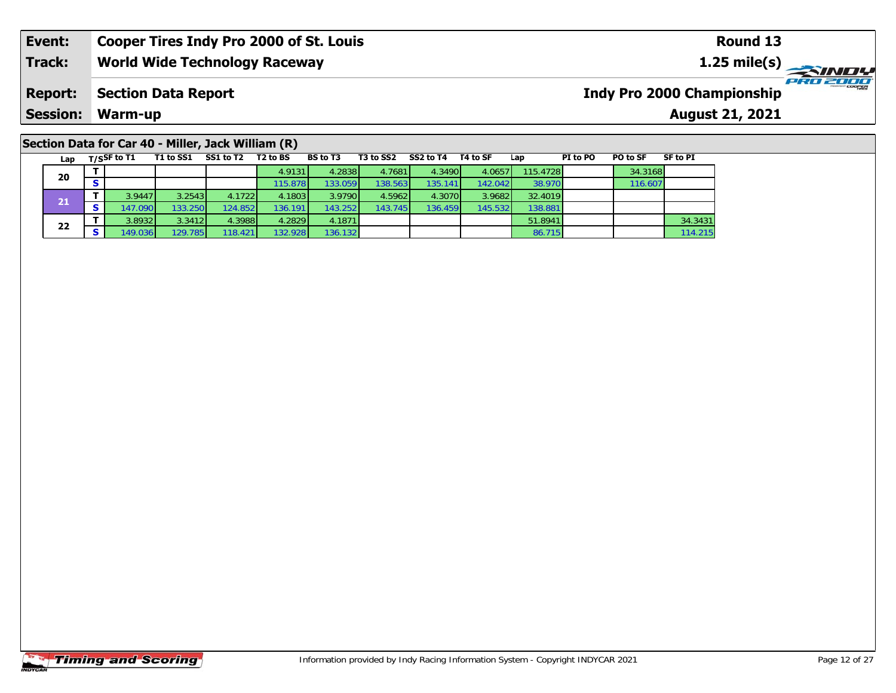| Event: | Cooper Tires Indy Pro 2000 of St. Louis | Round 13 |
|---|---|---|
| Track: | World Wide Technology Raceway | 1.25 mile(s) |
| Report: | Section Data Report | Indy Pro 2000 Championship |
| Session: | Warm-up | August 21, 2021 |

## Section Data for Car 40 - Miller, Jack William (R)

| Lap | T/S | SF to T1 | T1 to SS1 | SS1 to T2 | T2 to BS | BS to T3 | T3 to SS2 | SS2 to T4 | T4 to SF | Lap | PI to PO | PO to SF | SF to PI |
|---|---|---|---|---|---|---|---|---|---|---|---|---|---|
| 20 | T | | | | 4.9131 | 4.2838 | 4.7681 | 4.3490 | 4.0657 | 115.4728 | | 34.3168 | |
| | S | | | | 115.878 | 133.059 | 138.563 | 135.141 | 142.042 | 38.970 | | 116.607 | |
| 21 | T | 3.9447 | 3.2543 | 4.1722 | 4.1803 | 3.9790 | 4.5962 | 4.3070 | 3.9682 | 32.4019 | | | |
| | S | 147.090 | 133.250 | 124.852 | 136.191 | 143.252 | 143.745 | 136.459 | 145.532 | 138.881 | | | |
| 22 | T | 3.8932 | 3.3412 | 4.3988 | 4.2829 | 4.1871 | | | | 51.8941 | | | 34.3431 |
| | S | 149.036 | 129.785 | 118.421 | 132.928 | 136.132 | | | | 86.715 | | | 114.215 |

Information provided by Indy Racing Information System - Copyright INDYCAR 2021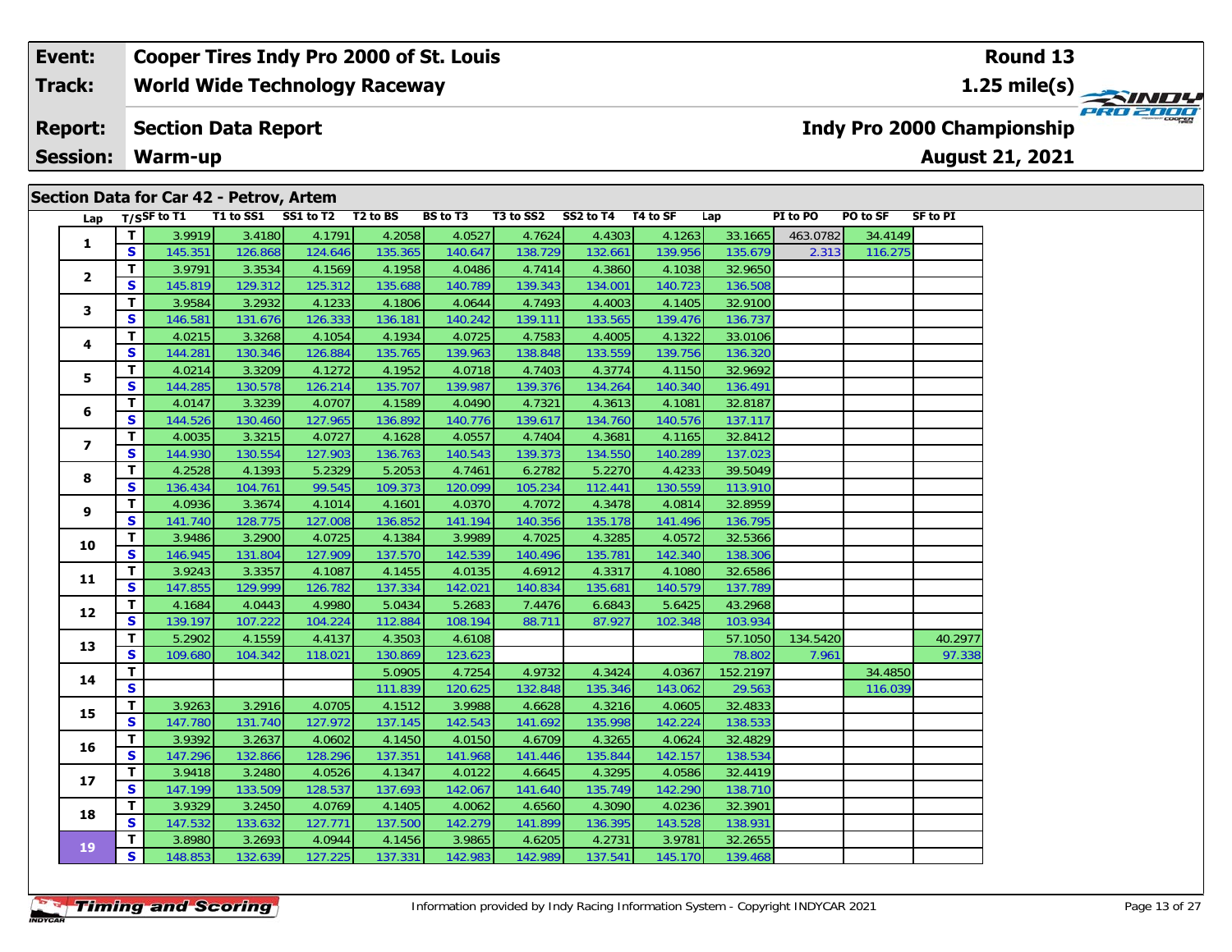| Event: | Cooper Tires Indy Pro 2000 of St. Louis | Round 13 |
|---|---|---|
| Track: | World Wide Technology Raceway | 1.25 mile(s) |
| Report: | Section Data Report | Indy Pro 2000 Championship |
| Session: | Warm-up | August 21, 2021 |

## Section Data for Car 42 - Petrov, Artem

| Lap | T/S | SF to T1 | T1 to SS1 | SS1 to T2 | T2 to BS | BS to T3 | T3 to SS2 | SS2 to T4 | T4 to SF | Lap | PI to PO | PO to SF | SF to PI |
|---|---|---|---|---|---|---|---|---|---|---|---|---|---|
| 1 | T | 3.9919 | 3.4180 | 4.1791 | 4.2058 | 4.0527 | 4.7624 | 4.4303 | 4.1263 | 33.1665 | 463.0782 | 34.4149 | |
| | S | 145.351 | 126.868 | 124.646 | 135.365 | 140.647 | 138.729 | 132.661 | 139.956 | 135.679 | 2.313 | 116.275 | |
| 2 | T | 3.9791 | 3.3534 | 4.1569 | 4.1958 | 4.0486 | 4.7414 | 4.3860 | 4.1038 | 32.9650 | | | |
| | S | 145.819 | 129.312 | 125.312 | 135.688 | 140.789 | 139.343 | 134.001 | 140.723 | 136.508 | | | |
| 3 | T | 3.9584 | 3.2932 | 4.1233 | 4.1806 | 4.0644 | 4.7493 | 4.4003 | 4.1405 | 32.9100 | | | |
| | S | 146.581 | 131.676 | 126.333 | 136.181 | 140.242 | 139.111 | 133.565 | 139.476 | 136.737 | | | |
| 4 | T | 4.0215 | 3.3268 | 4.1054 | 4.1934 | 4.0725 | 4.7583 | 4.4005 | 4.1322 | 33.0106 | | | |
| | S | 144.281 | 130.346 | 126.884 | 135.765 | 139.963 | 138.848 | 133.559 | 139.756 | 136.320 | | | |
| 5 | T | 4.0214 | 3.3209 | 4.1272 | 4.1952 | 4.0718 | 4.7403 | 4.3774 | 4.1150 | 32.9692 | | | |
| | S | 144.285 | 130.578 | 126.214 | 135.707 | 139.987 | 139.376 | 134.264 | 140.340 | 136.491 | | | |
| 6 | T | 4.0147 | 3.3239 | 4.0707 | 4.1589 | 4.0490 | 4.7321 | 4.3613 | 4.1081 | 32.8187 | | | |
| | S | 144.526 | 130.460 | 127.965 | 136.892 | 140.776 | 139.617 | 134.760 | 140.576 | 137.117 | | | |
| 7 | T | 4.0035 | 3.3215 | 4.0727 | 4.1628 | 4.0557 | 4.7404 | 4.3681 | 4.1165 | 32.8412 | | | |
| | S | 144.930 | 130.554 | 127.903 | 136.763 | 140.543 | 139.373 | 134.550 | 140.289 | 137.023 | | | |
| 8 | T | 4.2528 | 4.1393 | 5.2329 | 5.2053 | 4.7461 | 6.2782 | 5.2270 | 4.4233 | 39.5049 | | | |
| | S | 136.434 | 104.761 | 99.545 | 109.373 | 120.099 | 105.234 | 112.441 | 130.559 | 113.910 | | | |
| 9 | T | 4.0936 | 3.3674 | 4.1014 | 4.1601 | 4.0370 | 4.7072 | 4.3478 | 4.0814 | 32.8959 | | | |
| | S | 141.740 | 128.775 | 127.008 | 136.852 | 141.194 | 140.356 | 135.178 | 141.496 | 136.795 | | | |
| 10 | T | 3.9486 | 3.2900 | 4.0725 | 4.1384 | 3.9989 | 4.7025 | 4.3285 | 4.0572 | 32.5366 | | | |
| | S | 146.945 | 131.804 | 127.909 | 137.570 | 142.539 | 140.496 | 135.781 | 142.340 | 138.306 | | | |
| 11 | T | 3.9243 | 3.3357 | 4.1087 | 4.1455 | 4.0135 | 4.6912 | 4.3317 | 4.1080 | 32.6586 | | | |
| | S | 147.855 | 129.999 | 126.782 | 137.334 | 142.021 | 140.834 | 135.681 | 140.579 | 137.789 | | | |
| 12 | T | 4.1684 | 4.0443 | 4.9980 | 5.0434 | 5.2683 | 7.4476 | 6.6843 | 5.6425 | 43.2968 | | | |
| | S | 139.197 | 107.222 | 104.224 | 112.884 | 108.194 | 88.711 | 87.927 | 102.348 | 103.934 | | | |
| 13 | T | 5.2902 | 4.1559 | 4.4137 | 4.3503 | 4.6108 | | | | 57.1050 | 134.5420 | | 40.2977 |
| | S | 109.680 | 104.342 | 118.021 | 130.869 | 123.623 | | | | 78.802 | 7.961 | | 97.338 |
| 14 | T | | | | 5.0905 | 4.7254 | 4.9732 | 4.3424 | 4.0367 | 152.2197 | | 34.4850 | |
| | S | | | | 111.839 | 120.625 | 132.848 | 135.346 | 143.062 | 29.563 | | 116.039 | |
| 15 | T | 3.9263 | 3.2916 | 4.0705 | 4.1512 | 3.9988 | 4.6628 | 4.3216 | 4.0605 | 32.4833 | | | |
| | S | 147.780 | 131.740 | 127.972 | 137.145 | 142.543 | 141.692 | 135.998 | 142.224 | 138.533 | | | |
| 16 | T | 3.9392 | 3.2637 | 4.0602 | 4.1450 | 4.0150 | 4.6709 | 4.3265 | 4.0624 | 32.4829 | | | |
| | S | 147.296 | 132.866 | 128.296 | 137.351 | 141.968 | 141.446 | 135.844 | 142.157 | 138.534 | | | |
| 17 | T | 3.9418 | 3.2480 | 4.0526 | 4.1347 | 4.0122 | 4.6645 | 4.3295 | 4.0586 | 32.4419 | | | |
| | S | 147.199 | 133.509 | 128.537 | 137.693 | 142.067 | 141.640 | 135.749 | 142.290 | 138.710 | | | |
| 18 | T | 3.9329 | 3.2450 | 4.0769 | 4.1405 | 4.0062 | 4.6560 | 4.3090 | 4.0236 | 32.3901 | | | |
| | S | 147.532 | 133.632 | 127.771 | 137.500 | 142.279 | 141.899 | 136.395 | 143.528 | 138.931 | | | |
| 19 | T | 3.8980 | 3.2693 | 4.0944 | 4.1456 | 3.9865 | 4.6205 | 4.2731 | 3.9781 | 32.2655 | | | |
| | S | 148.853 | 132.639 | 127.225 | 137.331 | 142.983 | 142.989 | 137.541 | 145.170 | 139.468 | | | |

Information provided by Indy Racing Information System - Copyright INDYCAR 2021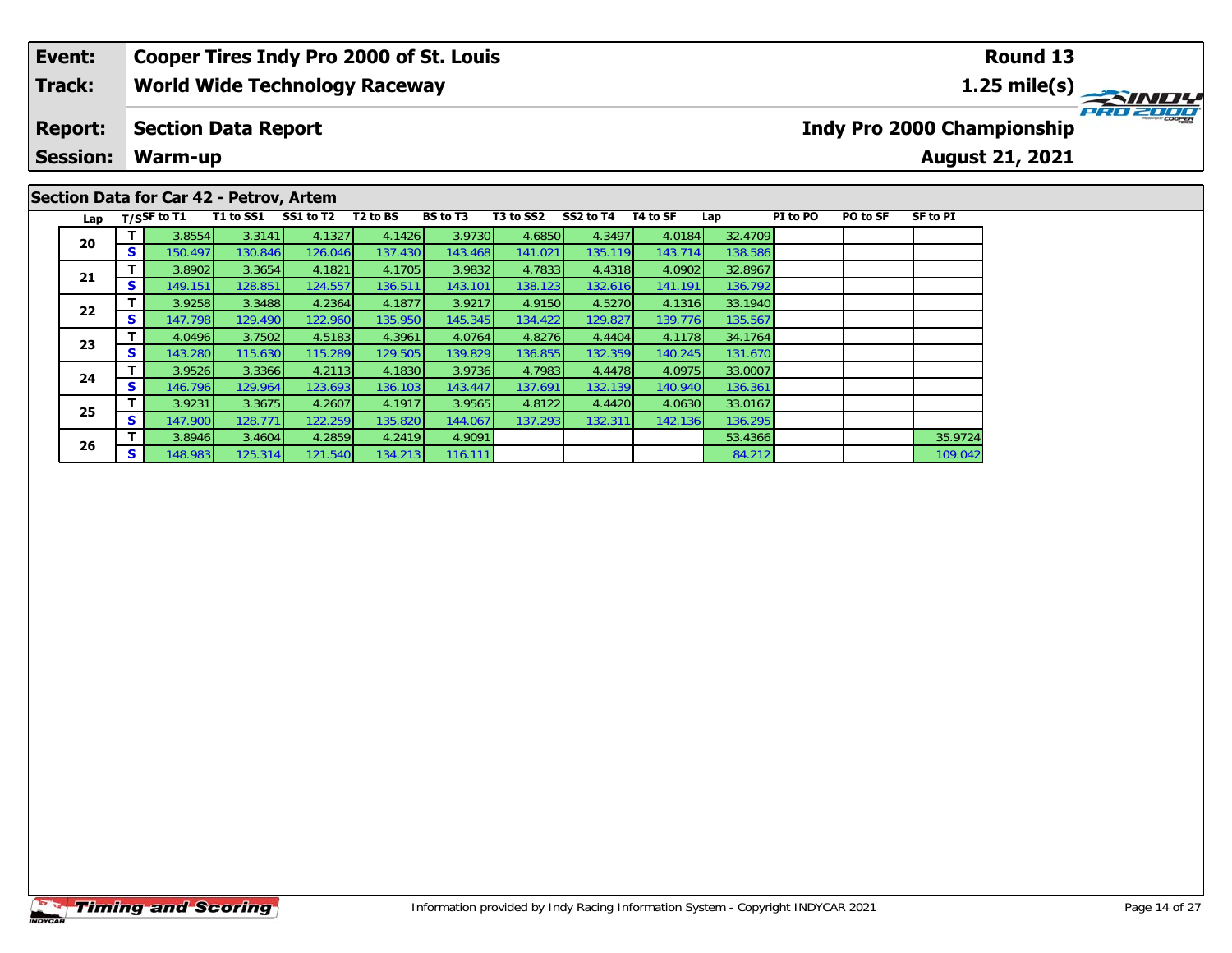| Event: | Cooper Tires Indy Pro 2000 of St. Louis | Round 13 |
|---|---|---|
| Track: | World Wide Technology Raceway | 1.25 mile(s) |
| Report: | Section Data Report | Indy Pro 2000 Championship |
| Session: | Warm-up | August 21, 2021 |

## Section Data for Car 42 - Petrov, Artem

| Lap | T/S | SF to T1 | T1 to SS1 | SS1 to T2 | T2 to BS | BS to T3 | T3 to SS2 | SS2 to T4 | T4 to SF | Lap | PI to PO | PO to SF | SF to PI |
|---|---|---|---|---|---|---|---|---|---|---|---|---|---|
| 20 | T | 3.8554 | 3.3141 | 4.1327 | 4.1426 | 3.9730 | 4.6850 | 4.3497 | 4.0184 | 32.4709 | | | |
| | S | 150.497 | 130.846 | 126.046 | 137.430 | 143.468 | 141.021 | 135.119 | 143.714 | 138.586 | | | |
| 21 | T | 3.8902 | 3.3654 | 4.1821 | 4.1705 | 3.9832 | 4.7833 | 4.4318 | 4.0902 | 32.8967 | | | |
| | S | 149.151 | 128.851 | 124.557 | 136.511 | 143.101 | 138.123 | 132.616 | 141.191 | 136.792 | | | |
| 22 | T | 3.9258 | 3.3488 | 4.2364 | 4.1877 | 3.9217 | 4.9150 | 4.5270 | 4.1316 | 33.1940 | | | |
| | S | 147.798 | 129.490 | 122.960 | 135.950 | 145.345 | 134.422 | 129.827 | 139.776 | 135.567 | | | |
| 23 | T | 4.0496 | 3.7502 | 4.5183 | 4.3961 | 4.0764 | 4.8276 | 4.4404 | 4.1178 | 34.1764 | | | |
| | S | 143.280 | 115.630 | 115.289 | 129.505 | 139.829 | 136.855 | 132.359 | 140.245 | 131.670 | | | |
| 24 | T | 3.9526 | 3.3366 | 4.2113 | 4.1830 | 3.9736 | 4.7983 | 4.4478 | 4.0975 | 33.0007 | | | |
| | S | 146.796 | 129.964 | 123.693 | 136.103 | 143.447 | 137.691 | 132.139 | 140.940 | 136.361 | | | |
| 25 | T | 3.9231 | 3.3675 | 4.2607 | 4.1917 | 3.9565 | 4.8122 | 4.4420 | 4.0630 | 33.0167 | | | |
| | S | 147.900 | 128.771 | 122.259 | 135.820 | 144.067 | 137.293 | 132.311 | 142.136 | 136.295 | | | |
| 26 | T | 3.8946 | 3.4604 | 4.2859 | 4.2419 | 4.9091 | | | | 53.4366 | | | 35.9724 |
| | S | 148.983 | 125.314 | 121.540 | 134.213 | 116.111 | | | | 84.212 | | | 109.042 |

Information provided by Indy Racing Information System - Copyright INDYCAR 2021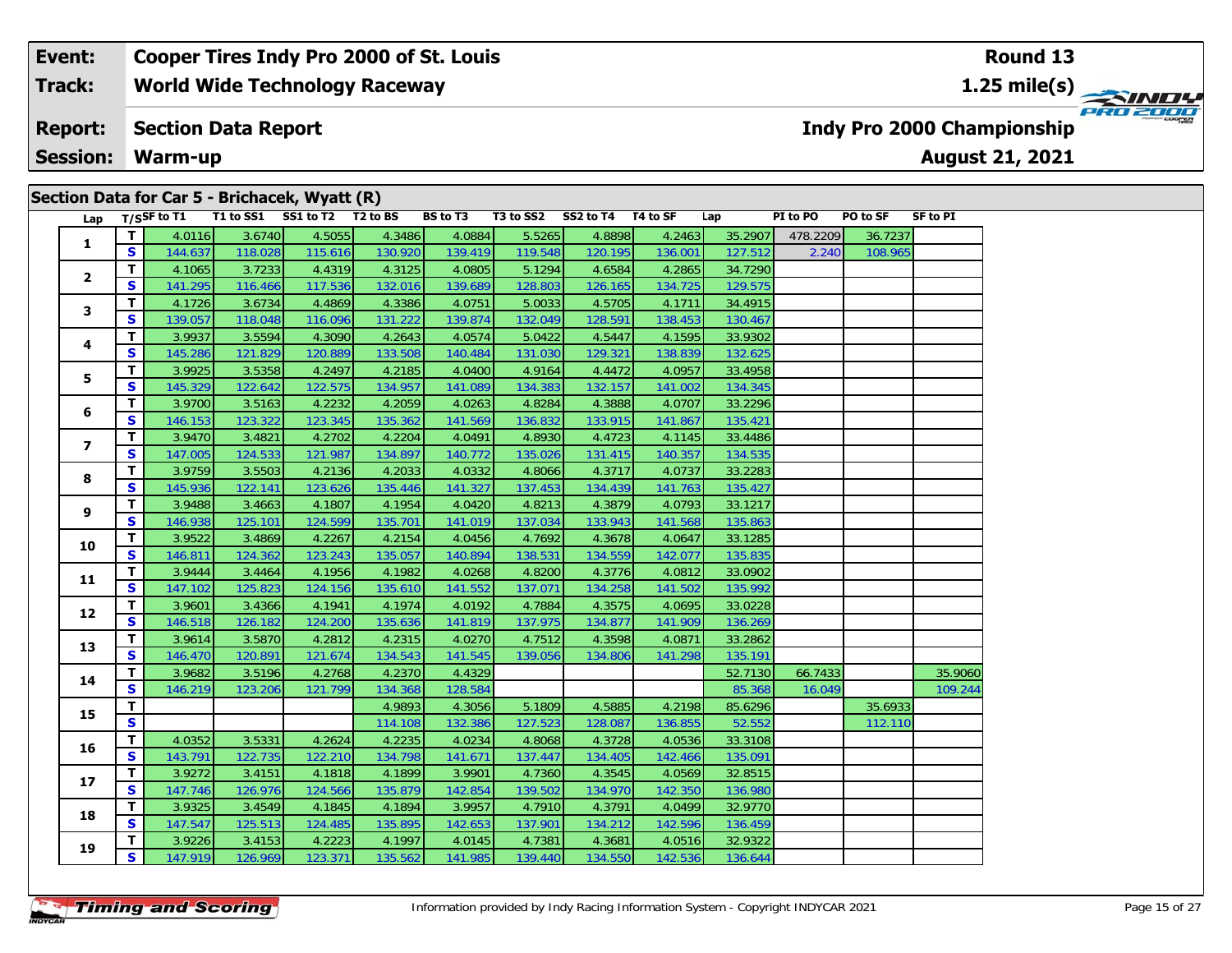| Event: | Cooper Tires Indy Pro 2000 of St. Louis | Round 13 |
|---|---|---|
| Track: | World Wide Technology Raceway | 1.25 mile(s) |
| Report: | Section Data Report | Indy Pro 2000 Championship |
| Session: | Warm-up | August 21, 2021 |

## Section Data for Car 5 - Brichacek, Wyatt (R)

| Lap | T/S | SF to T1 | T1 to SS1 | SS1 to T2 | T2 to BS | BS to T3 | T3 to SS2 | SS2 to T4 | T4 to SF | Lap | PI to PO | PO to SF | SF to PI |
|---|---|---|---|---|---|---|---|---|---|---|---|---|---|
| 1 | T | 4.0116 | 3.6740 | 4.5055 | 4.3486 | 4.0884 | 5.5265 | 4.8898 | 4.2463 | 35.2907 | 478.2209 | 36.7237 | |
| | S | 144.637 | 118.028 | 115.616 | 130.920 | 139.419 | 119.548 | 120.195 | 136.001 | 127.512 | 2.240 | 108.965 | |
| 2 | T | 4.1065 | 3.7233 | 4.4319 | 4.3125 | 4.0805 | 5.1294 | 4.6584 | 4.2865 | 34.7290 | | | |
| | S | 141.295 | 116.466 | 117.536 | 132.016 | 139.689 | 128.803 | 126.165 | 134.725 | 129.575 | | | |
| 3 | T | 4.1726 | 3.6734 | 4.4869 | 4.3386 | 4.0751 | 5.0033 | 4.5705 | 4.1711 | 34.4915 | | | |
| | S | 139.057 | 118.048 | 116.096 | 131.222 | 139.874 | 132.049 | 128.591 | 138.453 | 130.467 | | | |
| 4 | T | 3.9937 | 3.5594 | 4.3090 | 4.2643 | 4.0574 | 5.0422 | 4.5447 | 4.1595 | 33.9302 | | | |
| | S | 145.286 | 121.829 | 120.889 | 133.508 | 140.484 | 131.030 | 129.321 | 138.839 | 132.625 | | | |
| 5 | T | 3.9925 | 3.5358 | 4.2497 | 4.2185 | 4.0400 | 4.9164 | 4.4472 | 4.0957 | 33.4958 | | | |
| | S | 145.329 | 122.642 | 122.575 | 134.957 | 141.089 | 134.383 | 132.157 | 141.002 | 134.345 | | | |
| 6 | T | 3.9700 | 3.5163 | 4.2232 | 4.2059 | 4.0263 | 4.8284 | 4.3888 | 4.0707 | 33.2296 | | | |
| | S | 146.153 | 123.322 | 123.345 | 135.362 | 141.569 | 136.832 | 133.915 | 141.867 | 135.421 | | | |
| 7 | T | 3.9470 | 3.4821 | 4.2702 | 4.2204 | 4.0491 | 4.8930 | 4.4723 | 4.1145 | 33.4486 | | | |
| | S | 147.005 | 124.533 | 121.987 | 134.897 | 140.772 | 135.026 | 131.415 | 140.357 | 134.535 | | | |
| 8 | T | 3.9759 | 3.5503 | 4.2136 | 4.2033 | 4.0332 | 4.8066 | 4.3717 | 4.0737 | 33.2283 | | | |
| | S | 145.936 | 122.141 | 123.626 | 135.446 | 141.327 | 137.453 | 134.439 | 141.763 | 135.427 | | | |
| 9 | T | 3.9488 | 3.4663 | 4.1807 | 4.1954 | 4.0420 | 4.8213 | 4.3879 | 4.0793 | 33.1217 | | | |
| | S | 146.938 | 125.101 | 124.599 | 135.701 | 141.019 | 137.034 | 133.943 | 141.568 | 135.863 | | | |
| 10 | T | 3.9522 | 3.4869 | 4.2267 | 4.2154 | 4.0456 | 4.7692 | 4.3678 | 4.0647 | 33.1285 | | | |
| | S | 146.811 | 124.362 | 123.243 | 135.057 | 140.894 | 138.531 | 134.559 | 142.077 | 135.835 | | | |
| 11 | T | 3.9444 | 3.4464 | 4.1956 | 4.1982 | 4.0268 | 4.8200 | 4.3776 | 4.0812 | 33.0902 | | | |
| | S | 147.102 | 125.823 | 124.156 | 135.610 | 141.552 | 137.071 | 134.258 | 141.502 | 135.992 | | | |
| 12 | T | 3.9601 | 3.4366 | 4.1941 | 4.1974 | 4.0192 | 4.7884 | 4.3575 | 4.0695 | 33.0228 | | | |
| | S | 146.518 | 126.182 | 124.200 | 135.636 | 141.819 | 137.975 | 134.877 | 141.909 | 136.269 | | | |
| 13 | T | 3.9614 | 3.5870 | 4.2812 | 4.2315 | 4.0270 | 4.7512 | 4.3598 | 4.0871 | 33.2862 | | | |
| | S | 146.470 | 120.891 | 121.674 | 134.543 | 141.545 | 139.056 | 134.806 | 141.298 | 135.191 | | | |
| 14 | T | 3.9682 | 3.5196 | 4.2768 | 4.2370 | 4.4329 | | | | 52.7130 | 66.7433 | | 35.9060 |
| | S | 146.219 | 123.206 | 121.799 | 134.368 | 128.584 | | | | 85.368 | 16.049 | | 109.244 |
| 15 | T | | | | 4.9893 | 4.3056 | 5.1809 | 4.5885 | 4.2198 | 85.6296 | | 35.6933 | |
| | S | | | | 114.108 | 132.386 | 127.523 | 128.087 | 136.855 | 52.552 | | 112.110 | |
| 16 | T | 4.0352 | 3.5331 | 4.2624 | 4.2235 | 4.0234 | 4.8068 | 4.3728 | 4.0536 | 33.3108 | | | |
| | S | 143.791 | 122.735 | 122.210 | 134.798 | 141.671 | 137.447 | 134.405 | 142.466 | 135.091 | | | |
| 17 | T | 3.9272 | 3.4151 | 4.1818 | 4.1899 | 3.9901 | 4.7360 | 4.3545 | 4.0569 | 32.8515 | | | |
| | S | 147.746 | 126.976 | 124.566 | 135.879 | 142.854 | 139.502 | 134.970 | 142.350 | 136.980 | | | |
| 18 | T | 3.9325 | 3.4549 | 4.1845 | 4.1894 | 3.9957 | 4.7910 | 4.3791 | 4.0499 | 32.9770 | | | |
| | S | 147.547 | 125.513 | 124.485 | 135.895 | 142.653 | 137.901 | 134.212 | 142.596 | 136.459 | | | |
| 19 | T | 3.9226 | 3.4153 | 4.2223 | 4.1997 | 4.0145 | 4.7381 | 4.3681 | 4.0516 | 32.9322 | | | |
| | S | 147.919 | 126.969 | 123.371 | 135.562 | 141.985 | 139.440 | 134.550 | 142.536 | 136.644 | | | |

Information provided by Indy Racing Information System - Copyright INDYCAR 2021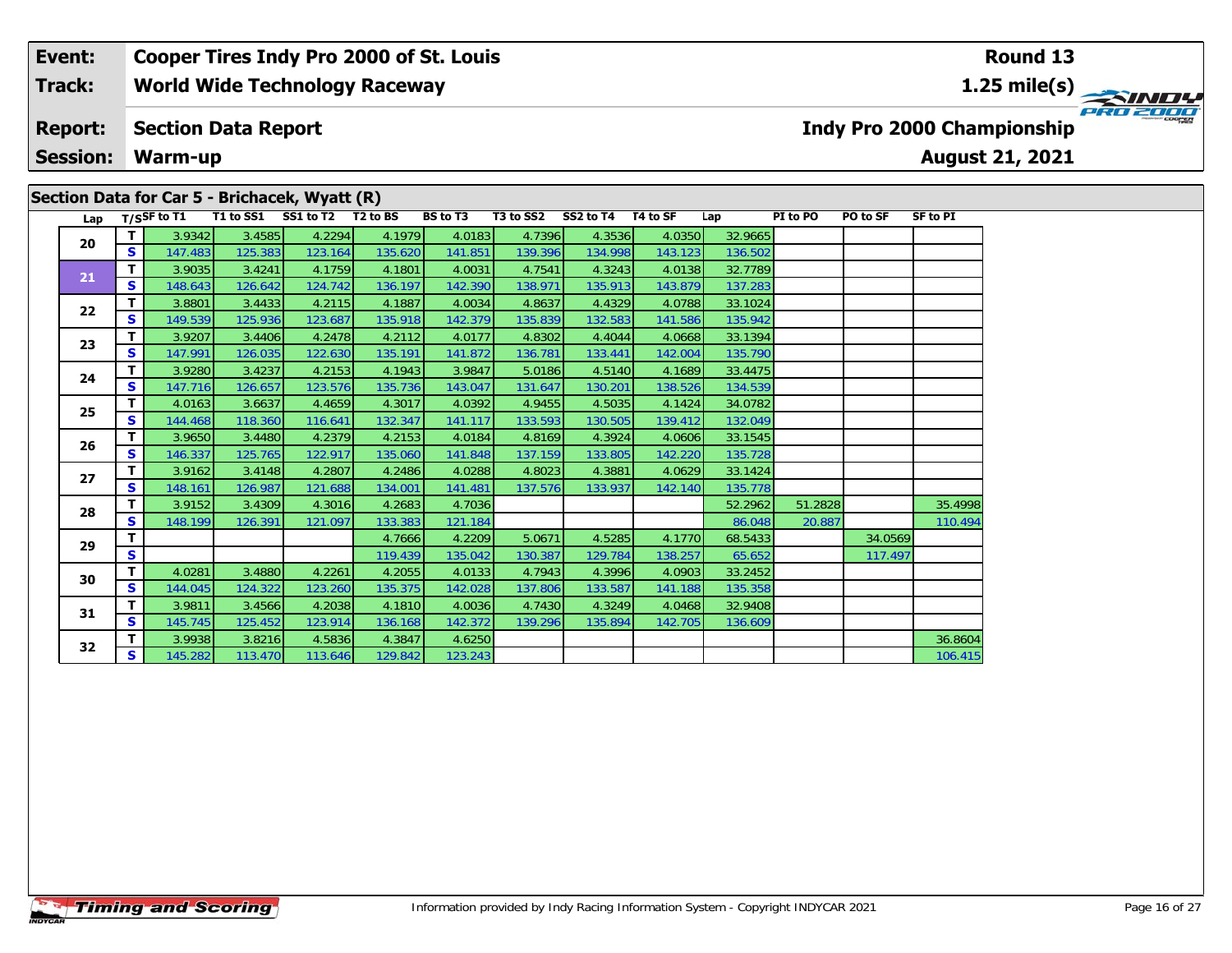| Event: | Cooper Tires Indy Pro 2000 of St. Louis | Round 13 |
|---|---|---|
| Track: | World Wide Technology Raceway | 1.25 mile(s) |
| Report: | Section Data Report | Indy Pro 2000 Championship |
| Session: | Warm-up | August 21, 2021 |

## Section Data for Car 5 - Brichacek, Wyatt (R)

| Lap | T/S | SF to T1 | T1 to SS1 | SS1 to T2 | T2 to BS | BS to T3 | T3 to SS2 | SS2 to T4 | T4 to SF | Lap | PI to PO | PO to SF | SF to PI |
|---|---|---|---|---|---|---|---|---|---|---|---|---|---|
| 20 | T | 3.9342 | 3.4585 | 4.2294 | 4.1979 | 4.0183 | 4.7396 | 4.3536 | 4.0350 | 32.9665 | | | |
| | S | 147.483 | 125.383 | 123.164 | 135.620 | 141.851 | 139.396 | 134.998 | 143.123 | 136.502 | | | |
| 21 | T | 3.9035 | 3.4241 | 4.1759 | 4.1801 | 4.0031 | 4.7541 | 4.3243 | 4.0138 | 32.7789 | | | |
| | S | 148.643 | 126.642 | 124.742 | 136.197 | 142.390 | 138.971 | 135.913 | 143.879 | 137.283 | | | |
| 22 | T | 3.8801 | 3.4433 | 4.2115 | 4.1887 | 4.0034 | 4.8637 | 4.4329 | 4.0788 | 33.1024 | | | |
| | S | 149.539 | 125.936 | 123.687 | 135.918 | 142.379 | 135.839 | 132.583 | 141.586 | 135.942 | | | |
| 23 | T | 3.9207 | 3.4406 | 4.2478 | 4.2112 | 4.0177 | 4.8302 | 4.4044 | 4.0668 | 33.1394 | | | |
| | S | 147.991 | 126.035 | 122.630 | 135.191 | 141.872 | 136.781 | 133.441 | 142.004 | 135.790 | | | |
| 24 | T | 3.9280 | 3.4237 | 4.2153 | 4.1943 | 3.9847 | 5.0186 | 4.5140 | 4.1689 | 33.4475 | | | |
| | S | 147.716 | 126.657 | 123.576 | 135.736 | 143.047 | 131.647 | 130.201 | 138.526 | 134.539 | | | |
| 25 | T | 4.0163 | 3.6637 | 4.4659 | 4.3017 | 4.0392 | 4.9455 | 4.5035 | 4.1424 | 34.0782 | | | |
| | S | 144.468 | 118.360 | 116.641 | 132.347 | 141.117 | 133.593 | 130.505 | 139.412 | 132.049 | | | |
| 26 | T | 3.9650 | 3.4480 | 4.2379 | 4.2153 | 4.0184 | 4.8169 | 4.3924 | 4.0606 | 33.1545 | | | |
| | S | 146.337 | 125.765 | 122.917 | 135.060 | 141.848 | 137.159 | 133.805 | 142.220 | 135.728 | | | |
| 27 | T | 3.9162 | 3.4148 | 4.2807 | 4.2486 | 4.0288 | 4.8023 | 4.3881 | 4.0629 | 33.1424 | | | |
| | S | 148.161 | 126.987 | 121.688 | 134.001 | 141.481 | 137.576 | 133.937 | 142.140 | 135.778 | | | |
| 28 | T | 3.9152 | 3.4309 | 4.3016 | 4.2683 | 4.7036 | | | | 52.2962 | 51.2828 | | 35.4998 |
| | S | 148.199 | 126.391 | 121.097 | 133.383 | 121.184 | | | | 86.048 | 20.887 | | 110.494 |
| 29 | T | | | | 4.7666 | 4.2209 | 5.0671 | 4.5285 | 4.1770 | 68.5433 | | 34.0569 | |
| | S | | | | 119.439 | 135.042 | 130.387 | 129.784 | 138.257 | 65.652 | | 117.497 | |
| 30 | T | 4.0281 | 3.4880 | 4.2261 | 4.2055 | 4.0133 | 4.7943 | 4.3996 | 4.0903 | 33.2452 | | | |
| | S | 144.045 | 124.322 | 123.260 | 135.375 | 142.028 | 137.806 | 133.587 | 141.188 | 135.358 | | | |
| 31 | T | 3.9811 | 3.4566 | 4.2038 | 4.1810 | 4.0036 | 4.7430 | 4.3249 | 4.0468 | 32.9408 | | | |
| | S | 145.745 | 125.452 | 123.914 | 136.168 | 142.372 | 139.296 | 135.894 | 142.705 | 136.609 | | | |
| 32 | T | 3.9938 | 3.8216 | 4.5836 | 4.3847 | 4.6250 | | | | | | | 36.8604 |
| | S | 145.282 | 113.470 | 113.646 | 129.842 | 123.243 | | | | | | | 106.415 |

Information provided by Indy Racing Information System - Copyright INDYCAR 2021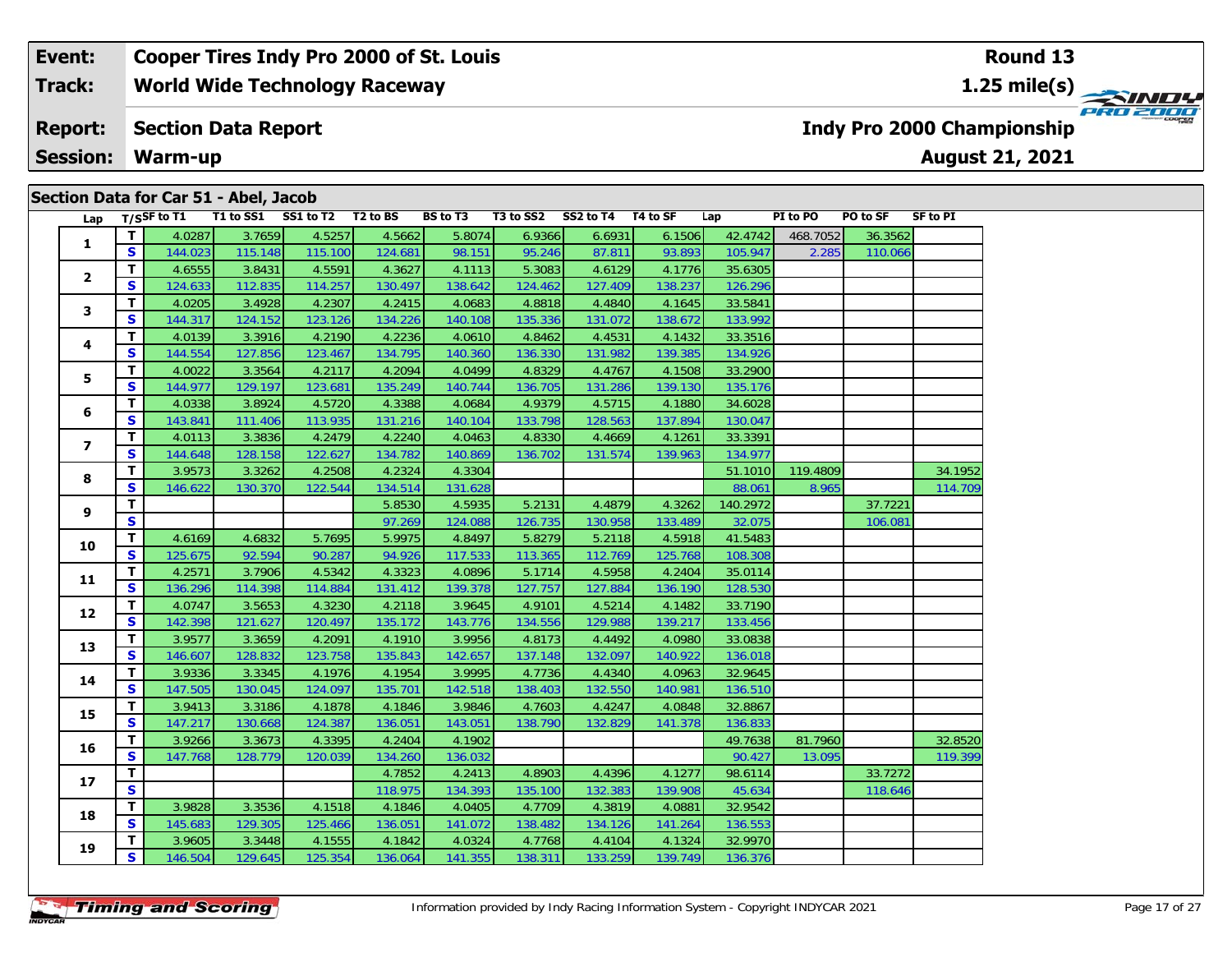| Event: | Cooper Tires Indy Pro 2000 of St. Louis | Round 13 |
|---|---|---|
| Track: | World Wide Technology Raceway | 1.25 mile(s) |
| Report: | Section Data Report | Indy Pro 2000 Championship |
| Session: | Warm-up | August 21, 2021 |

## Section Data for Car 51 - Abel, Jacob

| Lap | T/S | SF to T1 | T1 to SS1 | SS1 to T2 | T2 to BS | BS to T3 | T3 to SS2 | SS2 to T4 | T4 to SF | Lap | PI to PO | PO to SF | SF to PI |
|---|---|---|---|---|---|---|---|---|---|---|---|---|---|
| 1 | T | 4.0287 | 3.7659 | 4.5257 | 4.5662 | 5.8074 | 6.9366 | 6.6931 | 6.1506 | 42.4742 | 468.7052 | 36.3562 | |
| | S | 144.023 | 115.148 | 115.100 | 124.681 | 98.151 | 95.246 | 87.811 | 93.893 | 105.947 | 2.285 | 110.066 | |
| 2 | T | 4.6555 | 3.8431 | 4.5591 | 4.3627 | 4.1113 | 5.3083 | 4.6129 | 4.1776 | 35.6305 | | | |
| | S | 124.633 | 112.835 | 114.257 | 130.497 | 138.642 | 124.462 | 127.409 | 138.237 | 126.296 | | | |
| 3 | T | 4.0205 | 3.4928 | 4.2307 | 4.2415 | 4.0683 | 4.8818 | 4.4840 | 4.1645 | 33.5841 | | | |
| | S | 144.317 | 124.152 | 123.126 | 134.226 | 140.108 | 135.336 | 131.072 | 138.672 | 133.992 | | | |
| 4 | T | 4.0139 | 3.3916 | 4.2190 | 4.2236 | 4.0610 | 4.8462 | 4.4531 | 4.1432 | 33.3516 | | | |
| | S | 144.554 | 127.856 | 123.467 | 134.795 | 140.360 | 136.330 | 131.982 | 139.385 | 134.926 | | | |
| 5 | T | 4.0022 | 3.3564 | 4.2117 | 4.2094 | 4.0499 | 4.8329 | 4.4767 | 4.1508 | 33.2900 | | | |
| | S | 144.977 | 129.197 | 123.681 | 135.249 | 140.744 | 136.705 | 131.286 | 139.130 | 135.176 | | | |
| 6 | T | 4.0338 | 3.8924 | 4.5720 | 4.3388 | 4.0684 | 4.9379 | 4.5715 | 4.1880 | 34.6028 | | | |
| | S | 143.841 | 111.406 | 113.935 | 131.216 | 140.104 | 133.798 | 128.563 | 137.894 | 130.047 | | | |
| 7 | T | 4.0113 | 3.3836 | 4.2479 | 4.2240 | 4.0463 | 4.8330 | 4.4669 | 4.1261 | 33.3391 | | | |
| | S | 144.648 | 128.158 | 122.627 | 134.782 | 140.869 | 136.702 | 131.574 | 139.963 | 134.977 | | | |
| 8 | T | 3.9573 | 3.3262 | 4.2508 | 4.2324 | 4.3304 | | | | 51.1010 | 119.4809 | | 34.1952 |
| | S | 146.622 | 130.370 | 122.544 | 134.514 | 131.628 | | | | 88.061 | 8.965 | | 114.709 |
| 9 | T | | | | 5.8530 | 4.5935 | 5.2131 | 4.4879 | 4.3262 | 140.2972 | | 37.7221 | |
| | S | | | | 97.269 | 124.088 | 126.735 | 130.958 | 133.489 | 32.075 | | 106.081 | |
| 10 | T | 4.6169 | 4.6832 | 5.7695 | 5.9975 | 4.8497 | 5.8279 | 5.2118 | 4.5918 | 41.5483 | | | |
| | S | 125.675 | 92.594 | 90.287 | 94.926 | 117.533 | 113.365 | 112.769 | 125.768 | 108.308 | | | |
| 11 | T | 4.2571 | 3.7906 | 4.5342 | 4.3323 | 4.0896 | 5.1714 | 4.5958 | 4.2404 | 35.0114 | | | |
| | S | 136.296 | 114.398 | 114.884 | 131.412 | 139.378 | 127.757 | 127.884 | 136.190 | 128.530 | | | |
| 12 | T | 4.0747 | 3.5653 | 4.3230 | 4.2118 | 3.9645 | 4.9101 | 4.5214 | 4.1482 | 33.7190 | | | |
| | S | 142.398 | 121.627 | 120.497 | 135.172 | 143.776 | 134.556 | 129.988 | 139.217 | 133.456 | | | |
| 13 | T | 3.9577 | 3.3659 | 4.2091 | 4.1910 | 3.9956 | 4.8173 | 4.4492 | 4.0980 | 33.0838 | | | |
| | S | 146.607 | 128.832 | 123.758 | 135.843 | 142.657 | 137.148 | 132.097 | 140.922 | 136.018 | | | |
| 14 | T | 3.9336 | 3.3345 | 4.1976 | 4.1954 | 3.9995 | 4.7736 | 4.4340 | 4.0963 | 32.9645 | | | |
| | S | 147.505 | 130.045 | 124.097 | 135.701 | 142.518 | 138.403 | 132.550 | 140.981 | 136.510 | | | |
| 15 | T | 3.9413 | 3.3186 | 4.1878 | 4.1846 | 3.9846 | 4.7603 | 4.4247 | 4.0848 | 32.8867 | | | |
| | S | 147.217 | 130.668 | 124.387 | 136.051 | 143.051 | 138.790 | 132.829 | 141.378 | 136.833 | | | |
| 16 | T | 3.9266 | 3.3673 | 4.3395 | 4.2404 | 4.1902 | | | | 49.7638 | 81.7960 | | 32.8520 |
| | S | 147.768 | 128.779 | 120.039 | 134.260 | 136.032 | | | | 90.427 | 13.095 | | 119.399 |
| 17 | T | | | | 4.7852 | 4.2413 | 4.8903 | 4.4396 | 4.1277 | 98.6114 | | 33.7272 | |
| | S | | | | 118.975 | 134.393 | 135.100 | 132.383 | 139.908 | 45.634 | | 118.646 | |
| 18 | T | 3.9828 | 3.3536 | 4.1518 | 4.1846 | 4.0405 | 4.7709 | 4.3819 | 4.0881 | 32.9542 | | | |
| | S | 145.683 | 129.305 | 125.466 | 136.051 | 141.072 | 138.482 | 134.126 | 141.264 | 136.553 | | | |
| 19 | T | 3.9605 | 3.3448 | 4.1555 | 4.1842 | 4.0324 | 4.7768 | 4.4104 | 4.1324 | 32.9970 | | | |
| | S | 146.504 | 129.645 | 125.354 | 136.064 | 141.355 | 138.311 | 133.259 | 139.749 | 136.376 | | | |

Information provided by Indy Racing Information System - Copyright INDYCAR 2021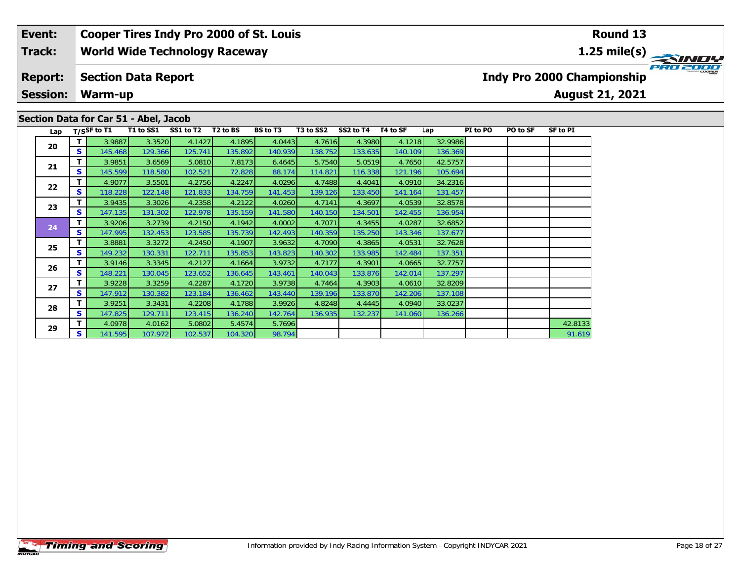| Event: | Cooper Tires Indy Pro 2000 of St. Louis | Round 13 |
|---|---|---|
| Track: | World Wide Technology Raceway | 1.25 mile(s) |
| Report: | Section Data Report | Indy Pro 2000 Championship |
| Session: | Warm-up | August 21, 2021 |

## Section Data for Car 51 - Abel, Jacob

| Lap | T/S | SF to T1 | T1 to SS1 | SS1 to T2 | T2 to BS | BS to T3 | T3 to SS2 | SS2 to T4 | T4 to SF | Lap | PI to PO | PO to SF | SF to PI |
|---|---|---|---|---|---|---|---|---|---|---|---|---|---|
| 20 | T | 3.9887 | 3.3520 | 4.1427 | 4.1895 | 4.0443 | 4.7616 | 4.3980 | 4.1218 | 32.9986 | | | |
| | S | 145.468 | 129.366 | 125.741 | 135.892 | 140.939 | 138.752 | 133.635 | 140.109 | 136.369 | | | |
| 21 | T | 3.9851 | 3.6569 | 5.0810 | 7.8173 | 6.4645 | 5.7540 | 5.0519 | 4.7650 | 42.5757 | | | |
| | S | 145.599 | 118.580 | 102.521 | 72.828 | 88.174 | 114.821 | 116.338 | 121.196 | 105.694 | | | |
| 22 | T | 4.9077 | 3.5501 | 4.2756 | 4.2247 | 4.0296 | 4.7488 | 4.4041 | 4.0910 | 34.2316 | | | |
| | S | 118.228 | 122.148 | 121.833 | 134.759 | 141.453 | 139.126 | 133.450 | 141.164 | 131.457 | | | |
| 23 | T | 3.9435 | 3.3026 | 4.2358 | 4.2122 | 4.0260 | 4.7141 | 4.3697 | 4.0539 | 32.8578 | | | |
| | S | 147.135 | 131.302 | 122.978 | 135.159 | 141.580 | 140.150 | 134.501 | 142.455 | 136.954 | | | |
| 24 | T | 3.9206 | 3.2739 | 4.2150 | 4.1942 | 4.0002 | 4.7071 | 4.3455 | 4.0287 | 32.6852 | | | |
| | S | 147.995 | 132.453 | 123.585 | 135.739 | 142.493 | 140.359 | 135.250 | 143.346 | 137.677 | | | |
| 25 | T | 3.8881 | 3.3272 | 4.2450 | 4.1907 | 3.9632 | 4.7090 | 4.3865 | 4.0531 | 32.7628 | | | |
| | S | 149.232 | 130.331 | 122.711 | 135.853 | 143.823 | 140.302 | 133.985 | 142.484 | 137.351 | | | |
| 26 | T | 3.9146 | 3.3345 | 4.2127 | 4.1664 | 3.9732 | 4.7177 | 4.3901 | 4.0665 | 32.7757 | | | |
| | S | 148.221 | 130.045 | 123.652 | 136.645 | 143.461 | 140.043 | 133.876 | 142.014 | 137.297 | | | |
| 27 | T | 3.9228 | 3.3259 | 4.2287 | 4.1720 | 3.9738 | 4.7464 | 4.3903 | 4.0610 | 32.8209 | | | |
| | S | 147.912 | 130.382 | 123.184 | 136.462 | 143.440 | 139.196 | 133.870 | 142.206 | 137.108 | | | |
| 28 | T | 3.9251 | 3.3431 | 4.2208 | 4.1788 | 3.9926 | 4.8248 | 4.4445 | 4.0940 | 33.0237 | | | |
| | S | 147.825 | 129.711 | 123.415 | 136.240 | 142.764 | 136.935 | 132.237 | 141.060 | 136.266 | | | |
| 29 | T | 4.0978 | 4.0162 | 5.0802 | 5.4574 | 5.7696 | | | | | | | 42.8133 |
| | S | 141.595 | 107.972 | 102.537 | 104.320 | 98.794 | | | | | | | 91.619 |

Information provided by Indy Racing Information System - Copyright INDYCAR 2021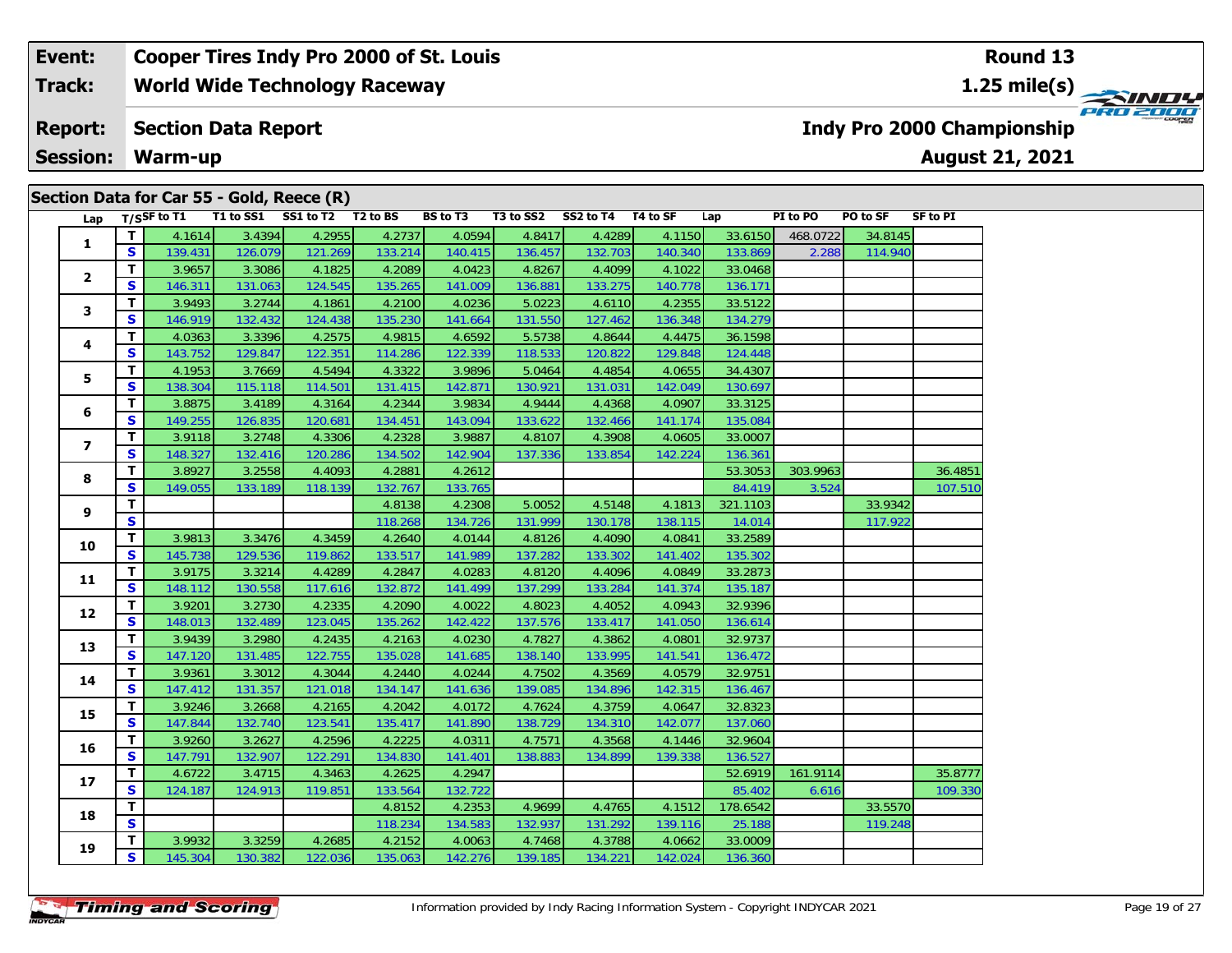| Event: | Cooper Tires Indy Pro 2000 of St. Louis | Round 13 |
|---|---|---|
| Track: | World Wide Technology Raceway | 1.25 mile(s) |
| Report: | Section Data Report | Indy Pro 2000 Championship |
| Session: | Warm-up | August 21, 2021 |

## Section Data for Car 55 - Gold, Reece (R)

| Lap | T/S | SF to T1 | T1 to SS1 | SS1 to T2 | T2 to BS | BS to T3 | T3 to SS2 | SS2 to T4 | T4 to SF | Lap | PI to PO | PO to SF | SF to PI |
|---|---|---|---|---|---|---|---|---|---|---|---|---|---|
| 1 | T | 4.1614 | 3.4394 | 4.2955 | 4.2737 | 4.0594 | 4.8417 | 4.4289 | 4.1150 | 33.6150 | 468.0722 | 34.8145 | |
| | S | 139.431 | 126.079 | 121.269 | 133.214 | 140.415 | 136.457 | 132.703 | 140.340 | 133.869 | 2.288 | 114.940 | |
| 2 | T | 3.9657 | 3.3086 | 4.1825 | 4.2089 | 4.0423 | 4.8267 | 4.4099 | 4.1022 | 33.0468 | | | |
| | S | 146.311 | 131.063 | 124.545 | 135.265 | 141.009 | 136.881 | 133.275 | 140.778 | 136.171 | | | |
| 3 | T | 3.9493 | 3.2744 | 4.1861 | 4.2100 | 4.0236 | 5.0223 | 4.6110 | 4.2355 | 33.5122 | | | |
| | S | 146.919 | 132.432 | 124.438 | 135.230 | 141.664 | 131.550 | 127.462 | 136.348 | 134.279 | | | |
| 4 | T | 4.0363 | 3.3396 | 4.2575 | 4.9815 | 4.6592 | 5.5738 | 4.8644 | 4.4475 | 36.1598 | | | |
| | S | 143.752 | 129.847 | 122.351 | 114.286 | 122.339 | 118.533 | 120.822 | 129.848 | 124.448 | | | |
| 5 | T | 4.1953 | 3.7669 | 4.5494 | 4.3322 | 3.9896 | 5.0464 | 4.4854 | 4.0655 | 34.4307 | | | |
| | S | 138.304 | 115.118 | 114.501 | 131.415 | 142.871 | 130.921 | 131.031 | 142.049 | 130.697 | | | |
| 6 | T | 3.8875 | 3.4189 | 4.3164 | 4.2344 | 3.9834 | 4.9444 | 4.4368 | 4.0907 | 33.3125 | | | |
| | S | 149.255 | 126.835 | 120.681 | 134.451 | 143.094 | 133.622 | 132.466 | 141.174 | 135.084 | | | |
| 7 | T | 3.9118 | 3.2748 | 4.3306 | 4.2328 | 3.9887 | 4.8107 | 4.3908 | 4.0605 | 33.0007 | | | |
| | S | 148.327 | 132.416 | 120.286 | 134.502 | 142.904 | 137.336 | 133.854 | 142.224 | 136.361 | | | |
| 8 | T | 3.8927 | 3.2558 | 4.4093 | 4.2881 | 4.2612 | | | | 53.3053 | 303.9963 | | 36.4851 |
| | S | 149.055 | 133.189 | 118.139 | 132.767 | 133.765 | | | | 84.419 | 3.524 | | 107.510 |
| 9 | T | | | | 4.8138 | 4.2308 | 5.0052 | 4.5148 | 4.1813 | 321.1103 | | 33.9342 | |
| | S | | | | 118.268 | 134.726 | 131.999 | 130.178 | 138.115 | 14.014 | | 117.922 | |
| 10 | T | 3.9813 | 3.3476 | 4.3459 | 4.2640 | 4.0144 | 4.8126 | 4.4090 | 4.0841 | 33.2589 | | | |
| | S | 145.738 | 129.536 | 119.862 | 133.517 | 141.989 | 137.282 | 133.302 | 141.402 | 135.302 | | | |
| 11 | T | 3.9175 | 3.3214 | 4.4289 | 4.2847 | 4.0283 | 4.8120 | 4.4096 | 4.0849 | 33.2873 | | | |
| | S | 148.112 | 130.558 | 117.616 | 132.872 | 141.499 | 137.299 | 133.284 | 141.374 | 135.187 | | | |
| 12 | T | 3.9201 | 3.2730 | 4.2335 | 4.2090 | 4.0022 | 4.8023 | 4.4052 | 4.0943 | 32.9396 | | | |
| | S | 148.013 | 132.489 | 123.045 | 135.262 | 142.422 | 137.576 | 133.417 | 141.050 | 136.614 | | | |
| 13 | T | 3.9439 | 3.2980 | 4.2435 | 4.2163 | 4.0230 | 4.7827 | 4.3862 | 4.0801 | 32.9737 | | | |
| | S | 147.120 | 131.485 | 122.755 | 135.028 | 141.685 | 138.140 | 133.995 | 141.541 | 136.472 | | | |
| 14 | T | 3.9361 | 3.3012 | 4.3044 | 4.2440 | 4.0244 | 4.7502 | 4.3569 | 4.0579 | 32.9751 | | | |
| | S | 147.412 | 131.357 | 121.018 | 134.147 | 141.636 | 139.085 | 134.896 | 142.315 | 136.467 | | | |
| 15 | T | 3.9246 | 3.2668 | 4.2165 | 4.2042 | 4.0172 | 4.7624 | 4.3759 | 4.0647 | 32.8323 | | | |
| | S | 147.844 | 132.740 | 123.541 | 135.417 | 141.890 | 138.729 | 134.310 | 142.077 | 137.060 | | | |
| 16 | T | 3.9260 | 3.2627 | 4.2596 | 4.2225 | 4.0311 | 4.7571 | 4.3568 | 4.1446 | 32.9604 | | | |
| | S | 147.791 | 132.907 | 122.291 | 134.830 | 141.401 | 138.883 | 134.899 | 139.338 | 136.527 | | | |
| 17 | T | 4.6722 | 3.4715 | 4.3463 | 4.2625 | 4.2947 | | | | 52.6919 | 161.9114 | | 35.8777 |
| | S | 124.187 | 124.913 | 119.851 | 133.564 | 132.722 | | | | 85.402 | 6.616 | | 109.330 |
| 18 | T | | | | 4.8152 | 4.2353 | 4.9699 | 4.4765 | 4.1512 | 178.6542 | | 33.5570 | |
| | S | | | | 118.234 | 134.583 | 132.937 | 131.292 | 139.116 | 25.188 | | 119.248 | |
| 19 | T | 3.9932 | 3.3259 | 4.2685 | 4.2152 | 4.0063 | 4.7468 | 4.3788 | 4.0662 | 33.0009 | | | |
| | S | 145.304 | 130.382 | 122.036 | 135.063 | 142.276 | 139.185 | 134.221 | 142.024 | 136.360 | | | |

Information provided by Indy Racing Information System - Copyright INDYCAR 2021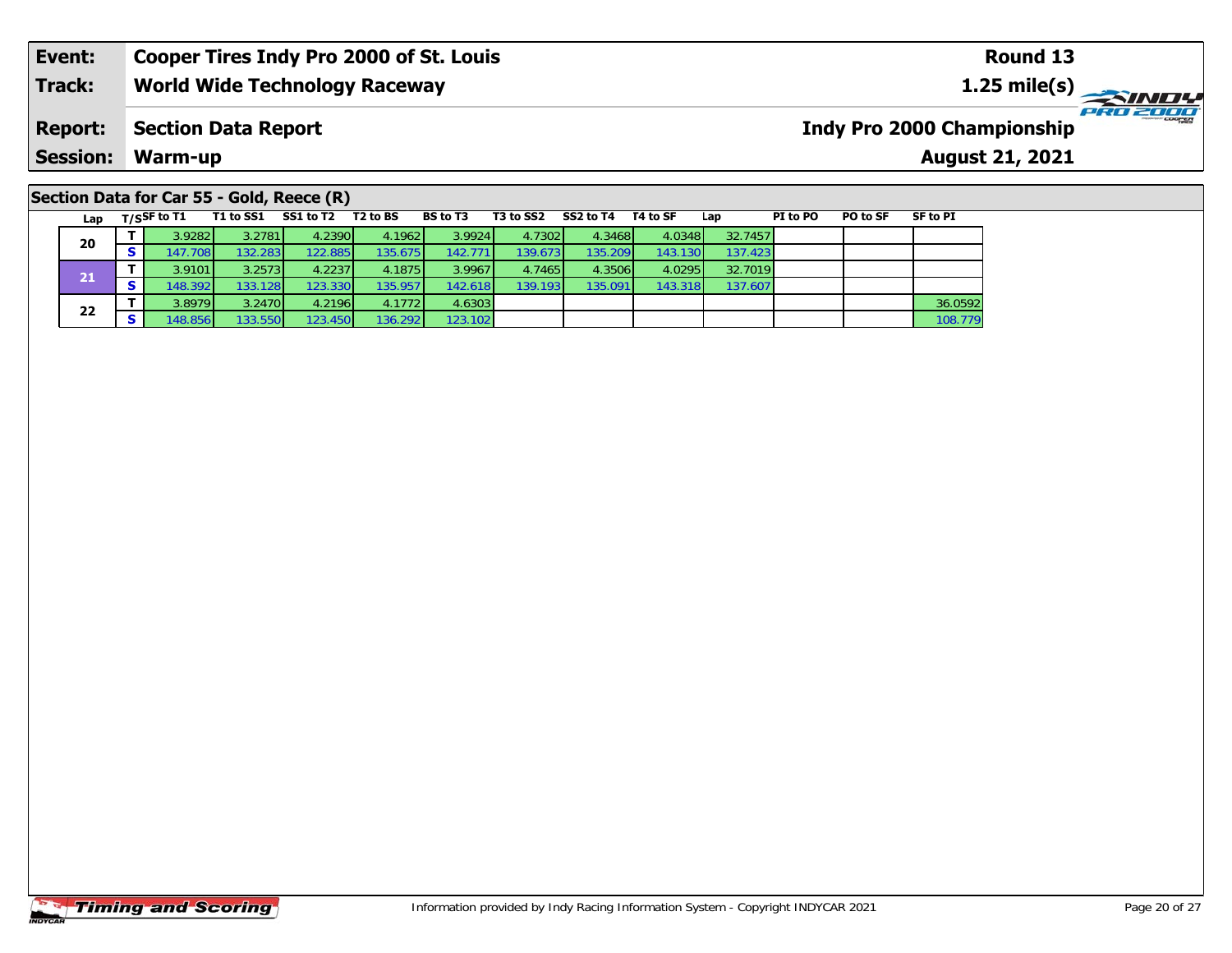| Event: | Cooper Tires Indy Pro 2000 of St. Louis | Round 13 |
|---|---|---|
| Track: | World Wide Technology Raceway | 1.25 mile(s) |
| Report: | Section Data Report | Indy Pro 2000 Championship |
| Session: | Warm-up | August 21, 2021 |

## Section Data for Car 55 - Gold, Reece (R)

| Lap | T/S | SF to T1 | T1 to SS1 | SS1 to T2 | T2 to BS | BS to T3 | T3 to SS2 | SS2 to T4 | T4 to SF | Lap | PI to PO | PO to SF | SF to PI |
|---|---|---|---|---|---|---|---|---|---|---|---|---|---|
| 20 | T | 3.9282 | 3.2781 | 4.2390 | 4.1962 | 3.9924 | 4.7302 | 4.3468 | 4.0348 | 32.7457 | | | |
| | S | 147.708 | 132.283 | 122.885 | 135.675 | 142.771 | 139.673 | 135.209 | 143.130 | 137.423 | | | |
| 21 | T | 3.9101 | 3.2573 | 4.2237 | 4.1875 | 3.9967 | 4.7465 | 4.3506 | 4.0295 | 32.7019 | | | |
| | S | 148.392 | 133.128 | 123.330 | 135.957 | 142.618 | 139.193 | 135.091 | 143.318 | 137.607 | | | |
| 22 | T | 3.8979 | 3.2470 | 4.2196 | 4.1772 | 4.6303 | | | | | | | 36.0592 |
| | S | 148.856 | 133.550 | 123.450 | 136.292 | 123.102 | | | | | | | 108.779 |

Information provided by Indy Racing Information System - Copyright INDYCAR 2021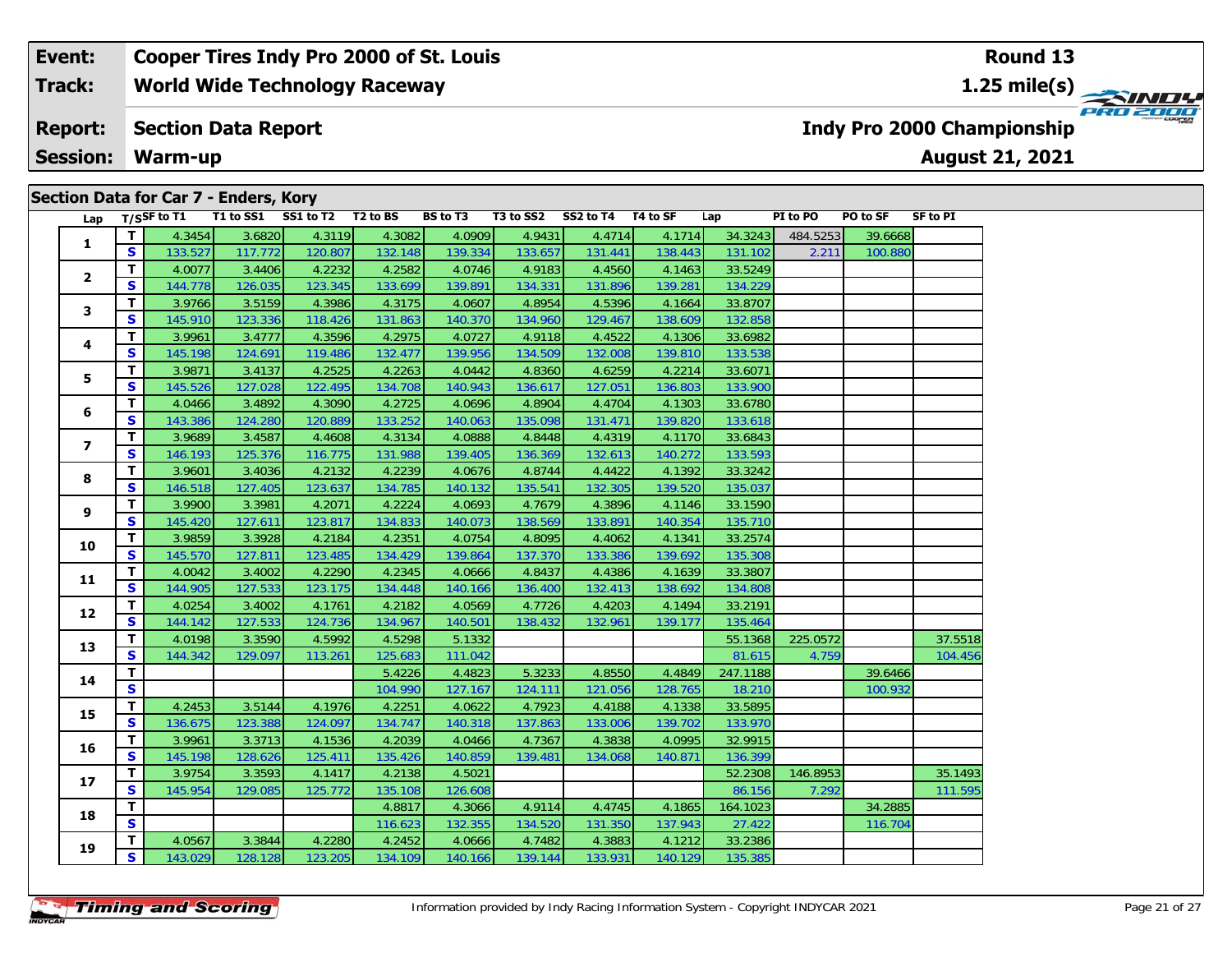| Event: | Cooper Tires Indy Pro 2000 of St. Louis | Round 13 |
|---|---|---|
| Track: | World Wide Technology Raceway | 1.25 mile(s) |
| Report: | Section Data Report | Indy Pro 2000 Championship |
| Session: | Warm-up | August 21, 2021 |

## Section Data for Car 7 - Enders, Kory

| Lap | T/S | SF to T1 | T1 to SS1 | SS1 to T2 | T2 to BS | BS to T3 | T3 to SS2 | SS2 to T4 | T4 to SF | Lap | PI to PO | PO to SF | SF to PI |
|---|---|---|---|---|---|---|---|---|---|---|---|---|---|
| 1 | T | 4.3454 | 3.6820 | 4.3119 | 4.3082 | 4.0909 | 4.9431 | 4.4714 | 4.1714 | 34.3243 | 484.5253 | 39.6668 | |
| | S | 133.527 | 117.772 | 120.807 | 132.148 | 139.334 | 133.657 | 131.441 | 138.443 | 131.102 | 2.211 | 100.880 | |
| 2 | T | 4.0077 | 3.4406 | 4.2232 | 4.2582 | 4.0746 | 4.9183 | 4.4560 | 4.1463 | 33.5249 | | | |
| | S | 144.778 | 126.035 | 123.345 | 133.699 | 139.891 | 134.331 | 131.896 | 139.281 | 134.229 | | | |
| 3 | T | 3.9766 | 3.5159 | 4.3986 | 4.3175 | 4.0607 | 4.8954 | 4.5396 | 4.1664 | 33.8707 | | | |
| | S | 145.910 | 123.336 | 118.426 | 131.863 | 140.370 | 134.960 | 129.467 | 138.609 | 132.858 | | | |
| 4 | T | 3.9961 | 3.4777 | 4.3596 | 4.2975 | 4.0727 | 4.9118 | 4.4522 | 4.1306 | 33.6982 | | | |
| | S | 145.198 | 124.691 | 119.486 | 132.477 | 139.956 | 134.509 | 132.008 | 139.810 | 133.538 | | | |
| 5 | T | 3.9871 | 3.4137 | 4.2525 | 4.2263 | 4.0442 | 4.8360 | 4.6259 | 4.2214 | 33.6071 | | | |
| | S | 145.526 | 127.028 | 122.495 | 134.708 | 140.943 | 136.617 | 127.051 | 136.803 | 133.900 | | | |
| 6 | T | 4.0466 | 3.4892 | 4.3090 | 4.2725 | 4.0696 | 4.8904 | 4.4704 | 4.1303 | 33.6780 | | | |
| | S | 143.386 | 124.280 | 120.889 | 133.252 | 140.063 | 135.098 | 131.471 | 139.820 | 133.618 | | | |
| 7 | T | 3.9689 | 3.4587 | 4.4608 | 4.3134 | 4.0888 | 4.8448 | 4.4319 | 4.1170 | 33.6843 | | | |
| | S | 146.193 | 125.376 | 116.775 | 131.988 | 139.405 | 136.369 | 132.613 | 140.272 | 133.593 | | | |
| 8 | T | 3.9601 | 3.4036 | 4.2132 | 4.2239 | 4.0676 | 4.8744 | 4.4422 | 4.1392 | 33.3242 | | | |
| | S | 146.518 | 127.405 | 123.637 | 134.785 | 140.132 | 135.541 | 132.305 | 139.520 | 135.037 | | | |
| 9 | T | 3.9900 | 3.3981 | 4.2071 | 4.2224 | 4.0693 | 4.7679 | 4.3896 | 4.1146 | 33.1590 | | | |
| | S | 145.420 | 127.611 | 123.817 | 134.833 | 140.073 | 138.569 | 133.891 | 140.354 | 135.710 | | | |
| 10 | T | 3.9859 | 3.3928 | 4.2184 | 4.2351 | 4.0754 | 4.8095 | 4.4062 | 4.1341 | 33.2574 | | | |
| | S | 145.570 | 127.811 | 123.485 | 134.429 | 139.864 | 137.370 | 133.386 | 139.692 | 135.308 | | | |
| 11 | T | 4.0042 | 3.4002 | 4.2290 | 4.2345 | 4.0666 | 4.8437 | 4.4386 | 4.1639 | 33.3807 | | | |
| | S | 144.905 | 127.533 | 123.175 | 134.448 | 140.166 | 136.400 | 132.413 | 138.692 | 134.808 | | | |
| 12 | T | 4.0254 | 3.4002 | 4.1761 | 4.2182 | 4.0569 | 4.7726 | 4.4203 | 4.1494 | 33.2191 | | | |
| | S | 144.142 | 127.533 | 124.736 | 134.967 | 140.501 | 138.432 | 132.961 | 139.177 | 135.464 | | | |
| 13 | T | 4.0198 | 3.3590 | 4.5992 | 4.5298 | 5.1332 | | | | 55.1368 | 225.0572 | | 37.5518 |
| | S | 144.342 | 129.097 | 113.261 | 125.683 | 111.042 | | | | 81.615 | 4.759 | | 104.456 |
| 14 | T | | | | 5.4226 | 4.4823 | 5.3233 | 4.8550 | 4.4849 | 247.1188 | | 39.6466 | |
| | S | | | | 104.990 | 127.167 | 124.111 | 121.056 | 128.765 | 18.210 | | 100.932 | |
| 15 | T | 4.2453 | 3.5144 | 4.1976 | 4.2251 | 4.0622 | 4.7923 | 4.4188 | 4.1338 | 33.5895 | | | |
| | S | 136.675 | 123.388 | 124.097 | 134.747 | 140.318 | 137.863 | 133.006 | 139.702 | 133.970 | | | |
| 16 | T | 3.9961 | 3.3713 | 4.1536 | 4.2039 | 4.0466 | 4.7367 | 4.3838 | 4.0995 | 32.9915 | | | |
| | S | 145.198 | 128.626 | 125.411 | 135.426 | 140.859 | 139.481 | 134.068 | 140.871 | 136.399 | | | |
| 17 | T | 3.9754 | 3.3593 | 4.1417 | 4.2138 | 4.5021 | | | | 52.2308 | 146.8953 | | 35.1493 |
| | S | 145.954 | 129.085 | 125.772 | 135.108 | 126.608 | | | | 86.156 | 7.292 | | 111.595 |
| 18 | T | | | | 4.8817 | 4.3066 | 4.9114 | 4.4745 | 4.1865 | 164.1023 | | 34.2885 | |
| | S | | | | 116.623 | 132.355 | 134.520 | 131.350 | 137.943 | 27.422 | | 116.704 | |
| 19 | T | 4.0567 | 3.3844 | 4.2280 | 4.2452 | 4.0666 | 4.7482 | 4.3883 | 4.1212 | 33.2386 | | | |
| | S | 143.029 | 128.128 | 123.205 | 134.109 | 140.166 | 139.144 | 133.931 | 140.129 | 135.385 | | | |

Information provided by Indy Racing Information System - Copyright INDYCAR 2021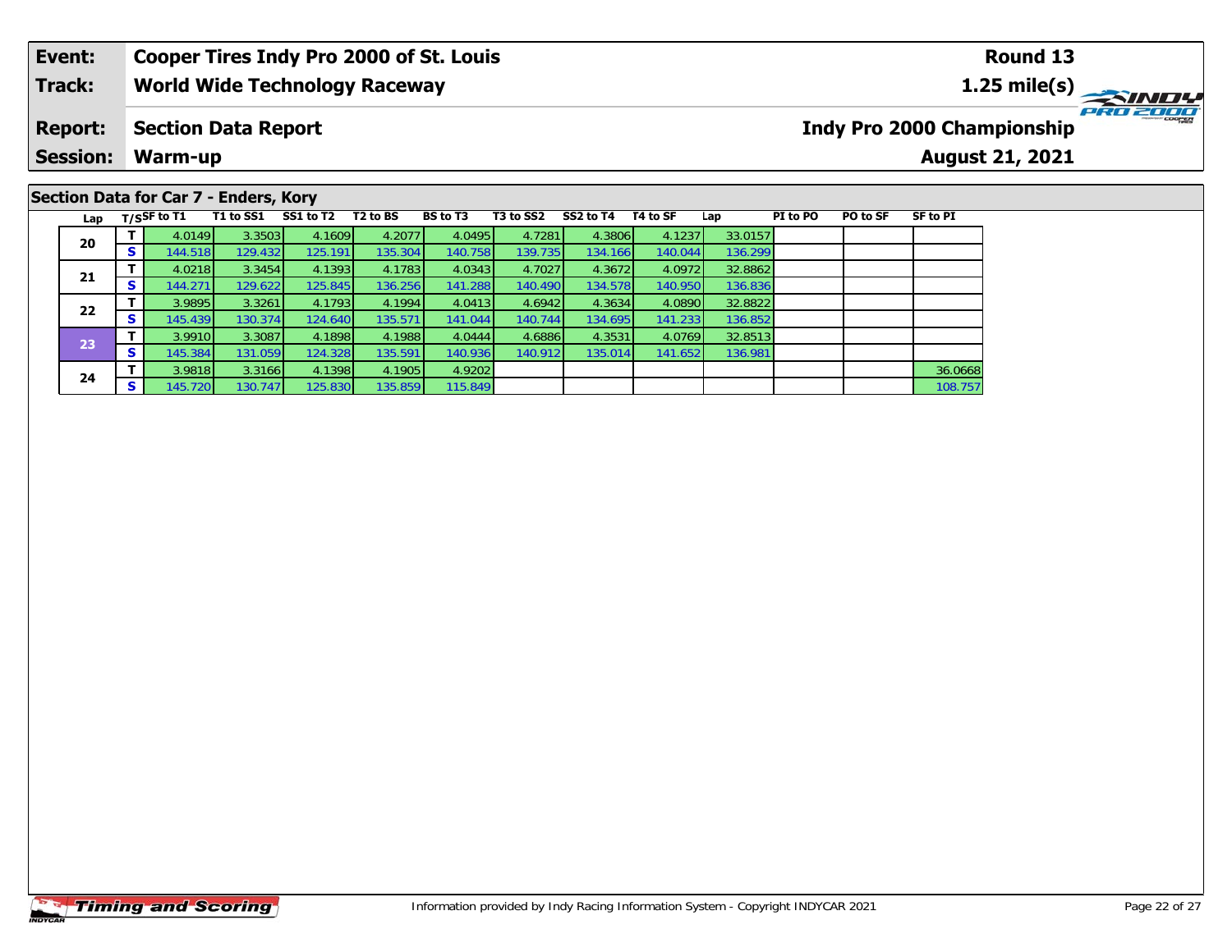| Event: | Cooper Tires Indy Pro 2000 of St. Louis | Round 13 |
|---|---|---|
| Track: | World Wide Technology Raceway | 1.25 mile(s) |
| Report: | Section Data Report | Indy Pro 2000 Championship |
| Session: | Warm-up | August 21, 2021 |

## Section Data for Car 7 - Enders, Kory

| Lap | T/S | SF to T1 | T1 to SS1 | SS1 to T2 | T2 to BS | BS to T3 | T3 to SS2 | SS2 to T4 | T4 to SF | Lap | PI to PO | PO to SF | SF to PI |
|---|---|---|---|---|---|---|---|---|---|---|---|---|---|
| 20 | T | 4.0149 | 3.3503 | 4.1609 | 4.2077 | 4.0495 | 4.7281 | 4.3806 | 4.1237 | 33.0157 | | | |
| | S | 144.518 | 129.432 | 125.191 | 135.304 | 140.758 | 139.735 | 134.166 | 140.044 | 136.299 | | | |
| 21 | T | 4.0218 | 3.3454 | 4.1393 | 4.1783 | 4.0343 | 4.7027 | 4.3672 | 4.0972 | 32.8862 | | | |
| | S | 144.271 | 129.622 | 125.845 | 136.256 | 141.288 | 140.490 | 134.578 | 140.950 | 136.836 | | | |
| 22 | T | 3.9895 | 3.3261 | 4.1793 | 4.1994 | 4.0413 | 4.6942 | 4.3634 | 4.0890 | 32.8822 | | | |
| | S | 145.439 | 130.374 | 124.640 | 135.571 | 141.044 | 140.744 | 134.695 | 141.233 | 136.852 | | | |
| 23 | T | 3.9910 | 3.3087 | 4.1898 | 4.1988 | 4.0444 | 4.6886 | 4.3531 | 4.0769 | 32.8513 | | | |
| | S | 145.384 | 131.059 | 124.328 | 135.591 | 140.936 | 140.912 | 135.014 | 141.652 | 136.981 | | | |
| 24 | T | 3.9818 | 3.3166 | 4.1398 | 4.1905 | 4.9202 | | | | | | | 36.0668 |
| | S | 145.720 | 130.747 | 125.830 | 135.859 | 115.849 | | | | | | | 108.757 |

Information provided by Indy Racing Information System - Copyright INDYCAR 2021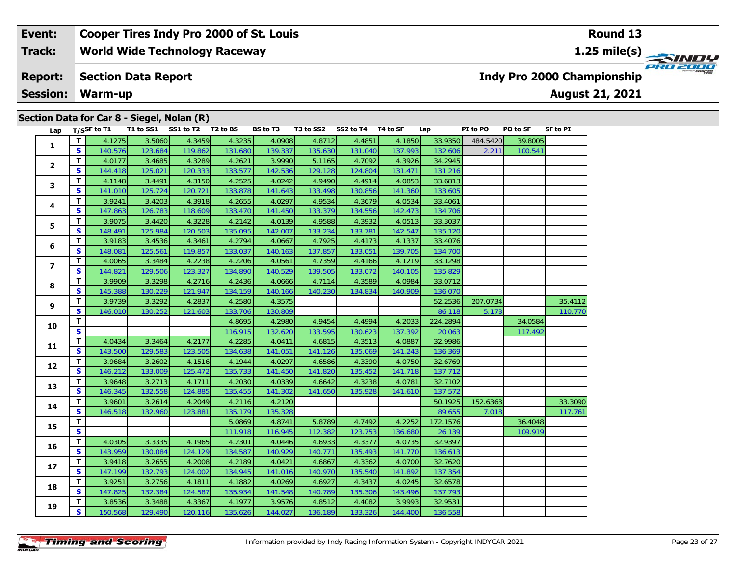| Event: | Cooper Tires Indy Pro 2000 of St. Louis | Round 13 |
|---|---|---|
| Track: | World Wide Technology Raceway | 1.25 mile(s) |
| Report: | Section Data Report | Indy Pro 2000 Championship |
| Session: | Warm-up | August 21, 2021 |

## Section Data for Car 8 - Siegel, Nolan (R)

| Lap | T/S | SF to T1 | T1 to SS1 | SS1 to T2 | T2 to BS | BS to T3 | T3 to SS2 | SS2 to T4 | T4 to SF | Lap | PI to PO | PO to SF | SF to PI |
|---|---|---|---|---|---|---|---|---|---|---|---|---|---|
| 1 | T | 4.1275 | 3.5060 | 4.3459 | 4.3235 | 4.0908 | 4.8712 | 4.4851 | 4.1850 | 33.9350 | 484.5420 | 39.8005 | |
| | S | 140.576 | 123.684 | 119.862 | 131.680 | 139.337 | 135.630 | 131.040 | 137.993 | 132.606 | 2.211 | 100.541 | |
| 2 | T | 4.0177 | 3.4685 | 4.3289 | 4.2621 | 3.9990 | 5.1165 | 4.7092 | 4.3926 | 34.2945 | | | |
| | S | 144.418 | 125.021 | 120.333 | 133.577 | 142.536 | 129.128 | 124.804 | 131.471 | 131.216 | | | |
| 3 | T | 4.1148 | 3.4491 | 4.3150 | 4.2525 | 4.0242 | 4.9490 | 4.4914 | 4.0853 | 33.6813 | | | |
| | S | 141.010 | 125.724 | 120.721 | 133.878 | 141.643 | 133.498 | 130.856 | 141.360 | 133.605 | | | |
| 4 | T | 3.9241 | 3.4203 | 4.3918 | 4.2655 | 4.0297 | 4.9534 | 4.3679 | 4.0534 | 33.4061 | | | |
| | S | 147.863 | 126.783 | 118.609 | 133.470 | 141.450 | 133.379 | 134.556 | 142.473 | 134.706 | | | |
| 5 | T | 3.9075 | 3.4420 | 4.3228 | 4.2142 | 4.0139 | 4.9588 | 4.3932 | 4.0513 | 33.3037 | | | |
| | S | 148.491 | 125.984 | 120.503 | 135.095 | 142.007 | 133.234 | 133.781 | 142.547 | 135.120 | | | |
| 6 | T | 3.9183 | 3.4536 | 4.3461 | 4.2794 | 4.0667 | 4.7925 | 4.4173 | 4.1337 | 33.4076 | | | |
| | S | 148.081 | 125.561 | 119.857 | 133.037 | 140.163 | 137.857 | 133.051 | 139.705 | 134.700 | | | |
| 7 | T | 4.0065 | 3.3484 | 4.2238 | 4.2206 | 4.0561 | 4.7359 | 4.4166 | 4.1219 | 33.1298 | | | |
| | S | 144.821 | 129.506 | 123.327 | 134.890 | 140.529 | 139.505 | 133.072 | 140.105 | 135.829 | | | |
| 8 | T | 3.9909 | 3.3298 | 4.2716 | 4.2436 | 4.0666 | 4.7114 | 4.3589 | 4.0984 | 33.0712 | | | |
| | S | 145.388 | 130.229 | 121.947 | 134.159 | 140.166 | 140.230 | 134.834 | 140.909 | 136.070 | | | |
| 9 | T | 3.9739 | 3.3292 | 4.2837 | 4.2580 | 4.3575 | | | | 52.2536 | 207.0734 | | 35.4112 |
| | S | 146.010 | 130.252 | 121.603 | 133.706 | 130.809 | | | | 86.118 | 5.173 | | 110.770 |
| 10 | T | | | | 4.8695 | 4.2980 | 4.9454 | 4.4994 | 4.2033 | 224.2894 | | 34.0584 | |
| | S | | | | 116.915 | 132.620 | 133.595 | 130.623 | 137.392 | 20.063 | | 117.492 | |
| 11 | T | 4.0434 | 3.3464 | 4.2177 | 4.2285 | 4.0411 | 4.6815 | 4.3513 | 4.0887 | 32.9986 | | | |
| | S | 143.500 | 129.583 | 123.505 | 134.638 | 141.051 | 141.126 | 135.069 | 141.243 | 136.369 | | | |
| 12 | T | 3.9684 | 3.2602 | 4.1516 | 4.1944 | 4.0297 | 4.6586 | 4.3390 | 4.0750 | 32.6769 | | | |
| | S | 146.212 | 133.009 | 125.472 | 135.733 | 141.450 | 141.820 | 135.452 | 141.718 | 137.712 | | | |
| 13 | T | 3.9648 | 3.2713 | 4.1711 | 4.2030 | 4.0339 | 4.6642 | 4.3238 | 4.0781 | 32.7102 | | | |
| | S | 146.345 | 132.558 | 124.885 | 135.455 | 141.302 | 141.650 | 135.928 | 141.610 | 137.572 | | | |
| 14 | T | 3.9601 | 3.2614 | 4.2049 | 4.2116 | 4.2120 | | | | 50.1925 | 152.6363 | | 33.3090 |
| | S | 146.518 | 132.960 | 123.881 | 135.179 | 135.328 | | | | 89.655 | 7.018 | | 117.761 |
| 15 | T | | | | 5.0869 | 4.8741 | 5.8789 | 4.7492 | 4.2252 | 172.1576 | | 36.4048 | |
| | S | | | | 111.918 | 116.945 | 112.382 | 123.753 | 136.680 | 26.139 | | 109.919 | |
| 16 | T | 4.0305 | 3.3335 | 4.1965 | 4.2301 | 4.0446 | 4.6933 | 4.3377 | 4.0735 | 32.9397 | | | |
| | S | 143.959 | 130.084 | 124.129 | 134.587 | 140.929 | 140.771 | 135.493 | 141.770 | 136.613 | | | |
| 17 | T | 3.9418 | 3.2655 | 4.2008 | 4.2189 | 4.0421 | 4.6867 | 4.3362 | 4.0700 | 32.7620 | | | |
| | S | 147.199 | 132.793 | 124.002 | 134.945 | 141.016 | 140.970 | 135.540 | 141.892 | 137.354 | | | |
| 18 | T | 3.9251 | 3.2756 | 4.1811 | 4.1882 | 4.0269 | 4.6927 | 4.3437 | 4.0245 | 32.6578 | | | |
| | S | 147.825 | 132.384 | 124.587 | 135.934 | 141.548 | 140.789 | 135.306 | 143.496 | 137.793 | | | |
| 19 | T | 3.8536 | 3.3488 | 4.3367 | 4.1977 | 3.9576 | 4.8512 | 4.4082 | 3.9993 | 32.9531 | | | |
| | S | 150.568 | 129.490 | 120.116 | 135.626 | 144.027 | 136.189 | 133.326 | 144.400 | 136.558 | | | |

Information provided by Indy Racing Information System - Copyright INDYCAR 2021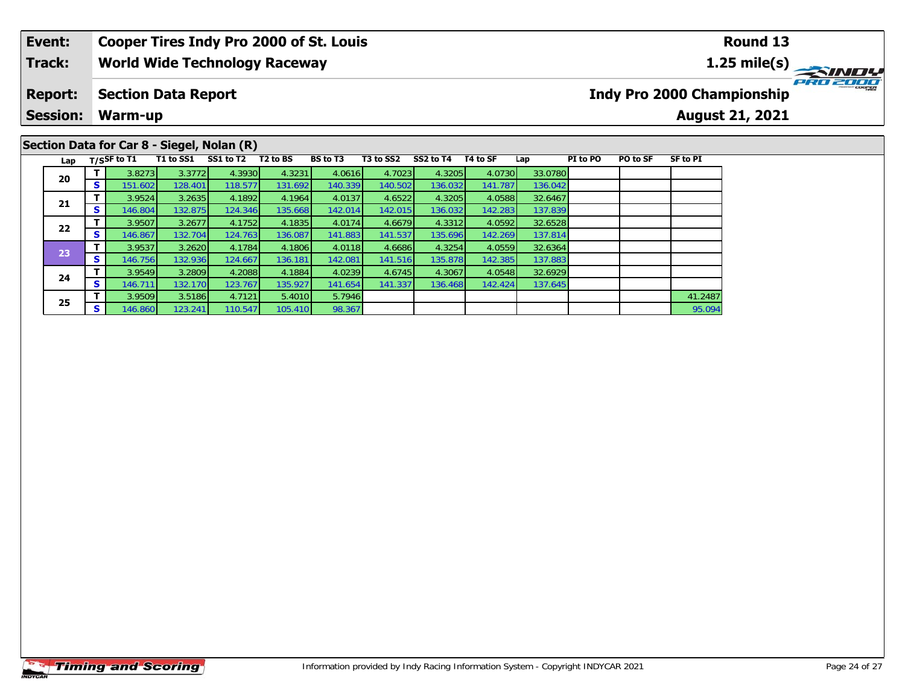| Event: | Cooper Tires Indy Pro 2000 of St. Louis | Round 13 |
|---|---|---|
| Track: | World Wide Technology Raceway | 1.25 mile(s) |
| Report: | Section Data Report | Indy Pro 2000 Championship |
| Session: | Warm-up | August 21, 2021 |

## Section Data for Car 8 - Siegel, Nolan (R)

| Lap | T/S | SF to T1 | T1 to SS1 | SS1 to T2 | T2 to BS | BS to T3 | T3 to SS2 | SS2 to T4 | T4 to SF | Lap | PI to PO | PO to SF | SF to PI |
|---|---|---|---|---|---|---|---|---|---|---|---|---|---|
| 20 | T | 3.8273 | 3.3772 | 4.3930 | 4.3231 | 4.0616 | 4.7023 | 4.3205 | 4.0730 | 33.0780 | | | |
| | S | 151.602 | 128.401 | 118.577 | 131.692 | 140.339 | 140.502 | 136.032 | 141.787 | 136.042 | | | |
| 21 | T | 3.9524 | 3.2635 | 4.1892 | 4.1964 | 4.0137 | 4.6522 | 4.3205 | 4.0588 | 32.6467 | | | |
| | S | 146.804 | 132.875 | 124.346 | 135.668 | 142.014 | 142.015 | 136.032 | 142.283 | 137.839 | | | |
| 22 | T | 3.9507 | 3.2677 | 4.1752 | 4.1835 | 4.0174 | 4.6679 | 4.3312 | 4.0592 | 32.6528 | | | |
| | S | 146.867 | 132.704 | 124.763 | 136.087 | 141.883 | 141.537 | 135.696 | 142.269 | 137.814 | | | |
| 23 | T | 3.9537 | 3.2620 | 4.1784 | 4.1806 | 4.0118 | 4.6686 | 4.3254 | 4.0559 | 32.6364 | | | |
| | S | 146.756 | 132.936 | 124.667 | 136.181 | 142.081 | 141.516 | 135.878 | 142.385 | 137.883 | | | |
| 24 | T | 3.9549 | 3.2809 | 4.2088 | 4.1884 | 4.0239 | 4.6745 | 4.3067 | 4.0548 | 32.6929 | | | |
| | S | 146.711 | 132.170 | 123.767 | 135.927 | 141.654 | 141.337 | 136.468 | 142.424 | 137.645 | | | |
| 25 | T | 3.9509 | 3.5186 | 4.7121 | 5.4010 | 5.7946 | | | | | | | 41.2487 |
| | S | 146.860 | 123.241 | 110.547 | 105.410 | 98.367 | | | | | | | 95.094 |

Information provided by Indy Racing Information System - Copyright INDYCAR 2021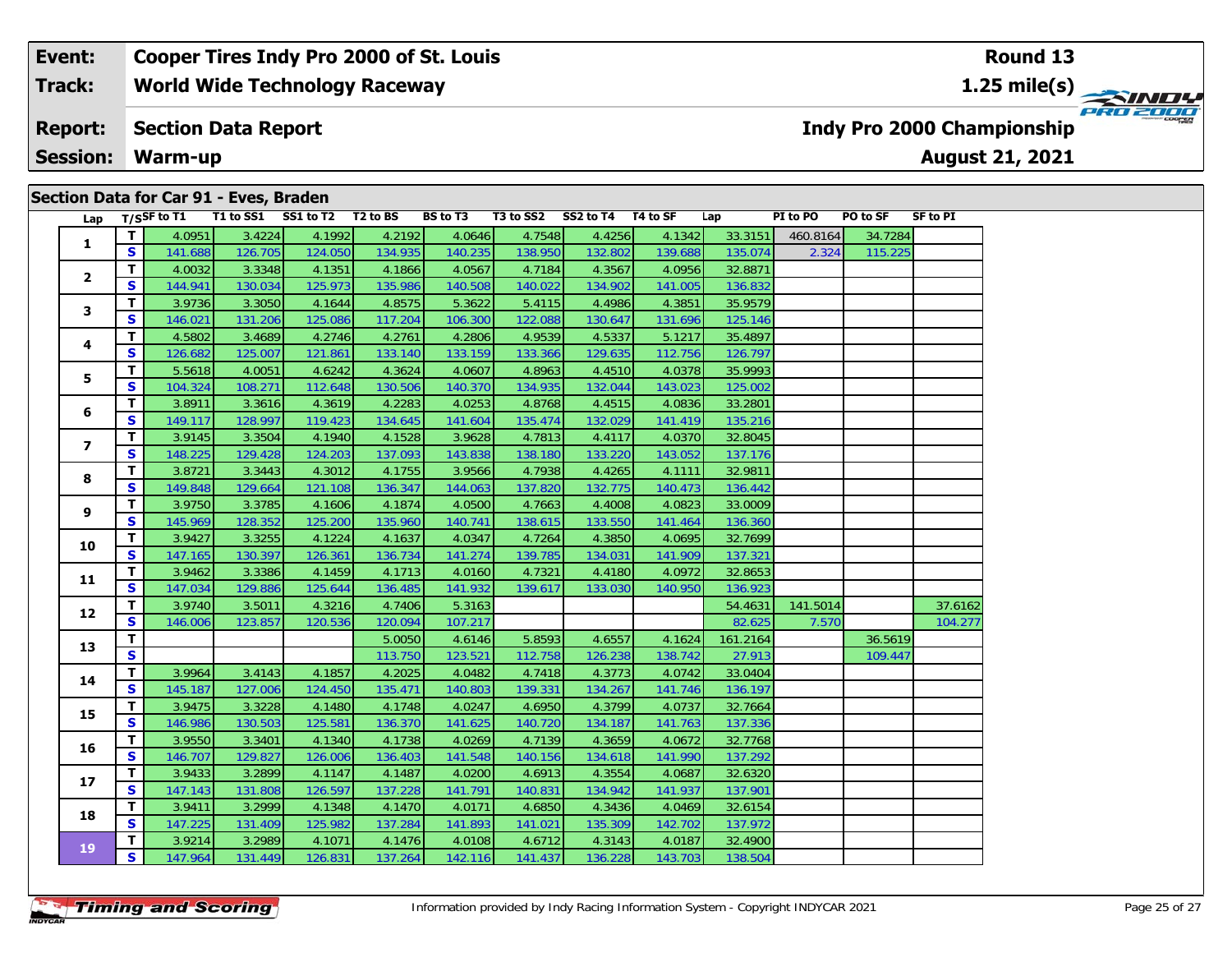| Event: | Cooper Tires Indy Pro 2000 of St. Louis | Round 13 |
|---|---|---|
| Track: | World Wide Technology Raceway | 1.25 mile(s) |
| Report: | Section Data Report | Indy Pro 2000 Championship |
| Session: | Warm-up | August 21, 2021 |

## Section Data for Car 91 - Eves, Braden

| Lap | T/S | SF to T1 | T1 to SS1 | SS1 to T2 | T2 to BS | BS to T3 | T3 to SS2 | SS2 to T4 | T4 to SF | Lap | PI to PO | PO to SF | SF to PI |
|---|---|---|---|---|---|---|---|---|---|---|---|---|---|
| 1 | T | 4.0951 | 3.4224 | 4.1992 | 4.2192 | 4.0646 | 4.7548 | 4.4256 | 4.1342 | 33.3151 | 460.8164 | 34.7284 | |
| | S | 141.688 | 126.705 | 124.050 | 134.935 | 140.235 | 138.950 | 132.802 | 139.688 | 135.074 | 2.324 | 115.225 | |
| 2 | T | 4.0032 | 3.3348 | 4.1351 | 4.1866 | 4.0567 | 4.7184 | 4.3567 | 4.0956 | 32.8871 | | | |
| | S | 144.941 | 130.034 | 125.973 | 135.986 | 140.508 | 140.022 | 134.902 | 141.005 | 136.832 | | | |
| 3 | T | 3.9736 | 3.3050 | 4.1644 | 4.8575 | 5.3622 | 5.4115 | 4.4986 | 4.3851 | 35.9579 | | | |
| | S | 146.021 | 131.206 | 125.086 | 117.204 | 106.300 | 122.088 | 130.647 | 131.696 | 125.146 | | | |
| 4 | T | 4.5802 | 3.4689 | 4.2746 | 4.2761 | 4.2806 | 4.9539 | 4.5337 | 5.1217 | 35.4897 | | | |
| | S | 126.682 | 125.007 | 121.861 | 133.140 | 133.159 | 133.366 | 129.635 | 112.756 | 126.797 | | | |
| 5 | T | 5.5618 | 4.0051 | 4.6242 | 4.3624 | 4.0607 | 4.8963 | 4.4510 | 4.0378 | 35.9993 | | | |
| | S | 104.324 | 108.271 | 112.648 | 130.506 | 140.370 | 134.935 | 132.044 | 143.023 | 125.002 | | | |
| 6 | T | 3.8911 | 3.3616 | 4.3619 | 4.2283 | 4.0253 | 4.8768 | 4.4515 | 4.0836 | 33.2801 | | | |
| | S | 149.117 | 128.997 | 119.423 | 134.645 | 141.604 | 135.474 | 132.029 | 141.419 | 135.216 | | | |
| 7 | T | 3.9145 | 3.3504 | 4.1940 | 4.1528 | 3.9628 | 4.7813 | 4.4117 | 4.0370 | 32.8045 | | | |
| | S | 148.225 | 129.428 | 124.203 | 137.093 | 143.838 | 138.180 | 133.220 | 143.052 | 137.176 | | | |
| 8 | T | 3.8721 | 3.3443 | 4.3012 | 4.1755 | 3.9566 | 4.7938 | 4.4265 | 4.1111 | 32.9811 | | | |
| | S | 149.848 | 129.664 | 121.108 | 136.347 | 144.063 | 137.820 | 132.775 | 140.473 | 136.442 | | | |
| 9 | T | 3.9750 | 3.3785 | 4.1606 | 4.1874 | 4.0500 | 4.7663 | 4.4008 | 4.0823 | 33.0009 | | | |
| | S | 145.969 | 128.352 | 125.200 | 135.960 | 140.741 | 138.615 | 133.550 | 141.464 | 136.360 | | | |
| 10 | T | 3.9427 | 3.3255 | 4.1224 | 4.1637 | 4.0347 | 4.7264 | 4.3850 | 4.0695 | 32.7699 | | | |
| | S | 147.165 | 130.397 | 126.361 | 136.734 | 141.274 | 139.785 | 134.031 | 141.909 | 137.321 | | | |
| 11 | T | 3.9462 | 3.3386 | 4.1459 | 4.1713 | 4.0160 | 4.7321 | 4.4180 | 4.0972 | 32.8653 | | | |
| | S | 147.034 | 129.886 | 125.644 | 136.485 | 141.932 | 139.617 | 133.030 | 140.950 | 136.923 | | | |
| 12 | T | 3.9740 | 3.5011 | 4.3216 | 4.7406 | 5.3163 | | | | 54.4631 | 141.5014 | | 37.6162 |
| | S | 146.006 | 123.857 | 120.536 | 120.094 | 107.217 | | | | 82.625 | 7.570 | | 104.277 |
| 13 | T | | | | 5.0050 | 4.6146 | 5.8593 | 4.6557 | 4.1624 | 161.2164 | | 36.5619 | |
| | S | | | | 113.750 | 123.521 | 112.758 | 126.238 | 138.742 | 27.913 | | 109.447 | |
| 14 | T | 3.9964 | 3.4143 | 4.1857 | 4.2025 | 4.0482 | 4.7418 | 4.3773 | 4.0742 | 33.0404 | | | |
| | S | 145.187 | 127.006 | 124.450 | 135.471 | 140.803 | 139.331 | 134.267 | 141.746 | 136.197 | | | |
| 15 | T | 3.9475 | 3.3228 | 4.1480 | 4.1748 | 4.0247 | 4.6950 | 4.3799 | 4.0737 | 32.7664 | | | |
| | S | 146.986 | 130.503 | 125.581 | 136.370 | 141.625 | 140.720 | 134.187 | 141.763 | 137.336 | | | |
| 16 | T | 3.9550 | 3.3401 | 4.1340 | 4.1738 | 4.0269 | 4.7139 | 4.3659 | 4.0672 | 32.7768 | | | |
| | S | 146.707 | 129.827 | 126.006 | 136.403 | 141.548 | 140.156 | 134.618 | 141.990 | 137.292 | | | |
| 17 | T | 3.9433 | 3.2899 | 4.1147 | 4.1487 | 4.0200 | 4.6913 | 4.3554 | 4.0687 | 32.6320 | | | |
| | S | 147.143 | 131.808 | 126.597 | 137.228 | 141.791 | 140.831 | 134.942 | 141.937 | 137.901 | | | |
| 18 | T | 3.9411 | 3.2999 | 4.1348 | 4.1470 | 4.0171 | 4.6850 | 4.3436 | 4.0469 | 32.6154 | | | |
| | S | 147.225 | 131.409 | 125.982 | 137.284 | 141.893 | 141.021 | 135.309 | 142.702 | 137.972 | | | |
| 19 | T | 3.9214 | 3.2989 | 4.1071 | 4.1476 | 4.0108 | 4.6712 | 4.3143 | 4.0187 | 32.4900 | | | |
| | S | 147.964 | 131.449 | 126.831 | 137.264 | 142.116 | 141.437 | 136.228 | 143.703 | 138.504 | | | |

Information provided by Indy Racing Information System - Copyright INDYCAR 2021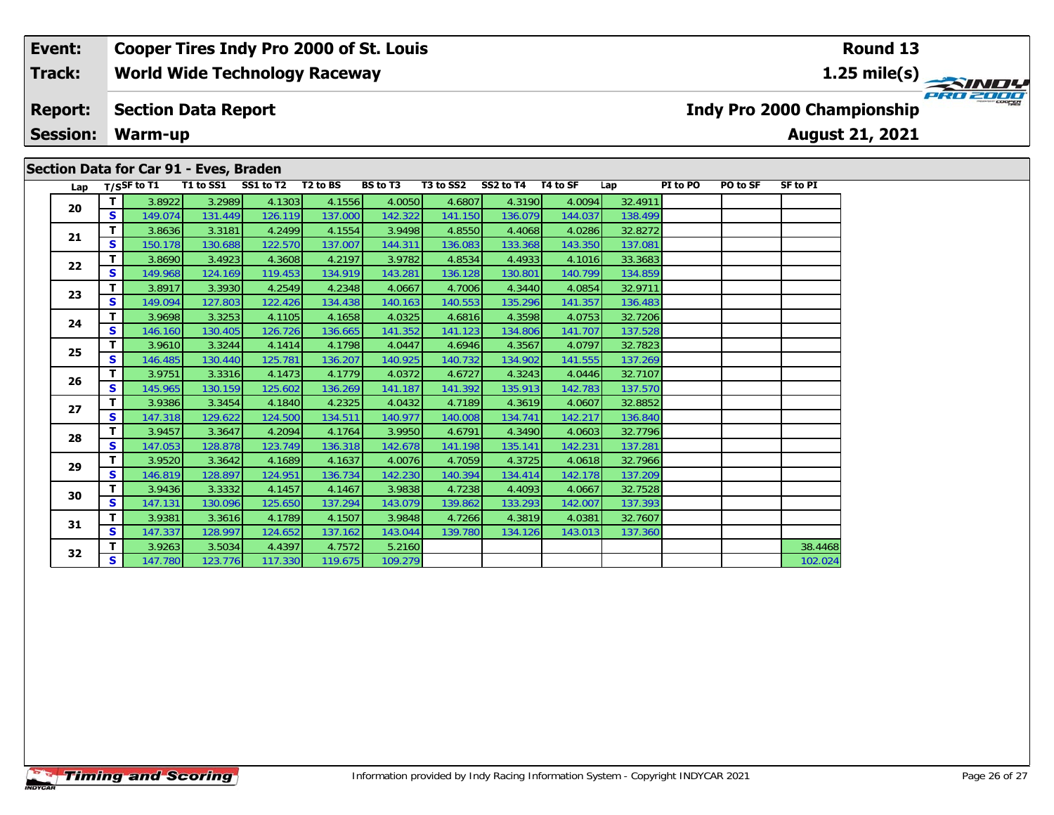| Event: | Cooper Tires Indy Pro 2000 of St. Louis | Round 13 |
|---|---|---|
| Track: | World Wide Technology Raceway | 1.25 mile(s) |
| Report: | Section Data Report | Indy Pro 2000 Championship |
| Session: | Warm-up | August 21, 2021 |

## Section Data for Car 91 - Eves, Braden

| Lap | T/S | SF to T1 | T1 to SS1 | SS1 to T2 | T2 to BS | BS to T3 | T3 to SS2 | SS2 to T4 | T4 to SF | Lap | PI to PO | PO to SF | SF to PI |
|---|---|---|---|---|---|---|---|---|---|---|---|---|---|
| 20 | T | 3.8922 | 3.2989 | 4.1303 | 4.1556 | 4.0050 | 4.6807 | 4.3190 | 4.0094 | 32.4911 | | | |
| | S | 149.074 | 131.449 | 126.119 | 137.000 | 142.322 | 141.150 | 136.079 | 144.037 | 138.499 | | | |
| 21 | T | 3.8636 | 3.3181 | 4.2499 | 4.1554 | 3.9498 | 4.8550 | 4.4068 | 4.0286 | 32.8272 | | | |
| | S | 150.178 | 130.688 | 122.570 | 137.007 | 144.311 | 136.083 | 133.368 | 143.350 | 137.081 | | | |
| 22 | T | 3.8690 | 3.4923 | 4.3608 | 4.2197 | 3.9782 | 4.8534 | 4.4933 | 4.1016 | 33.3683 | | | |
| | S | 149.968 | 124.169 | 119.453 | 134.919 | 143.281 | 136.128 | 130.801 | 140.799 | 134.859 | | | |
| 23 | T | 3.8917 | 3.3930 | 4.2549 | 4.2348 | 4.0667 | 4.7006 | 4.3440 | 4.0854 | 32.9711 | | | |
| | S | 149.094 | 127.803 | 122.426 | 134.438 | 140.163 | 140.553 | 135.296 | 141.357 | 136.483 | | | |
| 24 | T | 3.9698 | 3.3253 | 4.1105 | 4.1658 | 4.0325 | 4.6816 | 4.3598 | 4.0753 | 32.7206 | | | |
| | S | 146.160 | 130.405 | 126.726 | 136.665 | 141.352 | 141.123 | 134.806 | 141.707 | 137.528 | | | |
| 25 | T | 3.9610 | 3.3244 | 4.1414 | 4.1798 | 4.0447 | 4.6946 | 4.3567 | 4.0797 | 32.7823 | | | |
| | S | 146.485 | 130.440 | 125.781 | 136.207 | 140.925 | 140.732 | 134.902 | 141.555 | 137.269 | | | |
| 26 | T | 3.9751 | 3.3316 | 4.1473 | 4.1779 | 4.0372 | 4.6727 | 4.3243 | 4.0446 | 32.7107 | | | |
| | S | 145.965 | 130.159 | 125.602 | 136.269 | 141.187 | 141.392 | 135.913 | 142.783 | 137.570 | | | |
| 27 | T | 3.9386 | 3.3454 | 4.1840 | 4.2325 | 4.0432 | 4.7189 | 4.3619 | 4.0607 | 32.8852 | | | |
| | S | 147.318 | 129.622 | 124.500 | 134.511 | 140.977 | 140.008 | 134.741 | 142.217 | 136.840 | | | |
| 28 | T | 3.9457 | 3.3647 | 4.2094 | 4.1764 | 3.9950 | 4.6791 | 4.3490 | 4.0603 | 32.7796 | | | |
| | S | 147.053 | 128.878 | 123.749 | 136.318 | 142.678 | 141.198 | 135.141 | 142.231 | 137.281 | | | |
| 29 | T | 3.9520 | 3.3642 | 4.1689 | 4.1637 | 4.0076 | 4.7059 | 4.3725 | 4.0618 | 32.7966 | | | |
| | S | 146.819 | 128.897 | 124.951 | 136.734 | 142.230 | 140.394 | 134.414 | 142.178 | 137.209 | | | |
| 30 | T | 3.9436 | 3.3332 | 4.1457 | 4.1467 | 3.9838 | 4.7238 | 4.4093 | 4.0667 | 32.7528 | | | |
| | S | 147.131 | 130.096 | 125.650 | 137.294 | 143.079 | 139.862 | 133.293 | 142.007 | 137.393 | | | |
| 31 | T | 3.9381 | 3.3616 | 4.1789 | 4.1507 | 3.9848 | 4.7266 | 4.3819 | 4.0381 | 32.7607 | | | |
| | S | 147.337 | 128.997 | 124.652 | 137.162 | 143.044 | 139.780 | 134.126 | 143.013 | 137.360 | | | |
| 32 | T | 3.9263 | 3.5034 | 4.4397 | 4.7572 | 5.2160 | | | | | | | 38.4468 |
| | S | 147.780 | 123.776 | 117.330 | 119.675 | 109.279 | | | | | | | 102.024 |

Information provided by Indy Racing Information System - Copyright INDYCAR 2021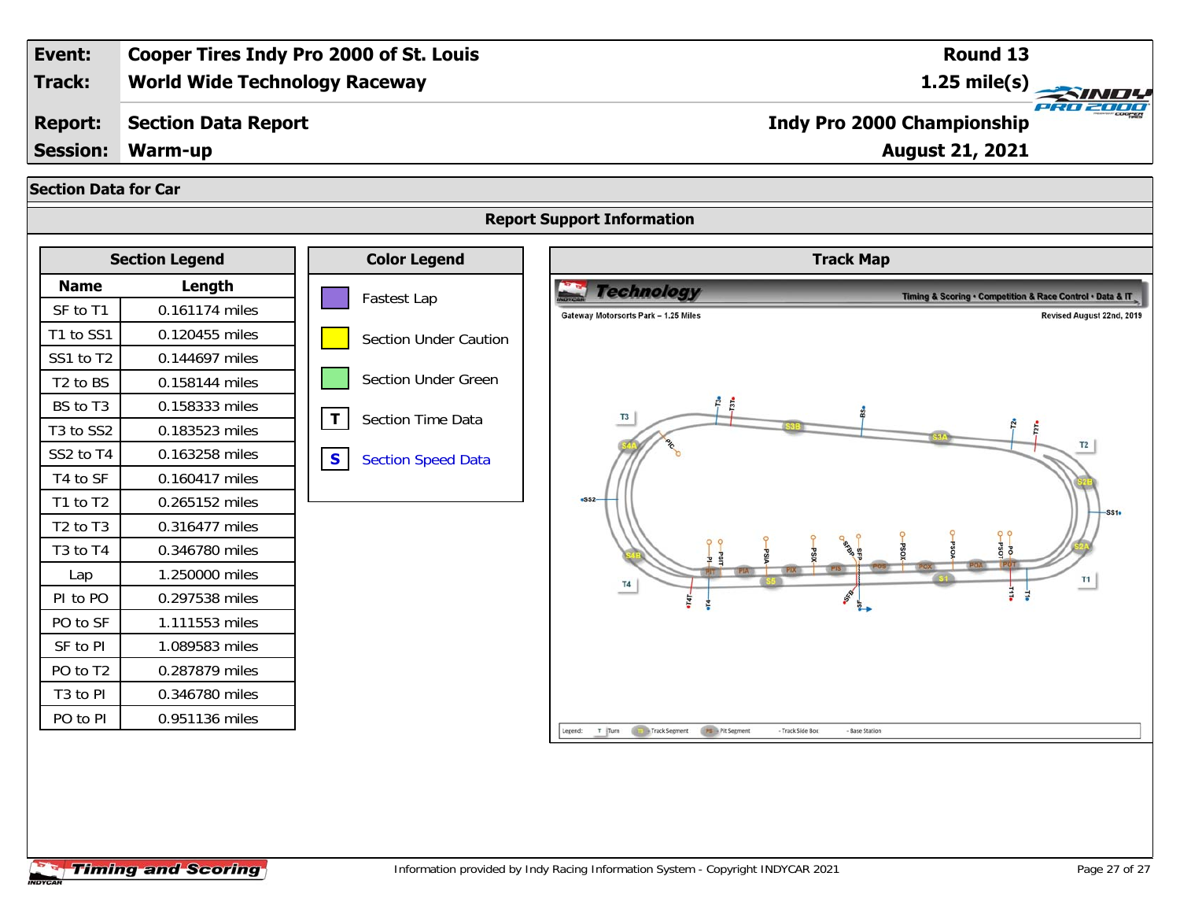| | | | |
|---|---|---|---|
| **Event:** | **Cooper Tires Indy Pro 2000 of St. Louis** | **Round 13** | |
| **Track:** | **World Wide Technology Raceway** | **1.25 mile(s)** | |
| **Report:** | **Section Data Report** | **Indy Pro 2000 Championship** | |
| **Session:** | **Warm-up** | **August 21, 2021** | |

## Section Data for Car

### Report Support Information

**Section Legend**

| Name | Length |
|---|---|
| SF to T1 | 0.161174 miles |
| T1 to SS1 | 0.120455 miles |
| SS1 to T2 | 0.144697 miles |
| T2 to BS | 0.158144 miles |
| BS to T3 | 0.158333 miles |
| T3 to SS2 | 0.183523 miles |
| SS2 to T4 | 0.163258 miles |
| T4 to SF | 0.160417 miles |
| T1 to T2 | 0.265152 miles |
| T2 to T3 | 0.316477 miles |
| T3 to T4 | 0.346780 miles |
| Lap | 1.250000 miles |
| PI to PO | 0.297538 miles |
| PO to SF | 1.111553 miles |
| SF to PI | 1.089583 miles |
| PO to T2 | 0.287879 miles |
| T3 to PI | 0.346780 miles |
| PO to PI | 0.951136 miles |

**Color Legend**

- Fastest Lap
- Section Under Caution
- Section Under Green
- T — Section Time Data
- S — Section Speed Data

**Track Map**

Technology

Timing & Scoring • Competition & Race Control • Data & IT

Gateway Motorsports Park – 1.25 Miles

Revised August 22nd, 2019

T1 T2 T3 T4 SS1 SS2 BS SF S1 S2A S2B S3A S3B S4A S4B S5 PIC PI PIT PIX PSIT PSA PSX PSOX PSOA PSOT PO POT POA POX POS PIS SFB SFP SFSP T1T T2T T3T T4T

Legend: T Turn · TS Track Segment · PS Pit Segment · - Track Side Box · - Base Station

Information provided by Indy Racing Information System - Copyright INDYCAR 2021